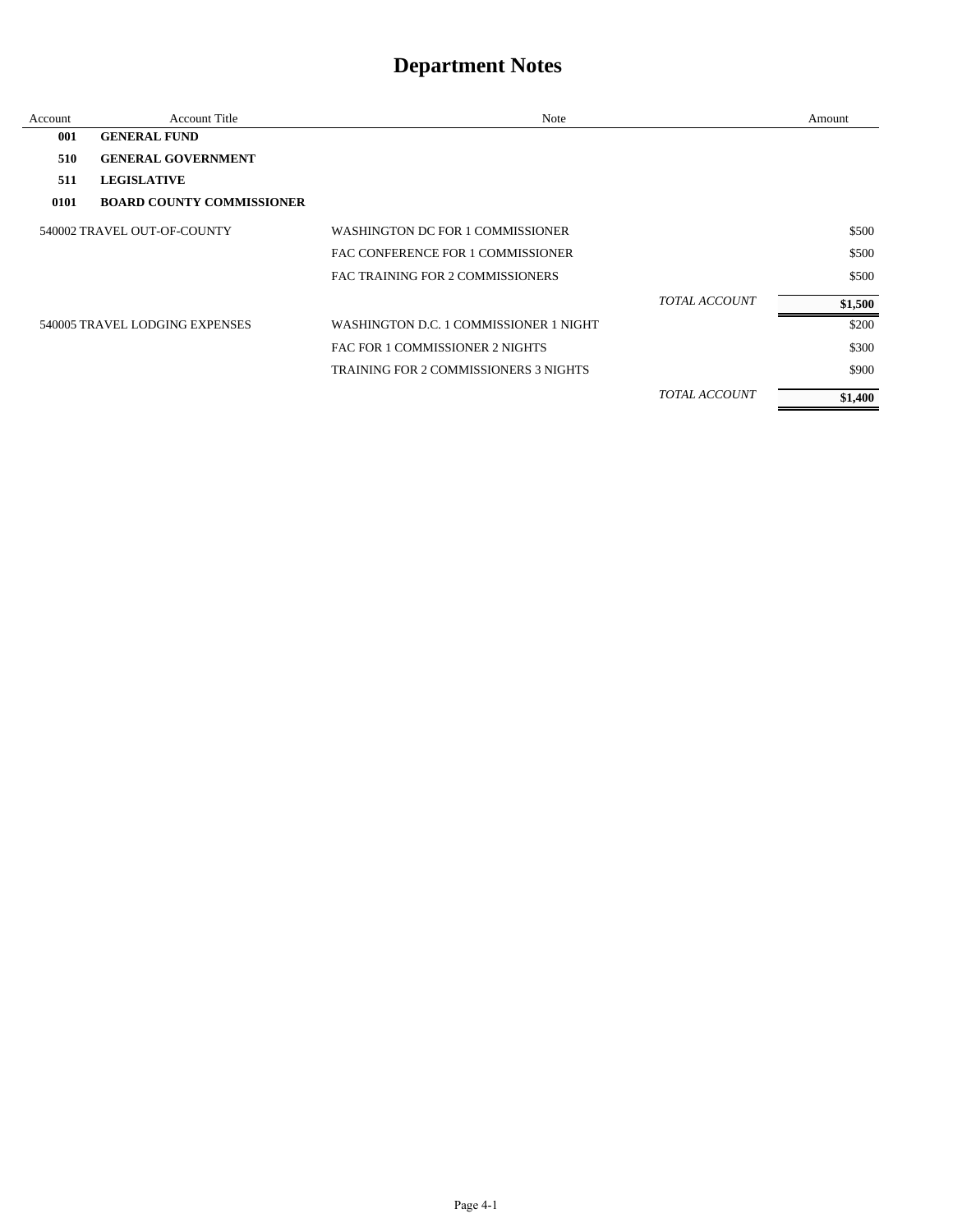# Department Notes

| Account | Account Title | Note | | Amount |
|---|---|---|---|---|
| **001** | **GENERAL FUND** | | | |
| **510** | **GENERAL GOVERNMENT** | | | |
| **511** | **LEGISLATIVE** | | | |
| **0101** | **BOARD COUNTY COMMISSIONER** | | | |
| 540002 | TRAVEL OUT-OF-COUNTY | WASHINGTON DC FOR 1 COMMISSIONER | | $500 |
| | | FAC CONFERENCE FOR 1 COMMISSIONER | | $500 |
| | | FAC TRAINING FOR 2 COMMISSIONERS | | $500 |
| | | | *TOTAL ACCOUNT* | **$1,500** |
| 540005 | TRAVEL LODGING EXPENSES | WASHINGTON D.C. 1 COMMISSIONER 1 NIGHT | | $200 |
| | | FAC FOR 1 COMMISSIONER 2 NIGHTS | | $300 |
| | | TRAINING FOR 2 COMMISSIONERS 3 NIGHTS | | $900 |
| | | | *TOTAL ACCOUNT* | **$1,400** |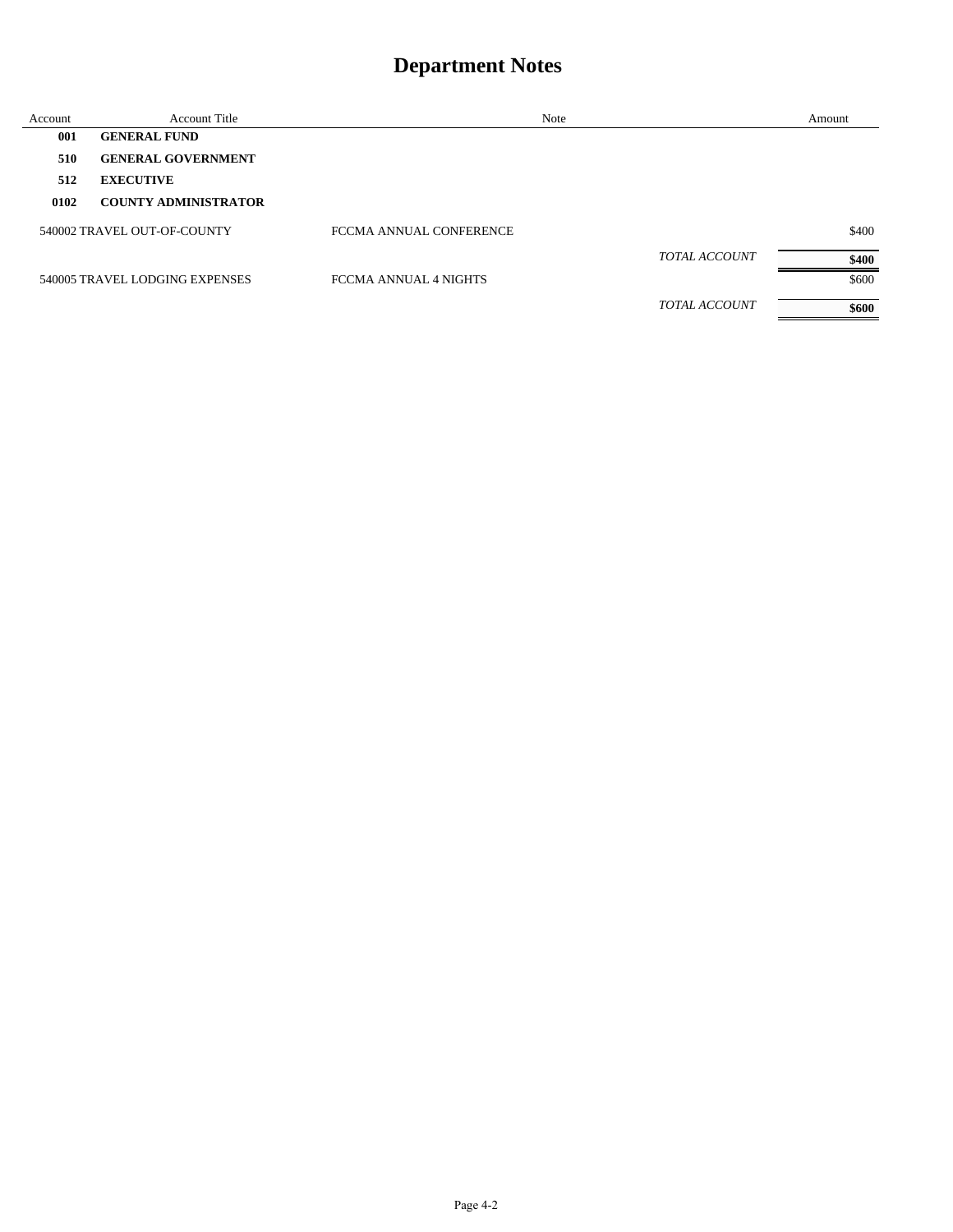# Department Notes

| Account | Account Title | Note | | Amount |
|---|---|---|---|---|
| **001** | **GENERAL FUND** | | | |
| **510** | **GENERAL GOVERNMENT** | | | |
| **512** | **EXECUTIVE** | | | |
| **0102** | **COUNTY ADMINISTRATOR** | | | |
| 540002 | TRAVEL OUT-OF-COUNTY | FCCMA ANNUAL CONFERENCE | | $400 |
| | | | *TOTAL ACCOUNT* | **$400** |
| 540005 | TRAVEL LODGING EXPENSES | FCCMA ANNUAL 4 NIGHTS | | $600 |
| | | | *TOTAL ACCOUNT* | **$600** |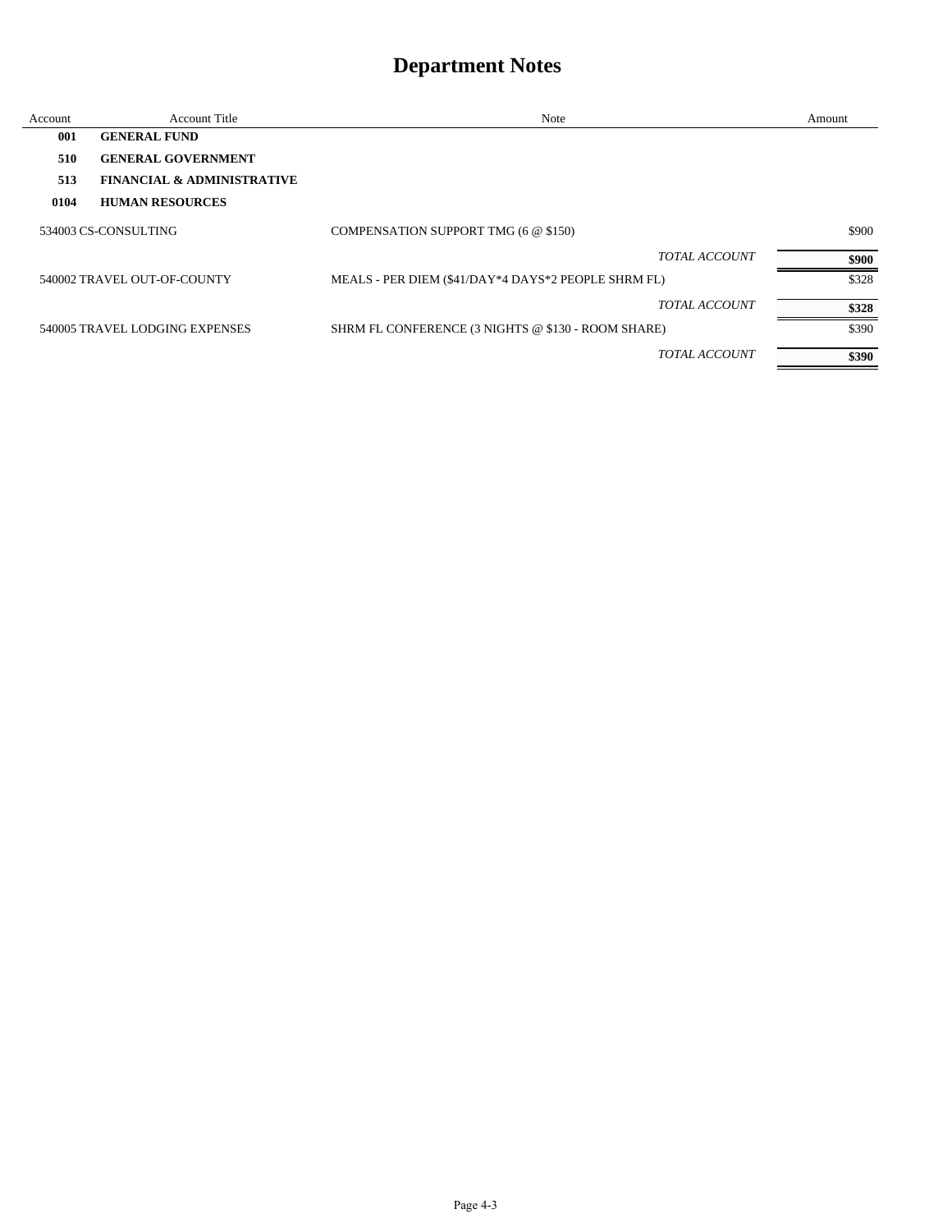# Department Notes

| Account | Account Title | Note | Amount |
|---|---|---|---|
| **001** | **GENERAL FUND** | | |
| **510** | **GENERAL GOVERNMENT** | | |
| **513** | **FINANCIAL & ADMINISTRATIVE** | | |
| **0104** | **HUMAN RESOURCES** | | |
| 534003 | CS-CONSULTING | COMPENSATION SUPPORT TMG (6 @ $150) | $900 |
| | | *TOTAL ACCOUNT* | **$900** |
| 540002 | TRAVEL OUT-OF-COUNTY | MEALS - PER DIEM ($41/DAY*4 DAYS*2 PEOPLE SHRM FL) | $328 |
| | | *TOTAL ACCOUNT* | **$328** |
| 540005 | TRAVEL LODGING EXPENSES | SHRM FL CONFERENCE (3 NIGHTS @ $130 - ROOM SHARE) | $390 |
| | | *TOTAL ACCOUNT* | **$390** |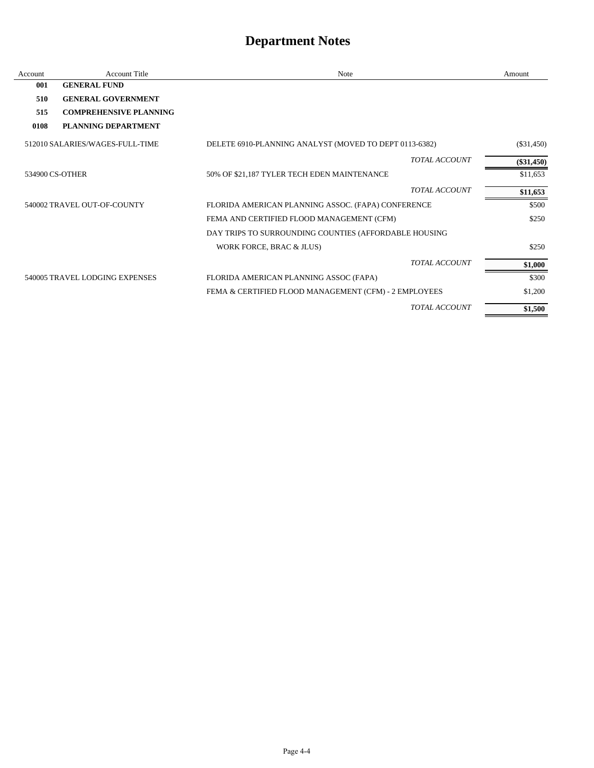# Department Notes

| Account | Account Title | Note | Amount |
|---|---|---|---|
| **001** | **GENERAL FUND** | | |
| **510** | **GENERAL GOVERNMENT** | | |
| **515** | **COMPREHENSIVE PLANNING** | | |
| **0108** | **PLANNING DEPARTMENT** | | |
| 512010 | SALARIES/WAGES-FULL-TIME | DELETE 6910-PLANNING ANALYST (MOVED TO DEPT 0113-6382) | ($31,450) |
| | | *TOTAL ACCOUNT* | **($31,450)** |
| 534900 | CS-OTHER | 50% OF $21,187 TYLER TECH EDEN MAINTENANCE | $11,653 |
| | | *TOTAL ACCOUNT* | **$11,653** |
| 540002 | TRAVEL OUT-OF-COUNTY | FLORIDA AMERICAN PLANNING ASSOC. (FAPA) CONFERENCE | $500 |
| | | FEMA AND CERTIFIED FLOOD MANAGEMENT (CFM) | $250 |
| | | DAY TRIPS TO SURROUNDING COUNTIES (AFFORDABLE HOUSING WORK FORCE, BRAC & JLUS) | $250 |
| | | *TOTAL ACCOUNT* | **$1,000** |
| 540005 | TRAVEL LODGING EXPENSES | FLORIDA AMERICAN PLANNING ASSOC (FAPA) | $300 |
| | | FEMA & CERTIFIED FLOOD MANAGEMENT (CFM) - 2 EMPLOYEES | $1,200 |
| | | *TOTAL ACCOUNT* | **$1,500** |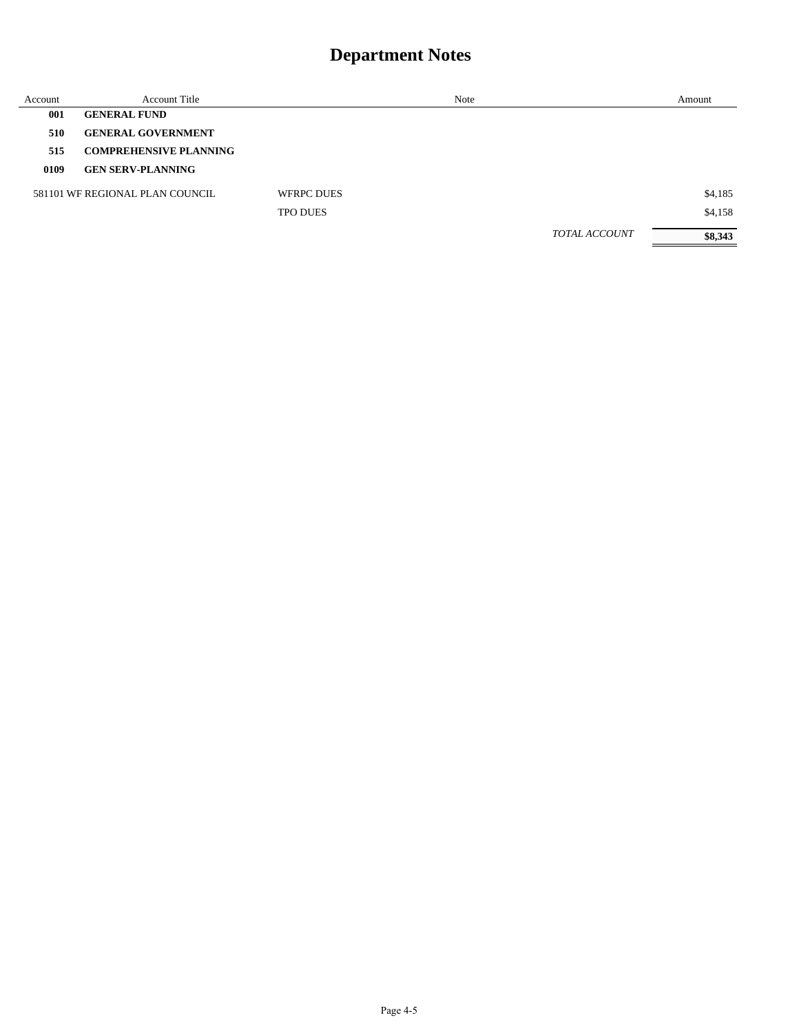# Department Notes

| Account | Account Title | Note | | Amount |
|---|---|---|---|---|
| **001** | **GENERAL FUND** | | | |
| **510** | **GENERAL GOVERNMENT** | | | |
| **515** | **COMPREHENSIVE PLANNING** | | | |
| **0109** | **GEN SERV-PLANNING** | | | |
| 581101 | WF REGIONAL PLAN COUNCIL | WFRPC DUES | | $4,185 |
| | | TPO DUES | | $4,158 |
| | | | *TOTAL ACCOUNT* | **$8,343** |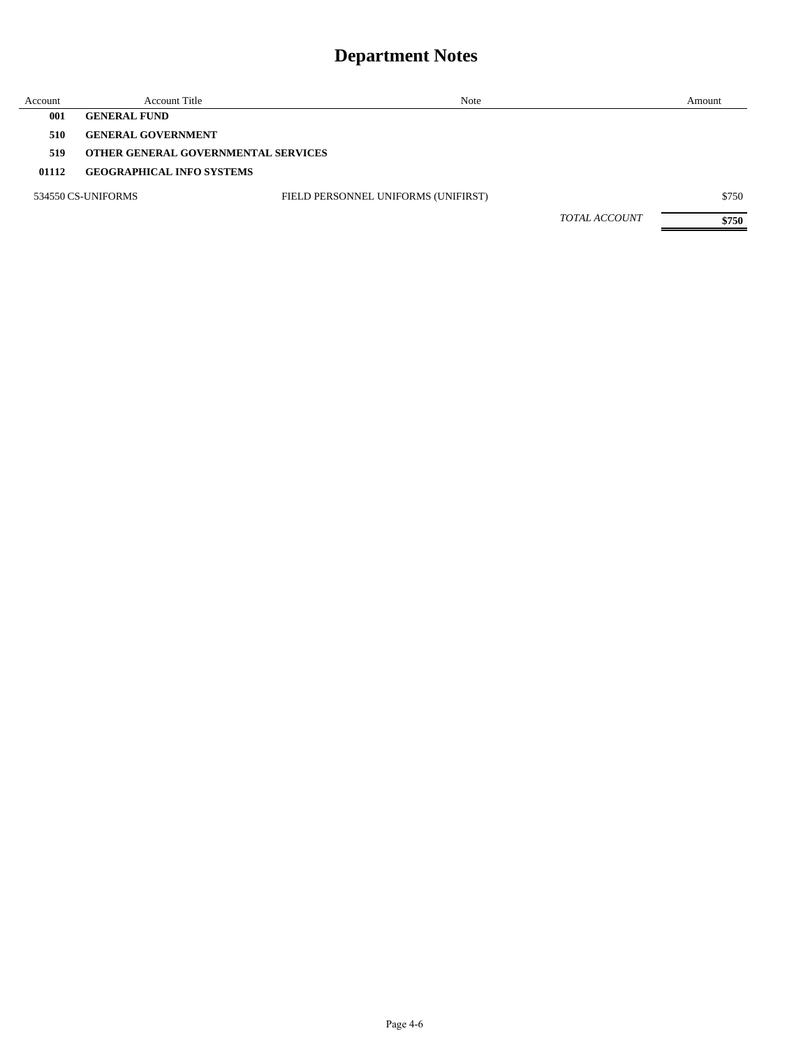# Department Notes

| Account | Account Title | Note | Amount |
|---|---|---|---|
| **001** | **GENERAL FUND** | | |
| **510** | **GENERAL GOVERNMENT** | | |
| **519** | **OTHER GENERAL GOVERNMENTAL SERVICES** | | |
| **01112** | **GEOGRAPHICAL INFO SYSTEMS** | | |
| 534550 | CS-UNIFORMS | FIELD PERSONNEL UNIFORMS (UNIFIRST) | $750 |
| | | *TOTAL ACCOUNT* | **$750** |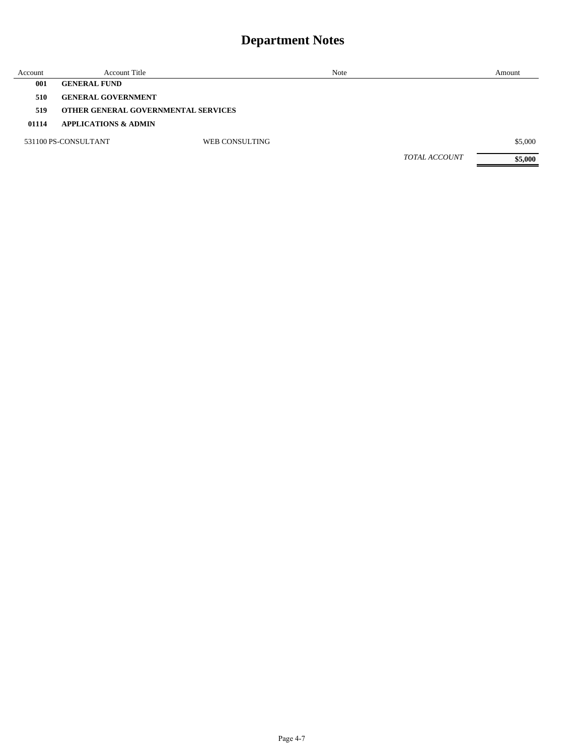# Department Notes

| Account | Account Title | Note | Amount |
|---|---|---|---|
| **001** | **GENERAL FUND** | | |
| **510** | **GENERAL GOVERNMENT** | | |
| **519** | **OTHER GENERAL GOVERNMENTAL SERVICES** | | |
| **01114** | **APPLICATIONS & ADMIN** | | |
| 531100 | PS-CONSULTANT | WEB CONSULTING | $5,000 |
| | | *TOTAL ACCOUNT* | **$5,000** |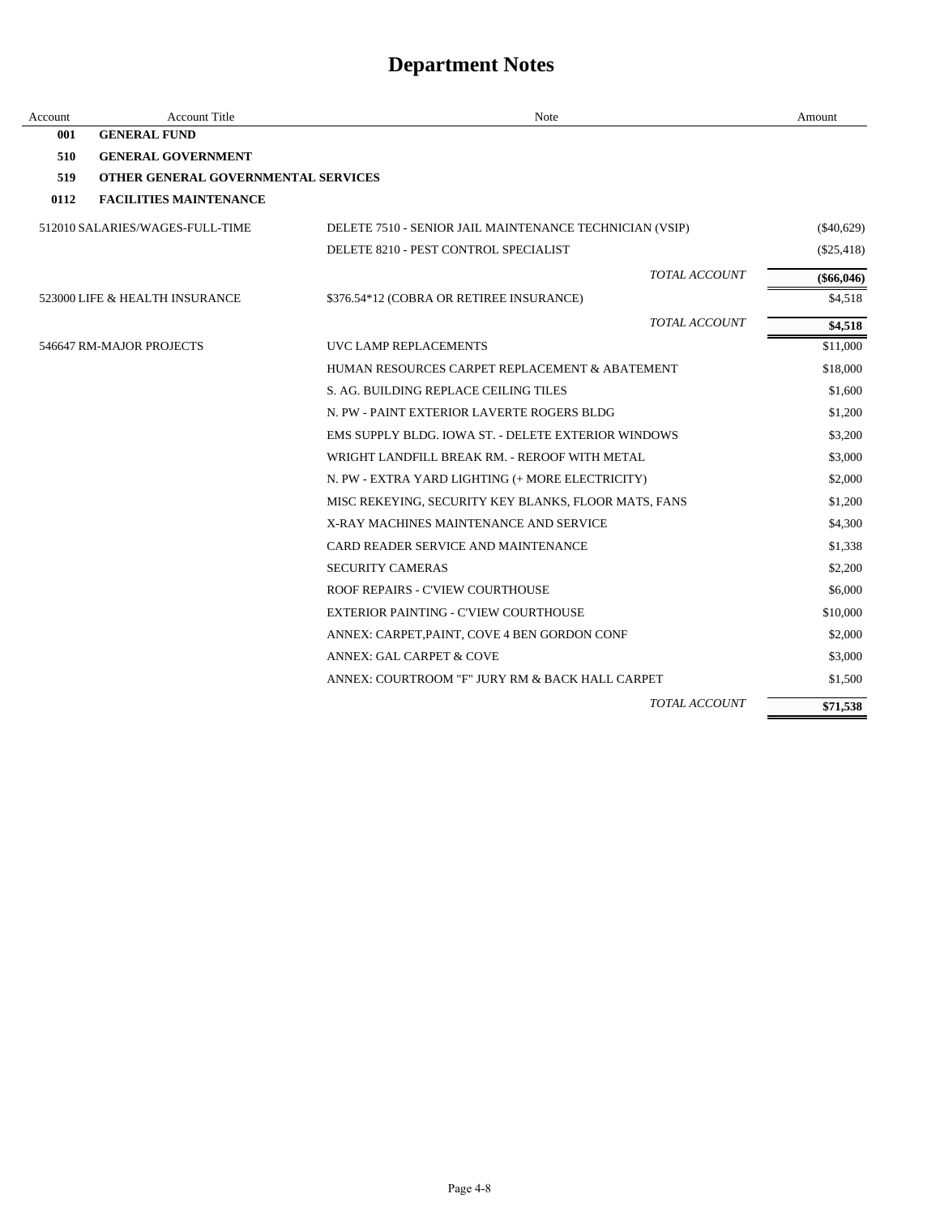# Department Notes

| Account | Account Title | Note | Amount |
|---|---|---|---|
| **001** | **GENERAL FUND** | | |
| **510** | **GENERAL GOVERNMENT** | | |
| **519** | **OTHER GENERAL GOVERNMENTAL SERVICES** | | |
| **0112** | **FACILITIES MAINTENANCE** | | |
| 512010 | SALARIES/WAGES-FULL-TIME | DELETE 7510 - SENIOR JAIL MAINTENANCE TECHNICIAN (VSIP) | ($40,629) |
| | | DELETE 8210 - PEST CONTROL SPECIALIST | ($25,418) |
| | | *TOTAL ACCOUNT* | **($66,046)** |
| 523000 | LIFE & HEALTH INSURANCE | $376.54*12 (COBRA OR RETIREE INSURANCE) | $4,518 |
| | | *TOTAL ACCOUNT* | **$4,518** |
| 546647 | RM-MAJOR PROJECTS | UVC LAMP REPLACEMENTS | $11,000 |
| | | HUMAN RESOURCES CARPET REPLACEMENT & ABATEMENT | $18,000 |
| | | S. AG. BUILDING REPLACE CEILING TILES | $1,600 |
| | | N. PW - PAINT EXTERIOR LAVERTE ROGERS BLDG | $1,200 |
| | | EMS SUPPLY BLDG. IOWA ST. - DELETE EXTERIOR WINDOWS | $3,200 |
| | | WRIGHT LANDFILL BREAK RM. - REROOF WITH METAL | $3,000 |
| | | N. PW - EXTRA YARD LIGHTING (+ MORE ELECTRICITY) | $2,000 |
| | | MISC REKEYING, SECURITY KEY BLANKS, FLOOR MATS, FANS | $1,200 |
| | | X-RAY MACHINES MAINTENANCE AND SERVICE | $4,300 |
| | | CARD READER SERVICE AND MAINTENANCE | $1,338 |
| | | SECURITY CAMERAS | $2,200 |
| | | ROOF REPAIRS - C'VIEW COURTHOUSE | $6,000 |
| | | EXTERIOR PAINTING - C'VIEW COURTHOUSE | $10,000 |
| | | ANNEX: CARPET,PAINT, COVE 4 BEN GORDON CONF | $2,000 |
| | | ANNEX: GAL CARPET & COVE | $3,000 |
| | | ANNEX: COURTROOM "F" JURY RM & BACK HALL CARPET | $1,500 |
| | | *TOTAL ACCOUNT* | **$71,538** |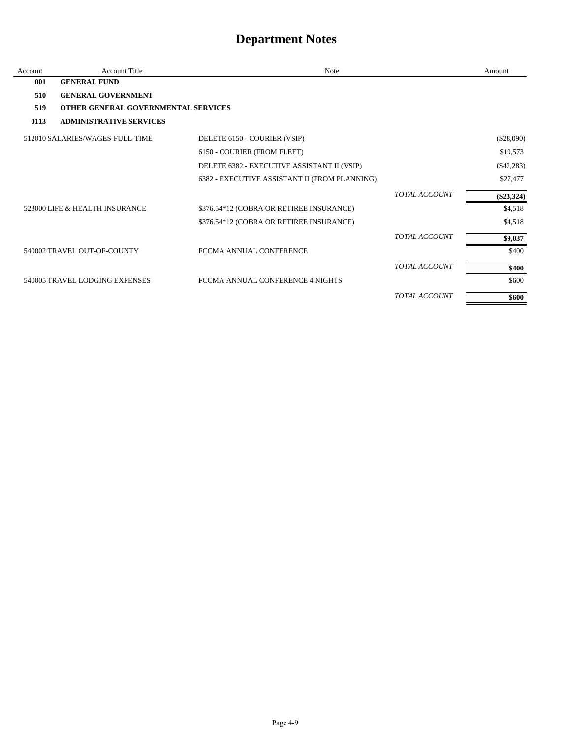# Department Notes

| Account | Account Title | Note | | Amount |
|---|---|---|---|---|
| **001** | **GENERAL FUND** | | | |
| **510** | **GENERAL GOVERNMENT** | | | |
| **519** | **OTHER GENERAL GOVERNMENTAL SERVICES** | | | |
| **0113** | **ADMINISTRATIVE SERVICES** | | | |
| 512010 | SALARIES/WAGES-FULL-TIME | DELETE 6150 - COURIER (VSIP) | | ($28,090) |
| | | 6150 - COURIER (FROM FLEET) | | $19,573 |
| | | DELETE 6382 - EXECUTIVE ASSISTANT II (VSIP) | | ($42,283) |
| | | 6382 - EXECUTIVE ASSISTANT II (FROM PLANNING) | | $27,477 |
| | | | *TOTAL ACCOUNT* | **($23,324)** |
| 523000 | LIFE & HEALTH INSURANCE | $376.54*12 (COBRA OR RETIREE INSURANCE) | | $4,518 |
| | | $376.54*12 (COBRA OR RETIREE INSURANCE) | | $4,518 |
| | | | *TOTAL ACCOUNT* | **$9,037** |
| 540002 | TRAVEL OUT-OF-COUNTY | FCCMA ANNUAL CONFERENCE | | $400 |
| | | | *TOTAL ACCOUNT* | **$400** |
| 540005 | TRAVEL LODGING EXPENSES | FCCMA ANNUAL CONFERENCE 4 NIGHTS | | $600 |
| | | | *TOTAL ACCOUNT* | **$600** |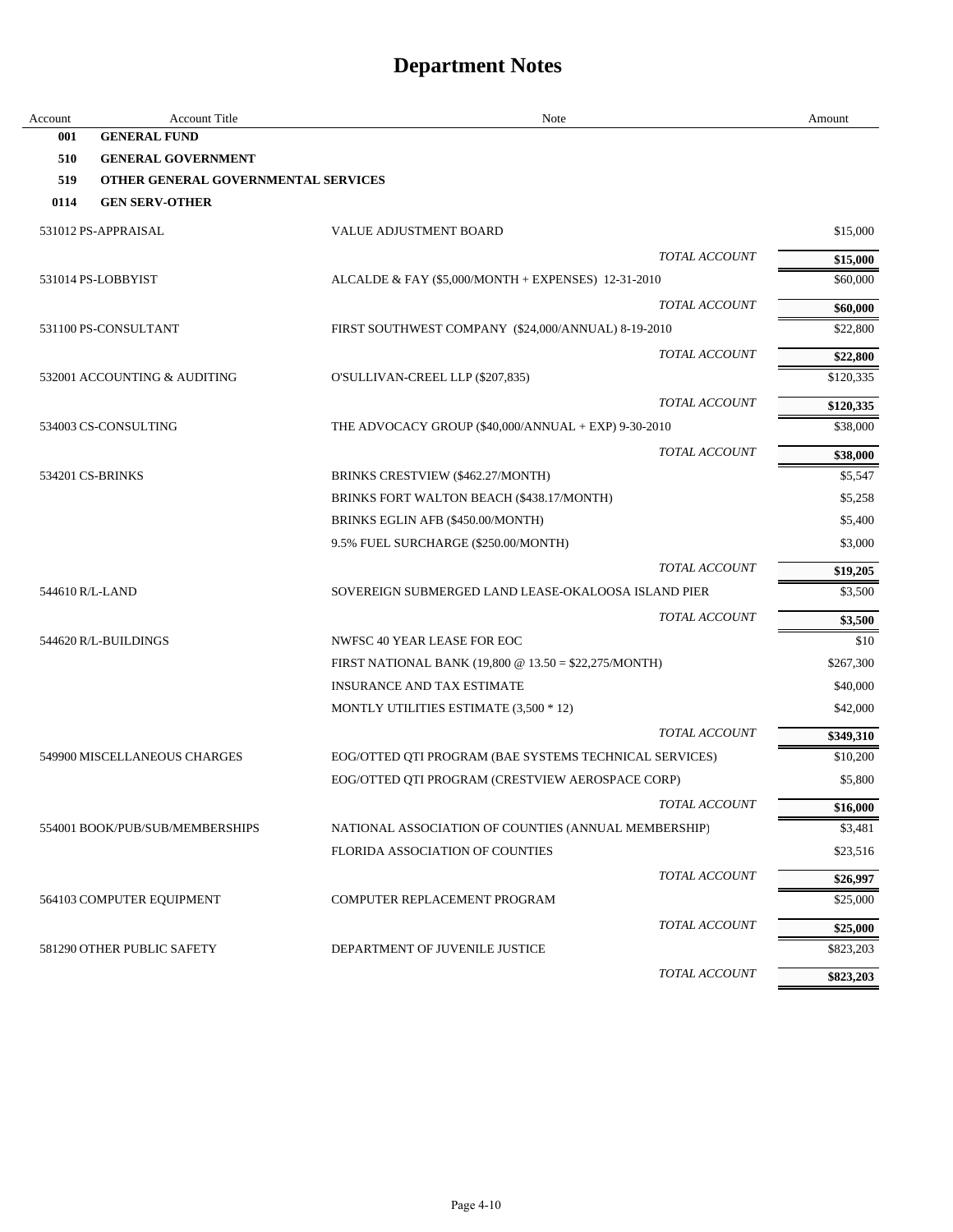# Department Notes

| Account | Account Title | Note | Amount |
|---|---|---|---|
| **001** | **GENERAL FUND** | | |
| **510** | **GENERAL GOVERNMENT** | | |
| **519** | **OTHER GENERAL GOVERNMENTAL SERVICES** | | |
| **0114** | **GEN SERV-OTHER** | | |
| 531012 | PS-APPRAISAL | VALUE ADJUSTMENT BOARD | $15,000 |
| | | *TOTAL ACCOUNT* | **$15,000** |
| 531014 | PS-LOBBYIST | ALCALDE & FAY ($5,000/MONTH + EXPENSES) 12-31-2010 | $60,000 |
| | | *TOTAL ACCOUNT* | **$60,000** |
| 531100 | PS-CONSULTANT | FIRST SOUTHWEST COMPANY ($24,000/ANNUAL) 8-19-2010 | $22,800 |
| | | *TOTAL ACCOUNT* | **$22,800** |
| 532001 | ACCOUNTING & AUDITING | O'SULLIVAN-CREEL LLP ($207,835) | $120,335 |
| | | *TOTAL ACCOUNT* | **$120,335** |
| 534003 | CS-CONSULTING | THE ADVOCACY GROUP ($40,000/ANNUAL + EXP) 9-30-2010 | $38,000 |
| | | *TOTAL ACCOUNT* | **$38,000** |
| 534201 | CS-BRINKS | BRINKS CRESTVIEW ($462.27/MONTH) | $5,547 |
| | | BRINKS FORT WALTON BEACH ($438.17/MONTH) | $5,258 |
| | | BRINKS EGLIN AFB ($450.00/MONTH) | $5,400 |
| | | 9.5% FUEL SURCHARGE ($250.00/MONTH) | $3,000 |
| | | *TOTAL ACCOUNT* | **$19,205** |
| 544610 | R/L-LAND | SOVEREIGN SUBMERGED LAND LEASE-OKALOOSA ISLAND PIER | $3,500 |
| | | *TOTAL ACCOUNT* | **$3,500** |
| 544620 | R/L-BUILDINGS | NWFSC 40 YEAR LEASE FOR EOC | $10 |
| | | FIRST NATIONAL BANK (19,800 @ 13.50 = $22,275/MONTH) | $267,300 |
| | | INSURANCE AND TAX ESTIMATE | $40,000 |
| | | MONTLY UTILITIES ESTIMATE (3,500 * 12) | $42,000 |
| | | *TOTAL ACCOUNT* | **$349,310** |
| 549900 | MISCELLANEOUS CHARGES | EOG/OTTED QTI PROGRAM (BAE SYSTEMS TECHNICAL SERVICES) | $10,200 |
| | | EOG/OTTED QTI PROGRAM (CRESTVIEW AEROSPACE CORP) | $5,800 |
| | | *TOTAL ACCOUNT* | **$16,000** |
| 554001 | BOOK/PUB/SUB/MEMBERSHIPS | NATIONAL ASSOCIATION OF COUNTIES (ANNUAL MEMBERSHIP) | $3,481 |
| | | FLORIDA ASSOCIATION OF COUNTIES | $23,516 |
| | | *TOTAL ACCOUNT* | **$26,997** |
| 564103 | COMPUTER EQUIPMENT | COMPUTER REPLACEMENT PROGRAM | $25,000 |
| | | *TOTAL ACCOUNT* | **$25,000** |
| 581290 | OTHER PUBLIC SAFETY | DEPARTMENT OF JUVENILE JUSTICE | $823,203 |
| | | *TOTAL ACCOUNT* | **$823,203** |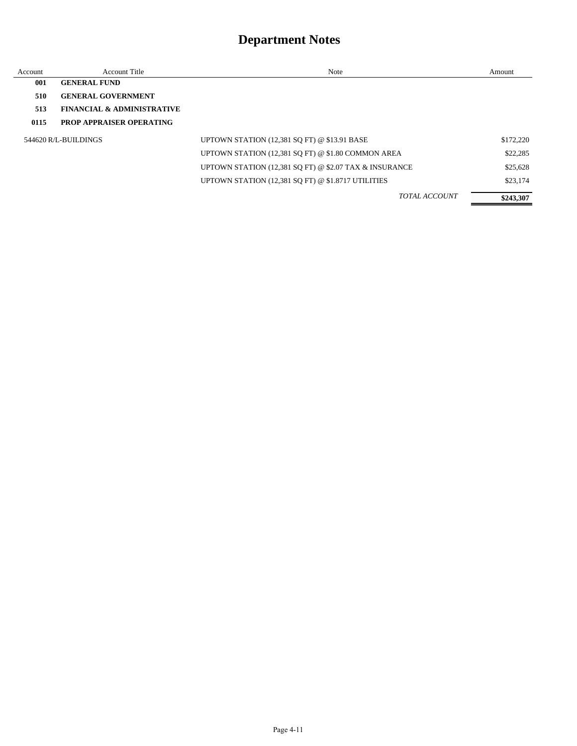# Department Notes

| Account | Account Title | Note | Amount |
|---|---|---|---|
| **001** | **GENERAL FUND** | | |
| **510** | **GENERAL GOVERNMENT** | | |
| **513** | **FINANCIAL & ADMINISTRATIVE** | | |
| **0115** | **PROP APPRAISER OPERATING** | | |
| 544620 | R/L-BUILDINGS | UPTOWN STATION (12,381 SQ FT) @ $13.91 BASE | $172,220 |
| | | UPTOWN STATION (12,381 SQ FT) @ $1.80 COMMON AREA | $22,285 |
| | | UPTOWN STATION (12,381 SQ FT) @ $2.07 TAX & INSURANCE | $25,628 |
| | | UPTOWN STATION (12,381 SQ FT) @ $1.8717 UTILITIES | $23,174 |
| | | *TOTAL ACCOUNT* | **$243,307** |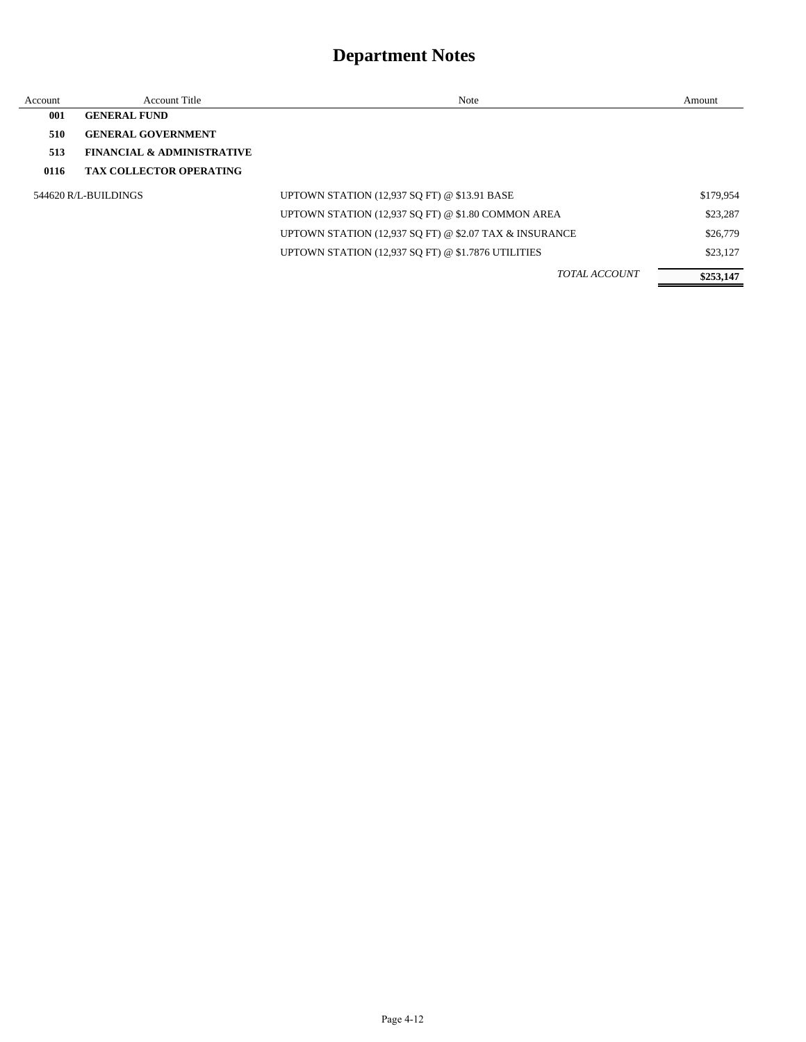# Department Notes

| Account | Account Title | Note | Amount |
|---|---|---|---|
| **001** | **GENERAL FUND** | | |
| **510** | **GENERAL GOVERNMENT** | | |
| **513** | **FINANCIAL & ADMINISTRATIVE** | | |
| **0116** | **TAX COLLECTOR OPERATING** | | |
| 544620 | R/L-BUILDINGS | UPTOWN STATION (12,937 SQ FT) @ $13.91 BASE | $179,954 |
| | | UPTOWN STATION (12,937 SQ FT) @ $1.80 COMMON AREA | $23,287 |
| | | UPTOWN STATION (12,937 SQ FT) @ $2.07 TAX & INSURANCE | $26,779 |
| | | UPTOWN STATION (12,937 SQ FT) @ $1.7876 UTILITIES | $23,127 |
| | | *TOTAL ACCOUNT* | **$253,147** |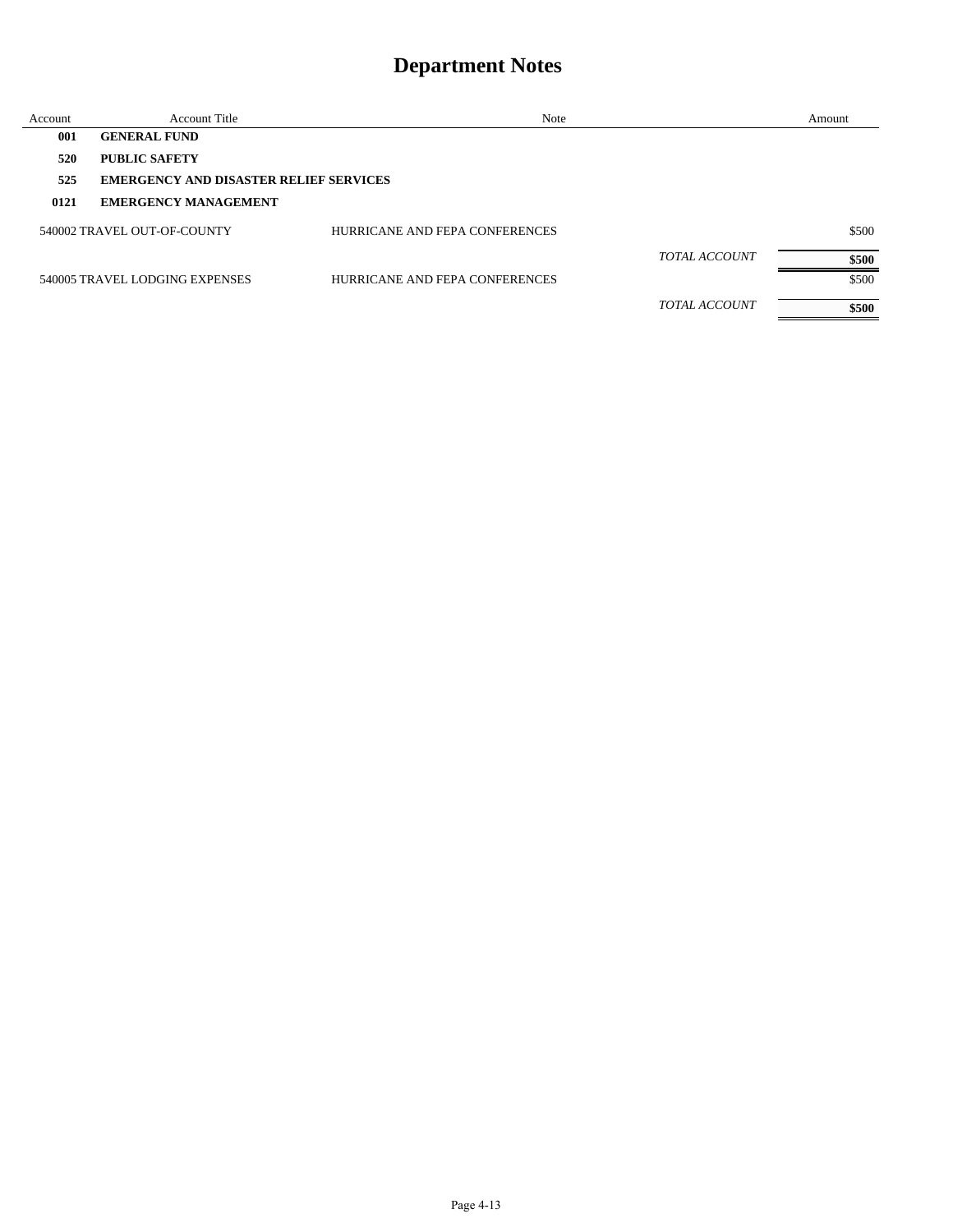# Department Notes

| Account | Account Title | Note | | Amount |
|---|---|---|---|---|
| **001** | **GENERAL FUND** | | | |
| **520** | **PUBLIC SAFETY** | | | |
| **525** | **EMERGENCY AND DISASTER RELIEF SERVICES** | | | |
| **0121** | **EMERGENCY MANAGEMENT** | | | |
| 540002 | TRAVEL OUT-OF-COUNTY | HURRICANE AND FEPA CONFERENCES | | $500 |
| | | | *TOTAL ACCOUNT* | **$500** |
| 540005 | TRAVEL LODGING EXPENSES | HURRICANE AND FEPA CONFERENCES | | $500 |
| | | | *TOTAL ACCOUNT* | **$500** |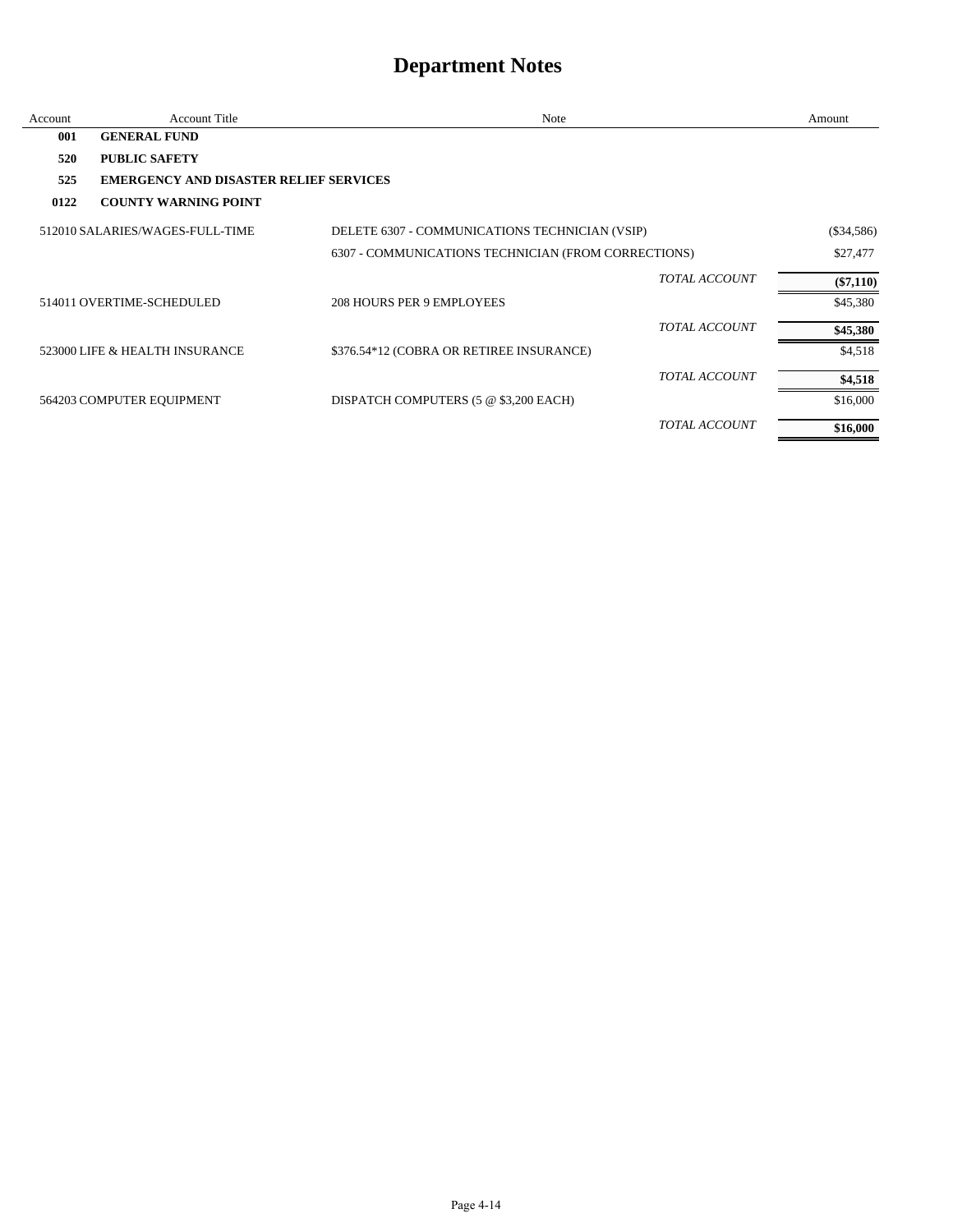# Department Notes

| Account | Account Title | Note | Amount |
|---|---|---|---|
| **001** | **GENERAL FUND** | | |
| **520** | **PUBLIC SAFETY** | | |
| **525** | **EMERGENCY AND DISASTER RELIEF SERVICES** | | |
| **0122** | **COUNTY WARNING POINT** | | |
| 512010 | SALARIES/WAGES-FULL-TIME | DELETE 6307 - COMMUNICATIONS TECHNICIAN (VSIP) | ($34,586) |
| | | 6307 - COMMUNICATIONS TECHNICIAN (FROM CORRECTIONS) | $27,477 |
| | | *TOTAL ACCOUNT* | **($7,110)** |
| 514011 | OVERTIME-SCHEDULED | 208 HOURS PER 9 EMPLOYEES | $45,380 |
| | | *TOTAL ACCOUNT* | **$45,380** |
| 523000 | LIFE & HEALTH INSURANCE | $376.54*12 (COBRA OR RETIREE INSURANCE) | $4,518 |
| | | *TOTAL ACCOUNT* | **$4,518** |
| 564203 | COMPUTER EQUIPMENT | DISPATCH COMPUTERS (5 @ $3,200 EACH) | $16,000 |
| | | *TOTAL ACCOUNT* | **$16,000** |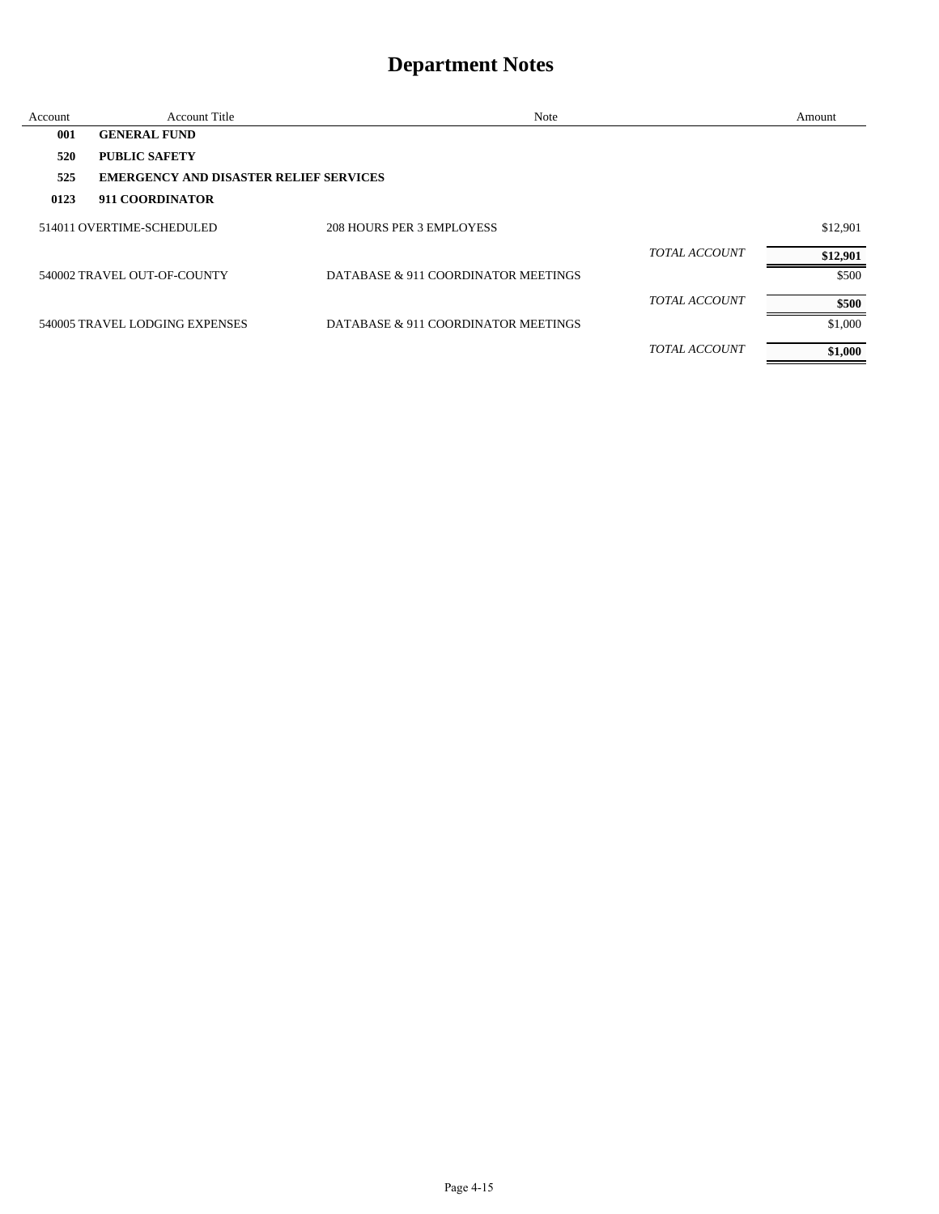# Department Notes

| Account | Account Title | Note | | Amount |
|---|---|---|---|---|
| **001** | **GENERAL FUND** | | | |
| **520** | **PUBLIC SAFETY** | | | |
| **525** | **EMERGENCY AND DISASTER RELIEF SERVICES** | | | |
| **0123** | **911 COORDINATOR** | | | |
| 514011 | OVERTIME-SCHEDULED | 208 HOURS PER 3 EMPLOYESS | | $12,901 |
| | | | *TOTAL ACCOUNT* | **$12,901** |
| 540002 | TRAVEL OUT-OF-COUNTY | DATABASE & 911 COORDINATOR MEETINGS | | $500 |
| | | | *TOTAL ACCOUNT* | **$500** |
| 540005 | TRAVEL LODGING EXPENSES | DATABASE & 911 COORDINATOR MEETINGS | | $1,000 |
| | | | *TOTAL ACCOUNT* | **$1,000** |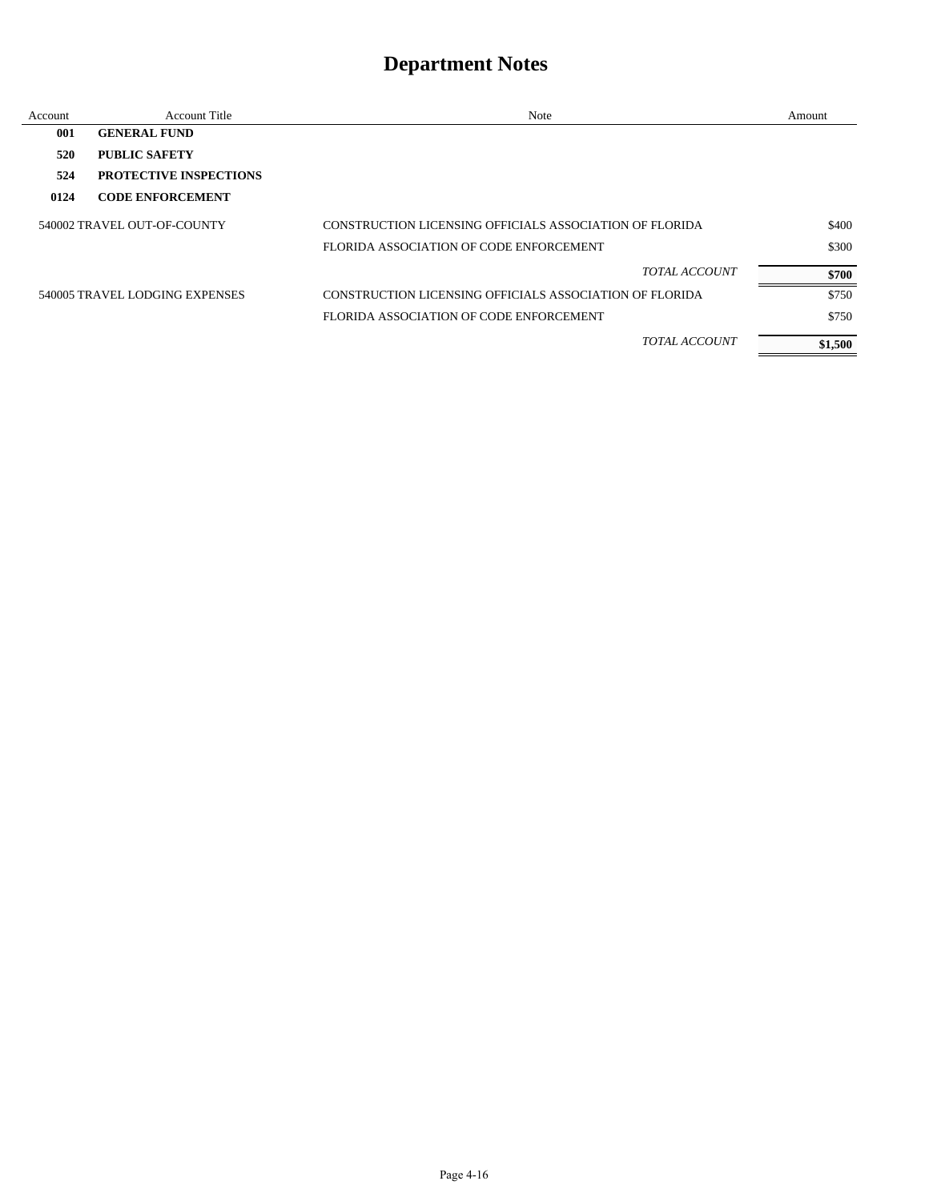# Department Notes

| Account | Account Title | Note | Amount |
|---|---|---|---|
| **001** | **GENERAL FUND** | | |
| **520** | **PUBLIC SAFETY** | | |
| **524** | **PROTECTIVE INSPECTIONS** | | |
| **0124** | **CODE ENFORCEMENT** | | |
| 540002 | TRAVEL OUT-OF-COUNTY | CONSTRUCTION LICENSING OFFICIALS ASSOCIATION OF FLORIDA | $400 |
| | | FLORIDA ASSOCIATION OF CODE ENFORCEMENT | $300 |
| | | *TOTAL ACCOUNT* | **$700** |
| 540005 | TRAVEL LODGING EXPENSES | CONSTRUCTION LICENSING OFFICIALS ASSOCIATION OF FLORIDA | $750 |
| | | FLORIDA ASSOCIATION OF CODE ENFORCEMENT | $750 |
| | | *TOTAL ACCOUNT* | **$1,500** |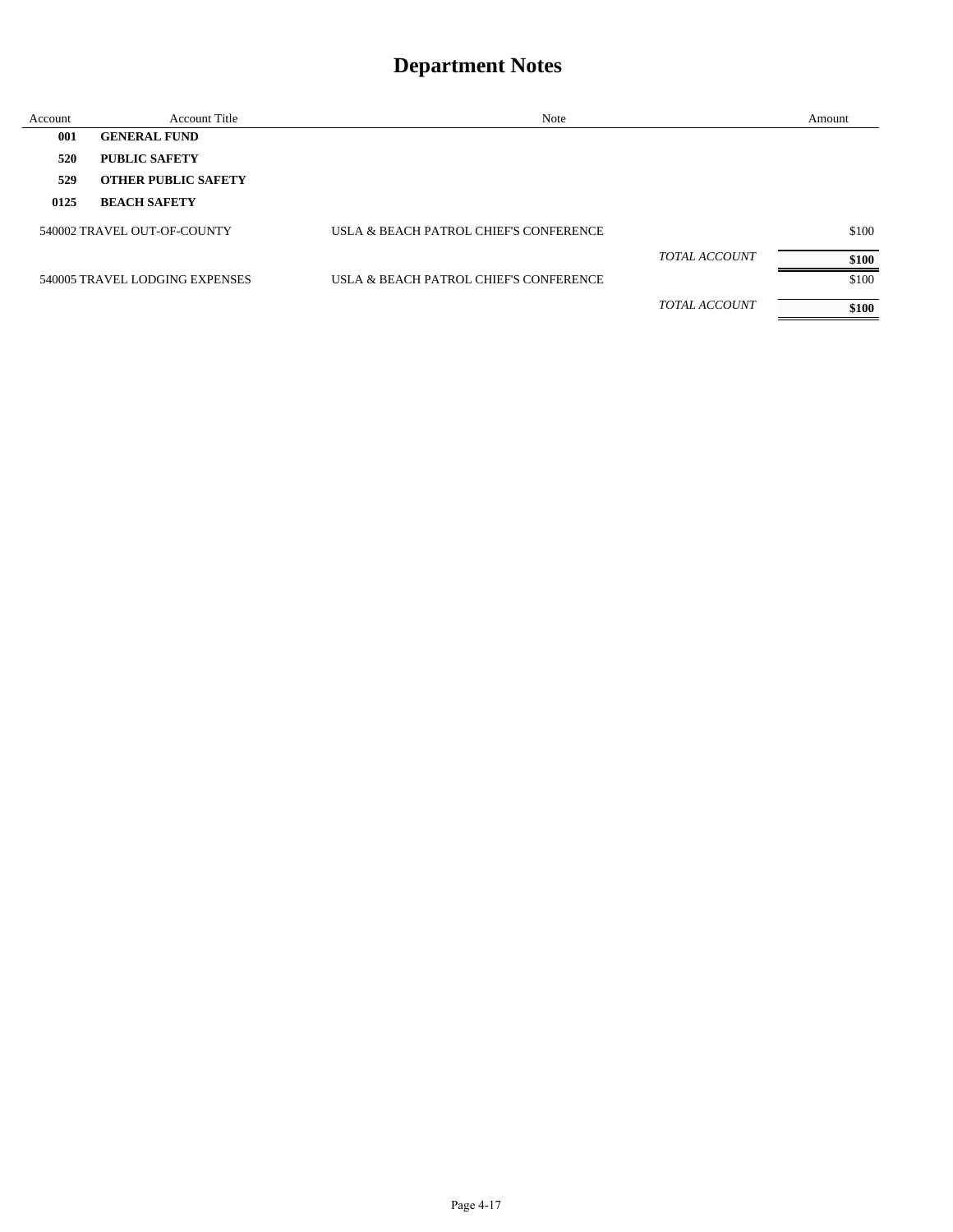# Department Notes

| Account | Account Title | Note | | Amount |
|---|---|---|---|---|
| **001** | **GENERAL FUND** | | | |
| **520** | **PUBLIC SAFETY** | | | |
| **529** | **OTHER PUBLIC SAFETY** | | | |
| **0125** | **BEACH SAFETY** | | | |
| 540002 | TRAVEL OUT-OF-COUNTY | USLA & BEACH PATROL CHIEF'S CONFERENCE | | $100 |
| | | | *TOTAL ACCOUNT* | **$100** |
| 540005 | TRAVEL LODGING EXPENSES | USLA & BEACH PATROL CHIEF'S CONFERENCE | | $100 |
| | | | *TOTAL ACCOUNT* | **$100** |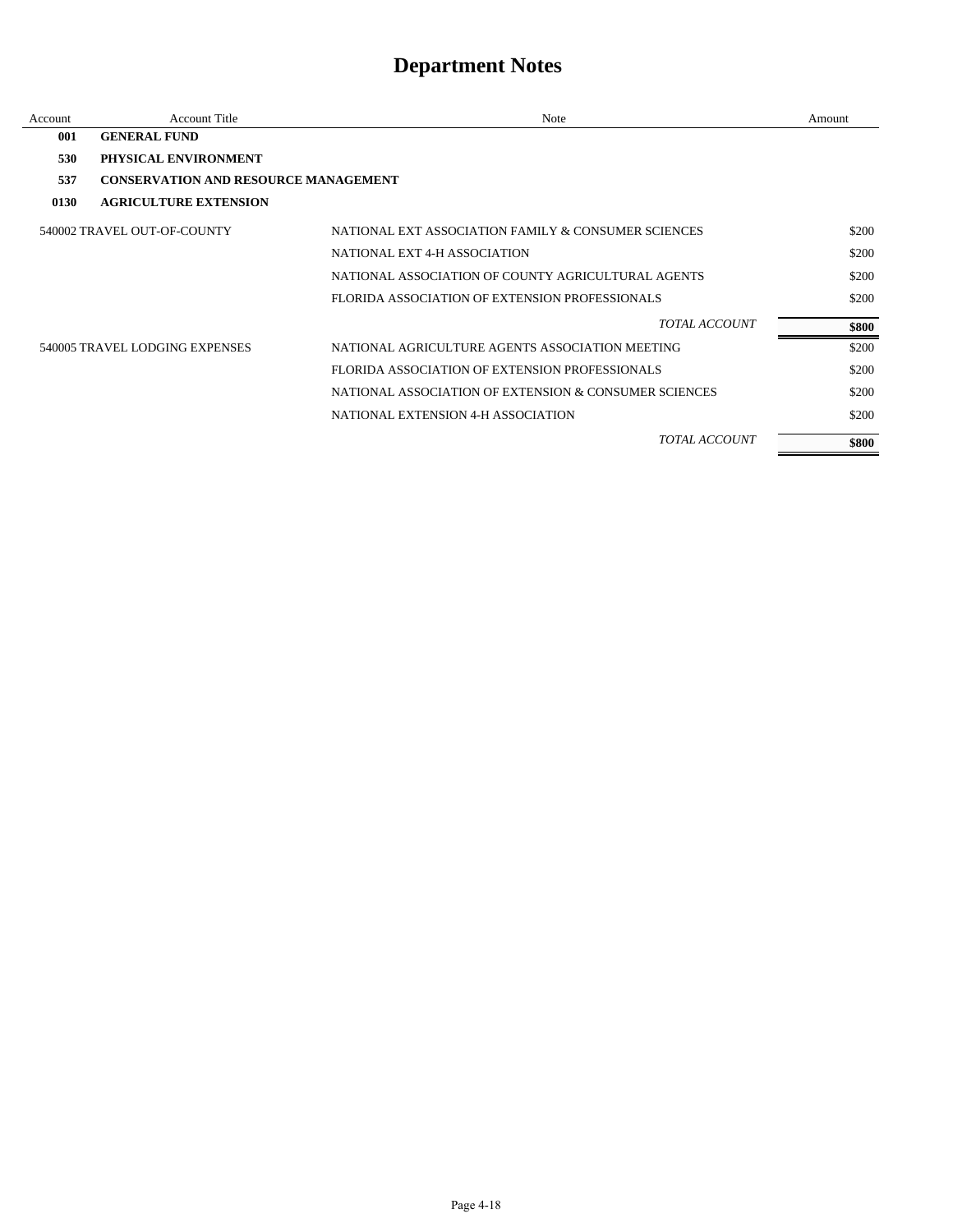# Department Notes

| Account | Account Title | Note | Amount |
|---|---|---|---|
| **001** | **GENERAL FUND** | | |
| **530** | **PHYSICAL ENVIRONMENT** | | |
| **537** | **CONSERVATION AND RESOURCE MANAGEMENT** | | |
| **0130** | **AGRICULTURE EXTENSION** | | |
| 540002 | TRAVEL OUT-OF-COUNTY | NATIONAL EXT ASSOCIATION FAMILY & CONSUMER SCIENCES | $200 |
| | | NATIONAL EXT 4-H ASSOCIATION | $200 |
| | | NATIONAL ASSOCIATION OF COUNTY AGRICULTURAL AGENTS | $200 |
| | | FLORIDA ASSOCIATION OF EXTENSION PROFESSIONALS | $200 |
| | | *TOTAL ACCOUNT* | **$800** |
| 540005 | TRAVEL LODGING EXPENSES | NATIONAL AGRICULTURE AGENTS ASSOCIATION MEETING | $200 |
| | | FLORIDA ASSOCIATION OF EXTENSION PROFESSIONALS | $200 |
| | | NATIONAL ASSOCIATION OF EXTENSION & CONSUMER SCIENCES | $200 |
| | | NATIONAL EXTENSION 4-H ASSOCIATION | $200 |
| | | *TOTAL ACCOUNT* | **$800** |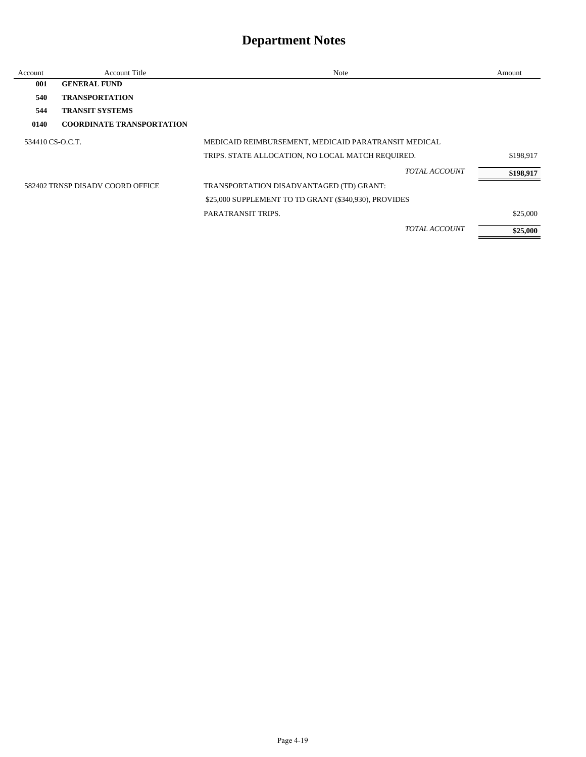# Department Notes

| Account | Account Title | Note | Amount |
|---|---|---|---|
| **001** | **GENERAL FUND** | | |
| **540** | **TRANSPORTATION** | | |
| **544** | **TRANSIT SYSTEMS** | | |
| **0140** | **COORDINATE TRANSPORTATION** | | |
| 534410 | CS-O.C.T. | MEDICAID REIMBURSEMENT, MEDICAID PARATRANSIT MEDICAL TRIPS. STATE ALLOCATION, NO LOCAL MATCH REQUIRED. | $198,917 |
| | | *TOTAL ACCOUNT* | **$198,917** |
| 582402 | TRNSP DISADV COORD OFFICE | TRANSPORTATION DISADVANTAGED (TD) GRANT: $25,000 SUPPLEMENT TO TD GRANT ($340,930), PROVIDES PARATRANSIT TRIPS. | $25,000 |
| | | *TOTAL ACCOUNT* | **$25,000** |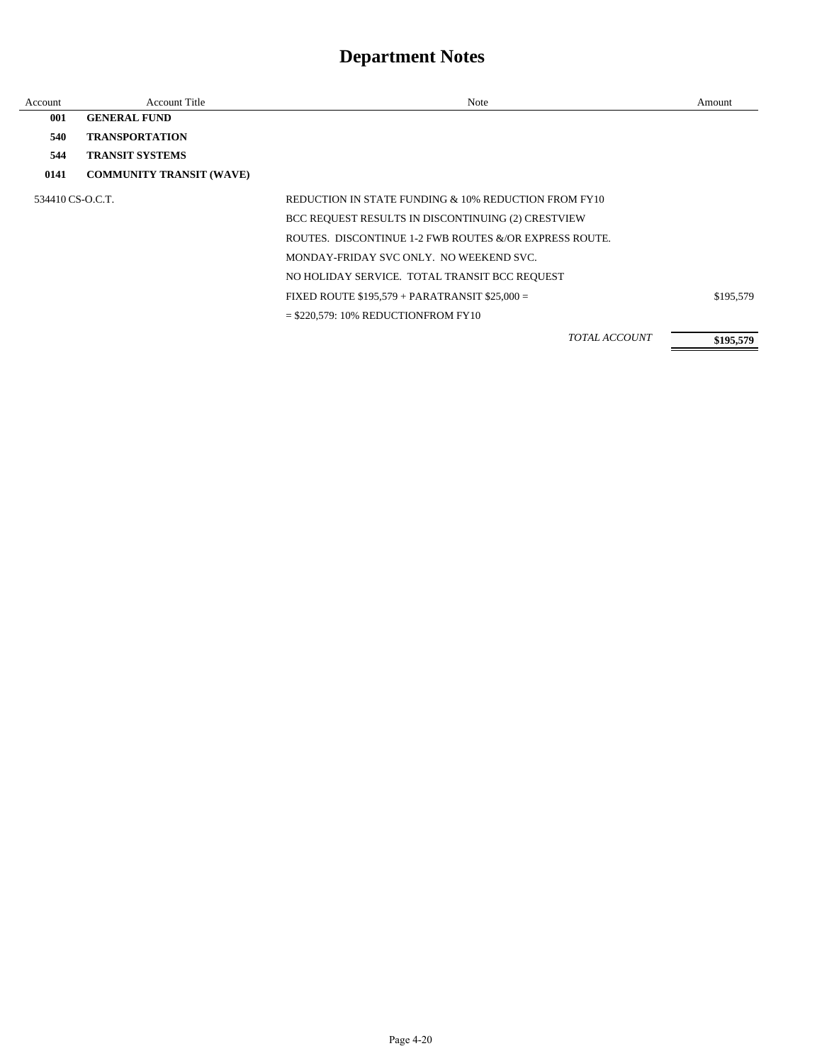# Department Notes

| Account | Account Title | Note | Amount |
|---|---|---|---|
| **001** | **GENERAL FUND** | | |
| **540** | **TRANSPORTATION** | | |
| **544** | **TRANSIT SYSTEMS** | | |
| **0141** | **COMMUNITY TRANSIT (WAVE)** | | |
| 534410 | CS-O.C.T. | REDUCTION IN STATE FUNDING & 10% REDUCTION FROM FY10 BCC REQUEST RESULTS IN DISCONTINUING (2) CRESTVIEW ROUTES. DISCONTINUE 1-2 FWB ROUTES &/OR EXPRESS ROUTE. MONDAY-FRIDAY SVC ONLY. NO WEEKEND SVC. NO HOLIDAY SERVICE. TOTAL TRANSIT BCC REQUEST FIXED ROUTE $195,579 + PARATRANSIT $25,000 = = $220,579: 10% REDUCTIONFROM FY10 | $195,579 |
| | | *TOTAL ACCOUNT* | **$195,579** |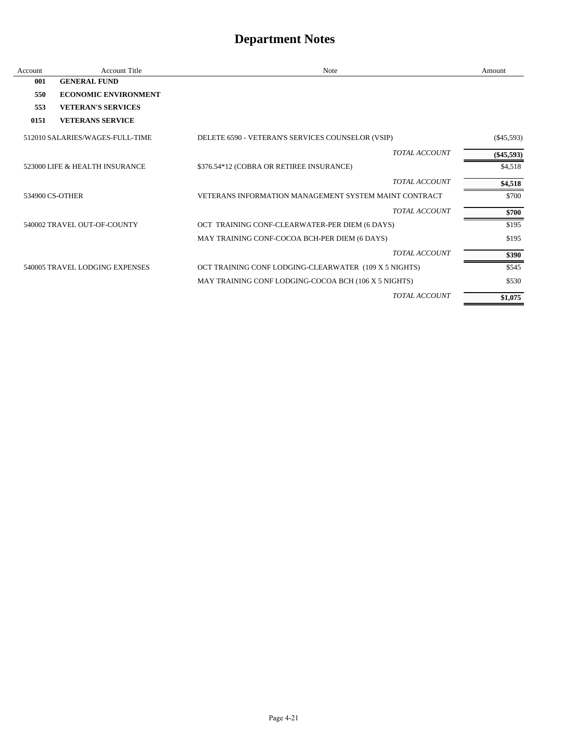# Department Notes

| Account | Account Title | Note | Amount |
|---|---|---|---|
| **001** | **GENERAL FUND** | | |
| **550** | **ECONOMIC ENVIRONMENT** | | |
| **553** | **VETERAN'S SERVICES** | | |
| **0151** | **VETERANS SERVICE** | | |
| 512010 | SALARIES/WAGES-FULL-TIME | DELETE 6590 - VETERAN'S SERVICES COUNSELOR (VSIP) | ($45,593) |
| | | *TOTAL ACCOUNT* | **($45,593)** |
| 523000 | LIFE & HEALTH INSURANCE | $376.54*12 (COBRA OR RETIREE INSURANCE) | $4,518 |
| | | *TOTAL ACCOUNT* | **$4,518** |
| 534900 | CS-OTHER | VETERANS INFORMATION MANAGEMENT SYSTEM MAINT CONTRACT | $700 |
| | | *TOTAL ACCOUNT* | **$700** |
| 540002 | TRAVEL OUT-OF-COUNTY | OCT TRAINING CONF-CLEARWATER-PER DIEM (6 DAYS) | $195 |
| | | MAY TRAINING CONF-COCOA BCH-PER DIEM (6 DAYS) | $195 |
| | | *TOTAL ACCOUNT* | **$390** |
| 540005 | TRAVEL LODGING EXPENSES | OCT TRAINING CONF LODGING-CLEARWATER (109 X 5 NIGHTS) | $545 |
| | | MAY TRAINING CONF LODGING-COCOA BCH (106 X 5 NIGHTS) | $530 |
| | | *TOTAL ACCOUNT* | **$1,075** |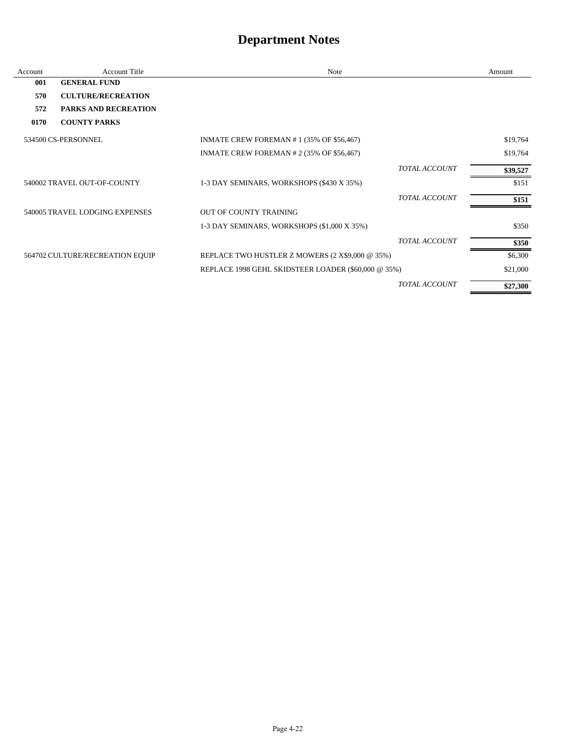# Department Notes

| Account | Account Title | Note | Amount |
|---|---|---|---|
| **001** | **GENERAL FUND** | | |
| **570** | **CULTURE/RECREATION** | | |
| **572** | **PARKS AND RECREATION** | | |
| **0170** | **COUNTY PARKS** | | |
| 534500 | CS-PERSONNEL | INMATE CREW FOREMAN # 1 (35% OF $56,467) | $19,764 |
| | | INMATE CREW FOREMAN # 2 (35% OF $56,467) | $19,764 |
| | | *TOTAL ACCOUNT* | **$39,527** |
| 540002 | TRAVEL OUT-OF-COUNTY | 1-3 DAY SEMINARS, WORKSHOPS ($430 X 35%) | $151 |
| | | *TOTAL ACCOUNT* | **$151** |
| 540005 | TRAVEL LODGING EXPENSES | OUT OF COUNTY TRAINING | |
| | | 1-3 DAY SEMINARS, WORKSHOPS ($1,000 X 35%) | $350 |
| | | *TOTAL ACCOUNT* | **$350** |
| 564702 | CULTURE/RECREATION EQUIP | REPLACE TWO HUSTLER Z MOWERS (2 X$9,000 @ 35%) | $6,300 |
| | | REPLACE 1998 GEHL SKIDSTEER LOADER ($60,000 @ 35%) | $21,000 |
| | | *TOTAL ACCOUNT* | **$27,300** |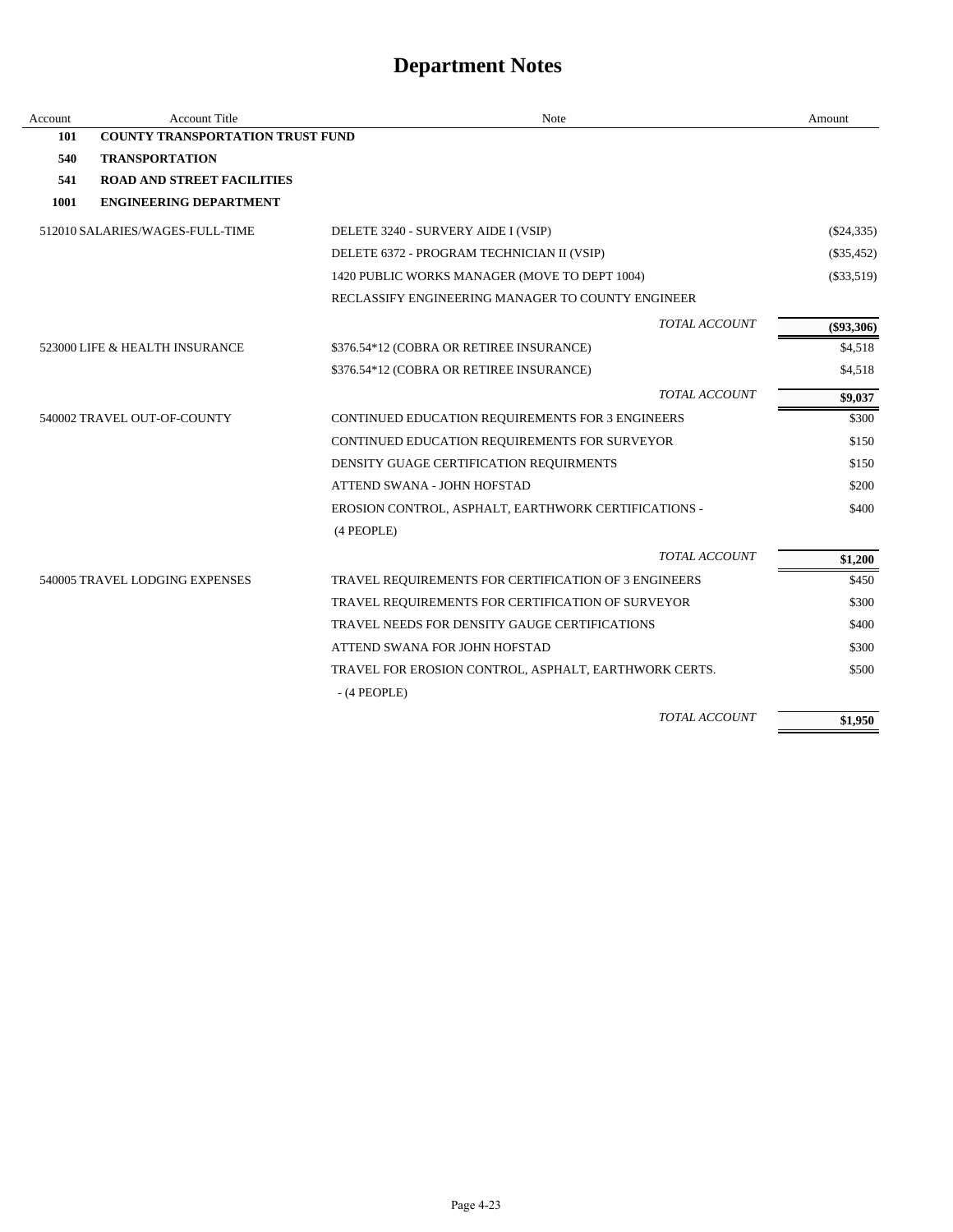# Department Notes

| Account | Account Title | Note | Amount |
|---|---|---|---|
| **101** | **COUNTY TRANSPORTATION TRUST FUND** | | |
| **540** | **TRANSPORTATION** | | |
| **541** | **ROAD AND STREET FACILITIES** | | |
| **1001** | **ENGINEERING DEPARTMENT** | | |
| 512010 SALARIES/WAGES-FULL-TIME | | DELETE 3240 - SURVERY AIDE I (VSIP) | ($24,335) |
| | | DELETE 6372 - PROGRAM TECHNICIAN II (VSIP) | ($35,452) |
| | | 1420 PUBLIC WORKS MANAGER (MOVE TO DEPT 1004) | ($33,519) |
| | | RECLASSIFY ENGINEERING MANAGER TO COUNTY ENGINEER | |
| | | *TOTAL ACCOUNT* | **($93,306)** |
| 523000 LIFE & HEALTH INSURANCE | | $376.54*12 (COBRA OR RETIREE INSURANCE) | $4,518 |
| | | $376.54*12 (COBRA OR RETIREE INSURANCE) | $4,518 |
| | | *TOTAL ACCOUNT* | **$9,037** |
| 540002 TRAVEL OUT-OF-COUNTY | | CONTINUED EDUCATION REQUIREMENTS FOR 3 ENGINEERS | $300 |
| | | CONTINUED EDUCATION REQUIREMENTS FOR SURVEYOR | $150 |
| | | DENSITY GUAGE CERTIFICATION REQUIRMENTS | $150 |
| | | ATTEND SWANA - JOHN HOFSTAD | $200 |
| | | EROSION CONTROL, ASPHALT, EARTHWORK CERTIFICATIONS - (4 PEOPLE) | $400 |
| | | *TOTAL ACCOUNT* | **$1,200** |
| 540005 TRAVEL LODGING EXPENSES | | TRAVEL REQUIREMENTS FOR CERTIFICATION OF 3 ENGINEERS | $450 |
| | | TRAVEL REQUIREMENTS FOR CERTIFICATION OF SURVEYOR | $300 |
| | | TRAVEL NEEDS FOR DENSITY GAUGE CERTIFICATIONS | $400 |
| | | ATTEND SWANA FOR JOHN HOFSTAD | $300 |
| | | TRAVEL FOR EROSION CONTROL, ASPHALT, EARTHWORK CERTS. - (4 PEOPLE) | $500 |
| | | *TOTAL ACCOUNT* | **$1,950** |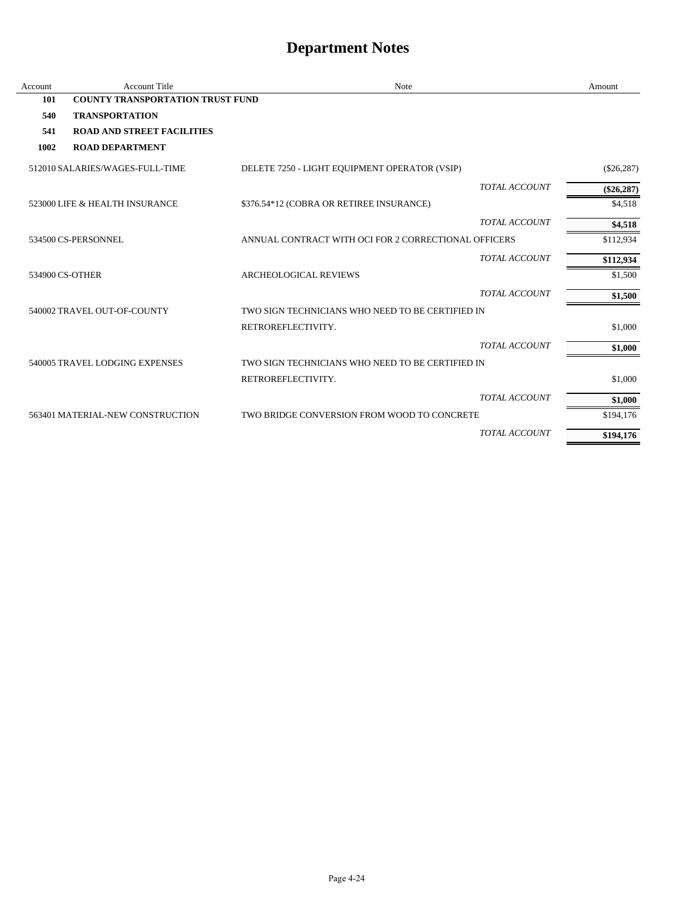# Department Notes

| Account | Account Title | Note | Amount |
|---|---|---|---|
| **101** | **COUNTY TRANSPORTATION TRUST FUND** | | |
| **540** | **TRANSPORTATION** | | |
| **541** | **ROAD AND STREET FACILITIES** | | |
| **1002** | **ROAD DEPARTMENT** | | |
| 512010 | SALARIES/WAGES-FULL-TIME | DELETE 7250 - LIGHT EQUIPMENT OPERATOR (VSIP) | ($26,287) |
| | | *TOTAL ACCOUNT* | **($26,287)** |
| 523000 | LIFE & HEALTH INSURANCE | $376.54*12 (COBRA OR RETIREE INSURANCE) | $4,518 |
| | | *TOTAL ACCOUNT* | **$4,518** |
| 534500 | CS-PERSONNEL | ANNUAL CONTRACT WITH OCI FOR 2 CORRECTIONAL OFFICERS | $112,934 |
| | | *TOTAL ACCOUNT* | **$112,934** |
| 534900 | CS-OTHER | ARCHEOLOGICAL REVIEWS | $1,500 |
| | | *TOTAL ACCOUNT* | **$1,500** |
| 540002 | TRAVEL OUT-OF-COUNTY | TWO SIGN TECHNICIANS WHO NEED TO BE CERTIFIED IN RETROREFLECTIVITY. | $1,000 |
| | | *TOTAL ACCOUNT* | **$1,000** |
| 540005 | TRAVEL LODGING EXPENSES | TWO SIGN TECHNICIANS WHO NEED TO BE CERTIFIED IN RETROREFLECTIVITY. | $1,000 |
| | | *TOTAL ACCOUNT* | **$1,000** |
| 563401 | MATERIAL-NEW CONSTRUCTION | TWO BRIDGE CONVERSION FROM WOOD TO CONCRETE | $194,176 |
| | | *TOTAL ACCOUNT* | **$194,176** |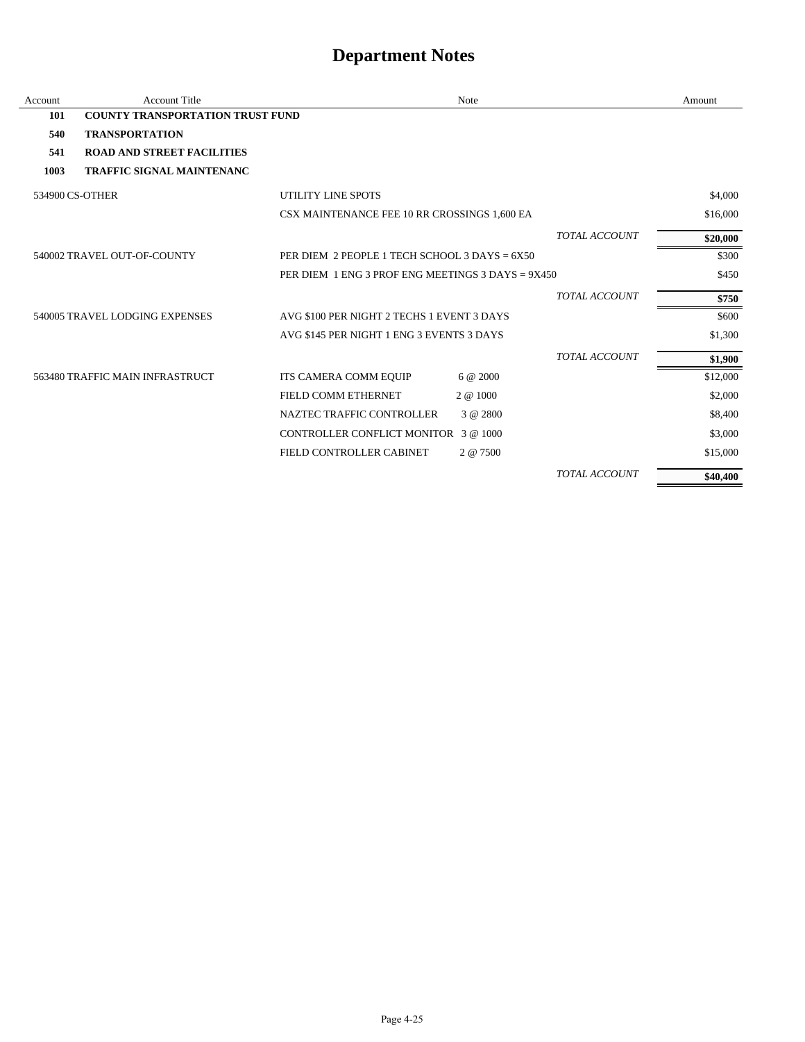# Department Notes

| Account | Account Title | Note | | Amount |
|---|---|---|---|---|
| **101** | **COUNTY TRANSPORTATION TRUST FUND** | | | |
| **540** | **TRANSPORTATION** | | | |
| **541** | **ROAD AND STREET FACILITIES** | | | |
| **1003** | **TRAFFIC SIGNAL MAINTENANC** | | | |
| 534900 CS-OTHER | | UTILITY LINE SPOTS | | $4,000 |
| | | CSX MAINTENANCE FEE 10 RR CROSSINGS 1,600 EA | | $16,000 |
| | | | *TOTAL ACCOUNT* | **$20,000** |
| 540002 TRAVEL OUT-OF-COUNTY | | PER DIEM 2 PEOPLE 1 TECH SCHOOL 3 DAYS = 6X50 | | $300 |
| | | PER DIEM 1 ENG 3 PROF ENG MEETINGS 3 DAYS = 9X450 | | $450 |
| | | | *TOTAL ACCOUNT* | **$750** |
| 540005 TRAVEL LODGING EXPENSES | | AVG $100 PER NIGHT 2 TECHS 1 EVENT 3 DAYS | | $600 |
| | | AVG $145 PER NIGHT 1 ENG 3 EVENTS 3 DAYS | | $1,300 |
| | | | *TOTAL ACCOUNT* | **$1,900** |
| 563480 TRAFFIC MAIN INFRASTRUCT | | ITS CAMERA COMM EQUIP 6 @ 2000 | | $12,000 |
| | | FIELD COMM ETHERNET 2 @ 1000 | | $2,000 |
| | | NAZTEC TRAFFIC CONTROLLER 3 @ 2800 | | $8,400 |
| | | CONTROLLER CONFLICT MONITOR 3 @ 1000 | | $3,000 |
| | | FIELD CONTROLLER CABINET 2 @ 7500 | | $15,000 |
| | | | *TOTAL ACCOUNT* | **$40,400** |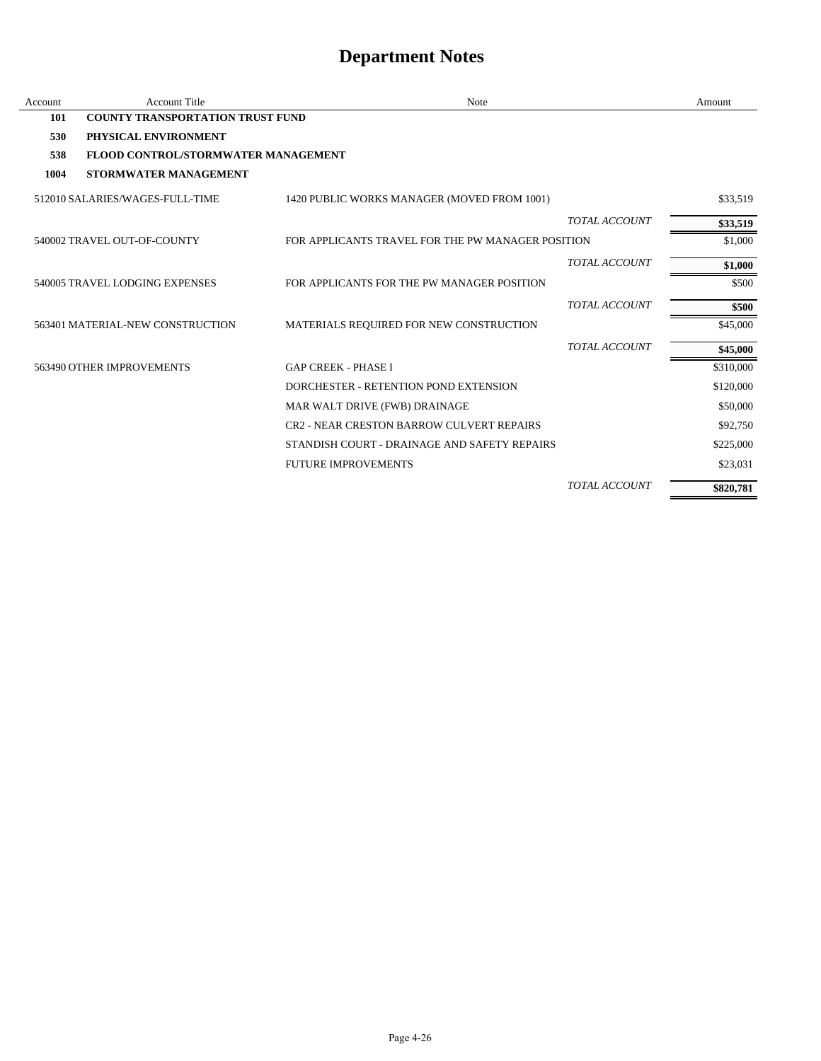# Department Notes

| Account | Account Title | Note | Amount |
|---|---|---|---|
| **101** | **COUNTY TRANSPORTATION TRUST FUND** | | |
| **530** | **PHYSICAL ENVIRONMENT** | | |
| **538** | **FLOOD CONTROL/STORMWATER MANAGEMENT** | | |
| **1004** | **STORMWATER MANAGEMENT** | | |
| 512010 | SALARIES/WAGES-FULL-TIME | 1420 PUBLIC WORKS MANAGER (MOVED FROM 1001) | $33,519 |
| | | *TOTAL ACCOUNT* | **$33,519** |
| 540002 | TRAVEL OUT-OF-COUNTY | FOR APPLICANTS TRAVEL FOR THE PW MANAGER POSITION | $1,000 |
| | | *TOTAL ACCOUNT* | **$1,000** |
| 540005 | TRAVEL LODGING EXPENSES | FOR APPLICANTS FOR THE PW MANAGER POSITION | $500 |
| | | *TOTAL ACCOUNT* | **$500** |
| 563401 | MATERIAL-NEW CONSTRUCTION | MATERIALS REQUIRED FOR NEW CONSTRUCTION | $45,000 |
| | | *TOTAL ACCOUNT* | **$45,000** |
| 563490 | OTHER IMPROVEMENTS | GAP CREEK - PHASE I | $310,000 |
| | | DORCHESTER - RETENTION POND EXTENSION | $120,000 |
| | | MAR WALT DRIVE (FWB) DRAINAGE | $50,000 |
| | | CR2 - NEAR CRESTON BARROW CULVERT REPAIRS | $92,750 |
| | | STANDISH COURT - DRAINAGE AND SAFETY REPAIRS | $225,000 |
| | | FUTURE IMPROVEMENTS | $23,031 |
| | | *TOTAL ACCOUNT* | **$820,781** |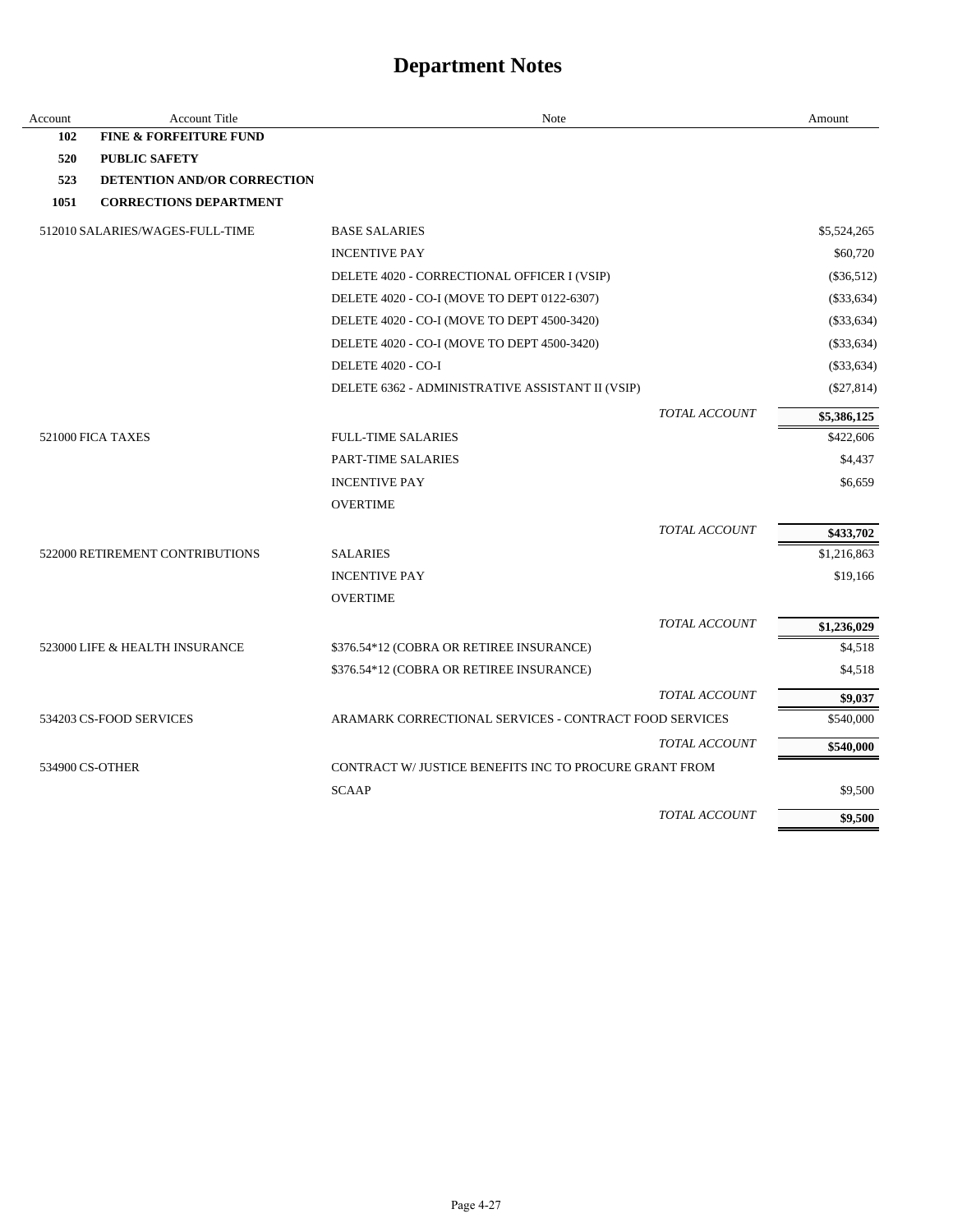# Department Notes

| Account | Account Title | Note | Amount |
|---|---|---|---|
| **102** | **FINE & FORFEITURE FUND** | | |
| **520** | **PUBLIC SAFETY** | | |
| **523** | **DETENTION AND/OR CORRECTION** | | |
| **1051** | **CORRECTIONS DEPARTMENT** | | |
| 512010 | SALARIES/WAGES-FULL-TIME | BASE SALARIES | $5,524,265 |
| | | INCENTIVE PAY | $60,720 |
| | | DELETE 4020 - CORRECTIONAL OFFICER I (VSIP) | ($36,512) |
| | | DELETE 4020 - CO-I (MOVE TO DEPT 0122-6307) | ($33,634) |
| | | DELETE 4020 - CO-I (MOVE TO DEPT 4500-3420) | ($33,634) |
| | | DELETE 4020 - CO-I (MOVE TO DEPT 4500-3420) | ($33,634) |
| | | DELETE 4020 - CO-I | ($33,634) |
| | | DELETE 6362 - ADMINISTRATIVE ASSISTANT II (VSIP) | ($27,814) |
| | | *TOTAL ACCOUNT* | **$5,386,125** |
| 521000 | FICA TAXES | FULL-TIME SALARIES | $422,606 |
| | | PART-TIME SALARIES | $4,437 |
| | | INCENTIVE PAY | $6,659 |
| | | OVERTIME | |
| | | *TOTAL ACCOUNT* | **$433,702** |
| 522000 | RETIREMENT CONTRIBUTIONS | SALARIES | $1,216,863 |
| | | INCENTIVE PAY | $19,166 |
| | | OVERTIME | |
| | | *TOTAL ACCOUNT* | **$1,236,029** |
| 523000 | LIFE & HEALTH INSURANCE | $376.54*12 (COBRA OR RETIREE INSURANCE) | $4,518 |
| | | $376.54*12 (COBRA OR RETIREE INSURANCE) | $4,518 |
| | | *TOTAL ACCOUNT* | **$9,037** |
| 534203 | CS-FOOD SERVICES | ARAMARK CORRECTIONAL SERVICES - CONTRACT FOOD SERVICES | $540,000 |
| | | *TOTAL ACCOUNT* | **$540,000** |
| 534900 | CS-OTHER | CONTRACT W/ JUSTICE BENEFITS INC TO PROCURE GRANT FROM SCAAP | $9,500 |
| | | *TOTAL ACCOUNT* | **$9,500** |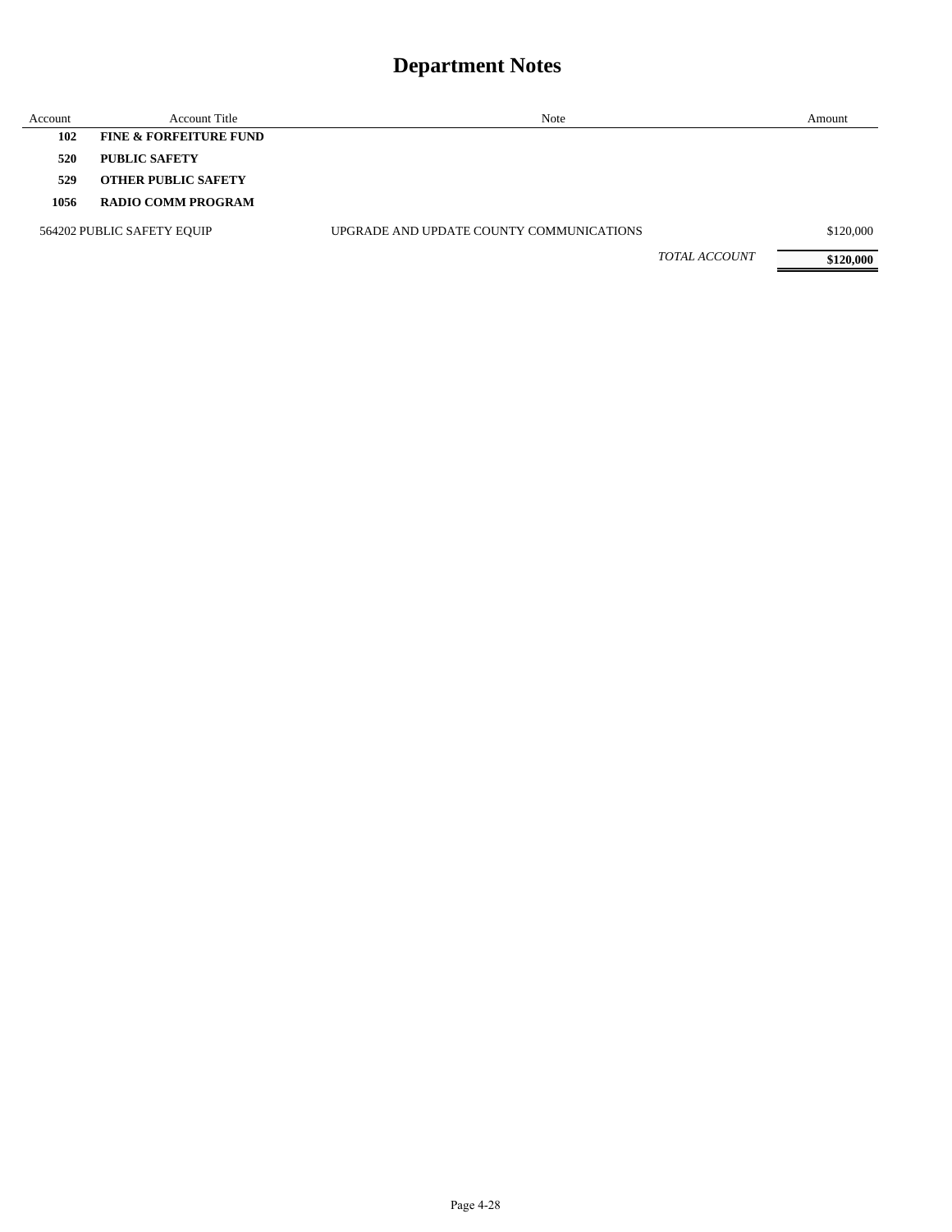# Department Notes

| Account | Account Title | Note | Amount |
|---|---|---|---|
| **102** | **FINE & FORFEITURE FUND** | | |
| **520** | **PUBLIC SAFETY** | | |
| **529** | **OTHER PUBLIC SAFETY** | | |
| **1056** | **RADIO COMM PROGRAM** | | |
| 564202 | PUBLIC SAFETY EQUIP | UPGRADE AND UPDATE COUNTY COMMUNICATIONS | $120,000 |
| | | *TOTAL ACCOUNT* | **$120,000** |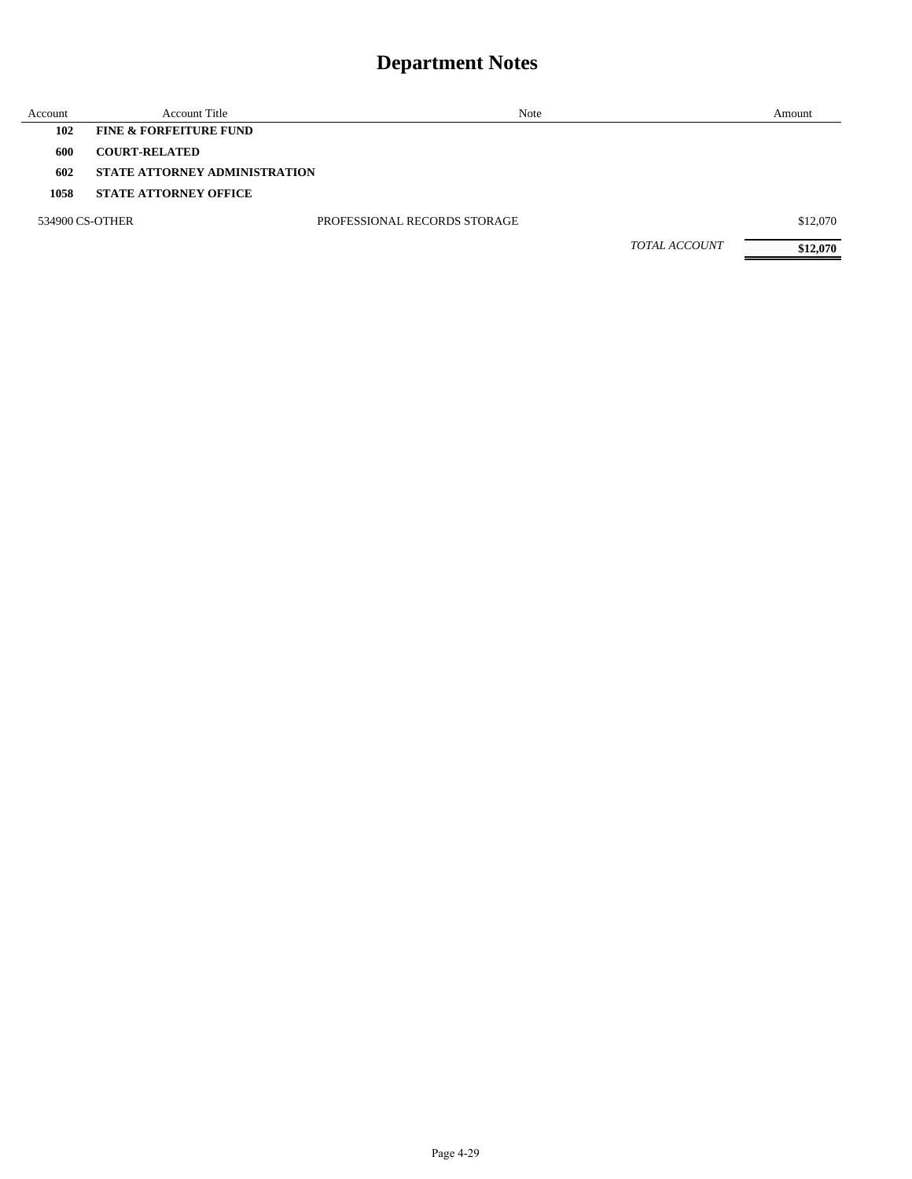# Department Notes

| Account | Account Title | Note | Amount |
|---|---|---|---|
| **102** | **FINE & FORFEITURE FUND** | | |
| **600** | **COURT-RELATED** | | |
| **602** | **STATE ATTORNEY ADMINISTRATION** | | |
| **1058** | **STATE ATTORNEY OFFICE** | | |
| 534900 | CS-OTHER | PROFESSIONAL RECORDS STORAGE | $12,070 |
| | | *TOTAL ACCOUNT* | **$12,070** |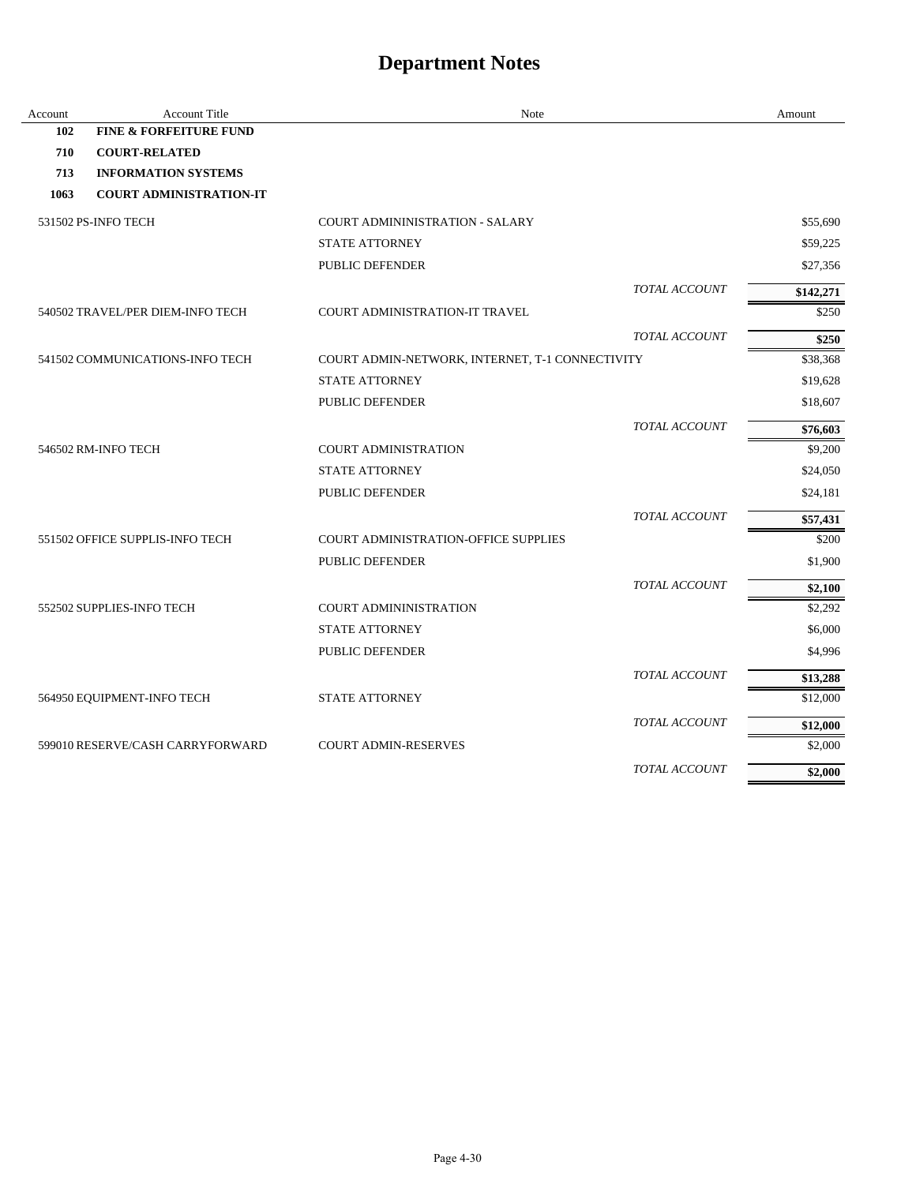# Department Notes

| Account | Account Title | Note | | Amount |
|---|---|---|---|---|
| **102** | **FINE & FORFEITURE FUND** | | | |
| **710** | **COURT-RELATED** | | | |
| **713** | **INFORMATION SYSTEMS** | | | |
| **1063** | **COURT ADMINISTRATION-IT** | | | |
| 531502 | PS-INFO TECH | COURT ADMININISTRATION - SALARY | | $55,690 |
| | | STATE ATTORNEY | | $59,225 |
| | | PUBLIC DEFENDER | | $27,356 |
| | | | *TOTAL ACCOUNT* | **$142,271** |
| 540502 | TRAVEL/PER DIEM-INFO TECH | COURT ADMINISTRATION-IT TRAVEL | | $250 |
| | | | *TOTAL ACCOUNT* | **$250** |
| 541502 | COMMUNICATIONS-INFO TECH | COURT ADMIN-NETWORK, INTERNET, T-1 CONNECTIVITY | | $38,368 |
| | | STATE ATTORNEY | | $19,628 |
| | | PUBLIC DEFENDER | | $18,607 |
| | | | *TOTAL ACCOUNT* | **$76,603** |
| 546502 | RM-INFO TECH | COURT ADMINISTRATION | | $9,200 |
| | | STATE ATTORNEY | | $24,050 |
| | | PUBLIC DEFENDER | | $24,181 |
| | | | *TOTAL ACCOUNT* | **$57,431** |
| 551502 | OFFICE SUPPLIS-INFO TECH | COURT ADMINISTRATION-OFFICE SUPPLIES | | $200 |
| | | PUBLIC DEFENDER | | $1,900 |
| | | | *TOTAL ACCOUNT* | **$2,100** |
| 552502 | SUPPLIES-INFO TECH | COURT ADMININISTRATION | | $2,292 |
| | | STATE ATTORNEY | | $6,000 |
| | | PUBLIC DEFENDER | | $4,996 |
| | | | *TOTAL ACCOUNT* | **$13,288** |
| 564950 | EQUIPMENT-INFO TECH | STATE ATTORNEY | | $12,000 |
| | | | *TOTAL ACCOUNT* | **$12,000** |
| 599010 | RESERVE/CASH CARRYFORWARD | COURT ADMIN-RESERVES | | $2,000 |
| | | | *TOTAL ACCOUNT* | **$2,000** |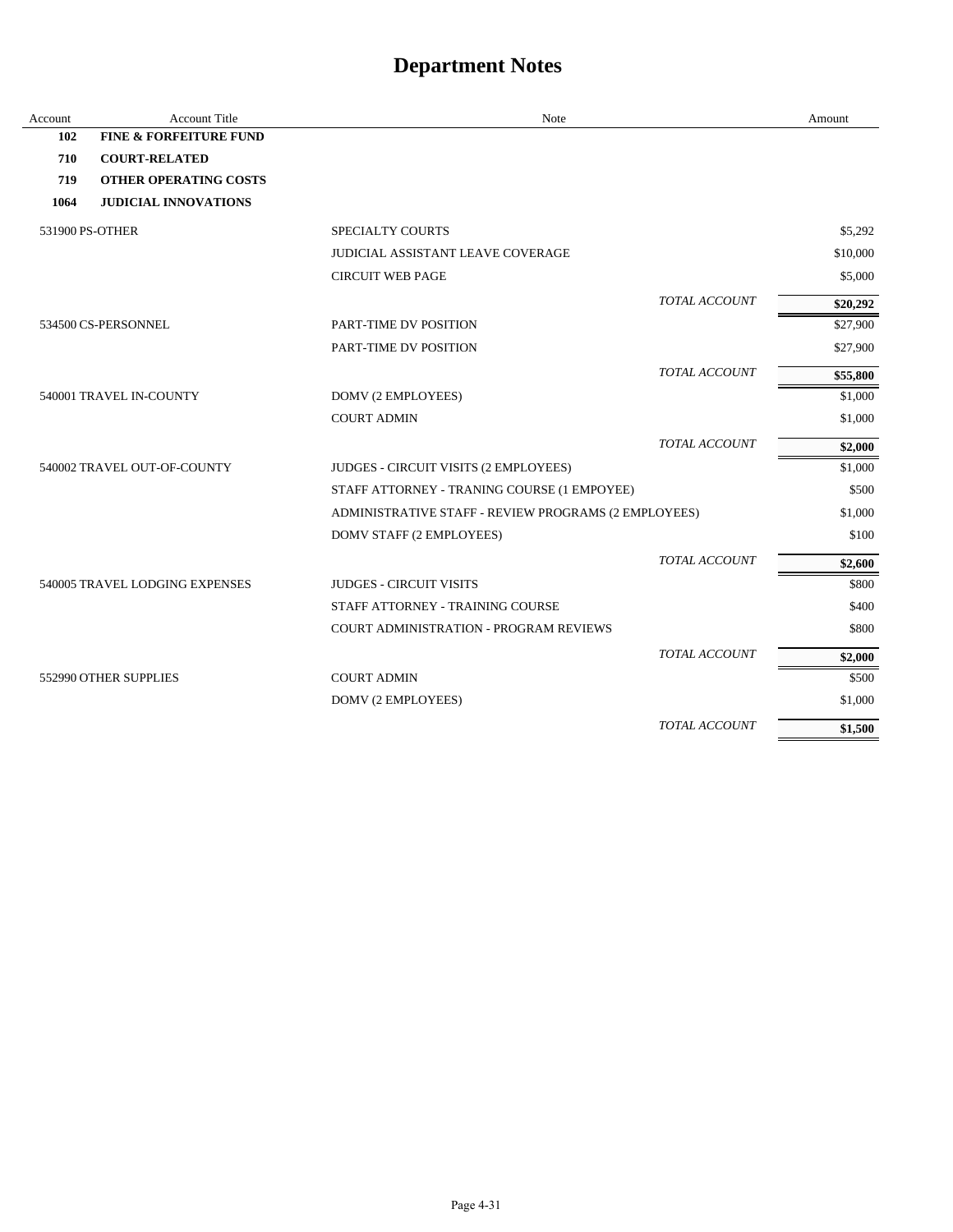# Department Notes

| Account | Account Title | Note | Amount |
|---|---|---|---|
| **102** | **FINE & FORFEITURE FUND** | | |
| **710** | **COURT-RELATED** | | |
| **719** | **OTHER OPERATING COSTS** | | |
| **1064** | **JUDICIAL INNOVATIONS** | | |
| 531900 | PS-OTHER | SPECIALTY COURTS | $5,292 |
| | | JUDICIAL ASSISTANT LEAVE COVERAGE | $10,000 |
| | | CIRCUIT WEB PAGE | $5,000 |
| | | *TOTAL ACCOUNT* | **$20,292** |
| 534500 | CS-PERSONNEL | PART-TIME DV POSITION | $27,900 |
| | | PART-TIME DV POSITION | $27,900 |
| | | *TOTAL ACCOUNT* | **$55,800** |
| 540001 | TRAVEL IN-COUNTY | DOMV (2 EMPLOYEES) | $1,000 |
| | | COURT ADMIN | $1,000 |
| | | *TOTAL ACCOUNT* | **$2,000** |
| 540002 | TRAVEL OUT-OF-COUNTY | JUDGES - CIRCUIT VISITS (2 EMPLOYEES) | $1,000 |
| | | STAFF ATTORNEY - TRANING COURSE (1 EMPOYEE) | $500 |
| | | ADMINISTRATIVE STAFF - REVIEW PROGRAMS (2 EMPLOYEES) | $1,000 |
| | | DOMV STAFF (2 EMPLOYEES) | $100 |
| | | *TOTAL ACCOUNT* | **$2,600** |
| 540005 | TRAVEL LODGING EXPENSES | JUDGES - CIRCUIT VISITS | $800 |
| | | STAFF ATTORNEY - TRAINING COURSE | $400 |
| | | COURT ADMINISTRATION - PROGRAM REVIEWS | $800 |
| | | *TOTAL ACCOUNT* | **$2,000** |
| 552990 | OTHER SUPPLIES | COURT ADMIN | $500 |
| | | DOMV (2 EMPLOYEES) | $1,000 |
| | | *TOTAL ACCOUNT* | **$1,500** |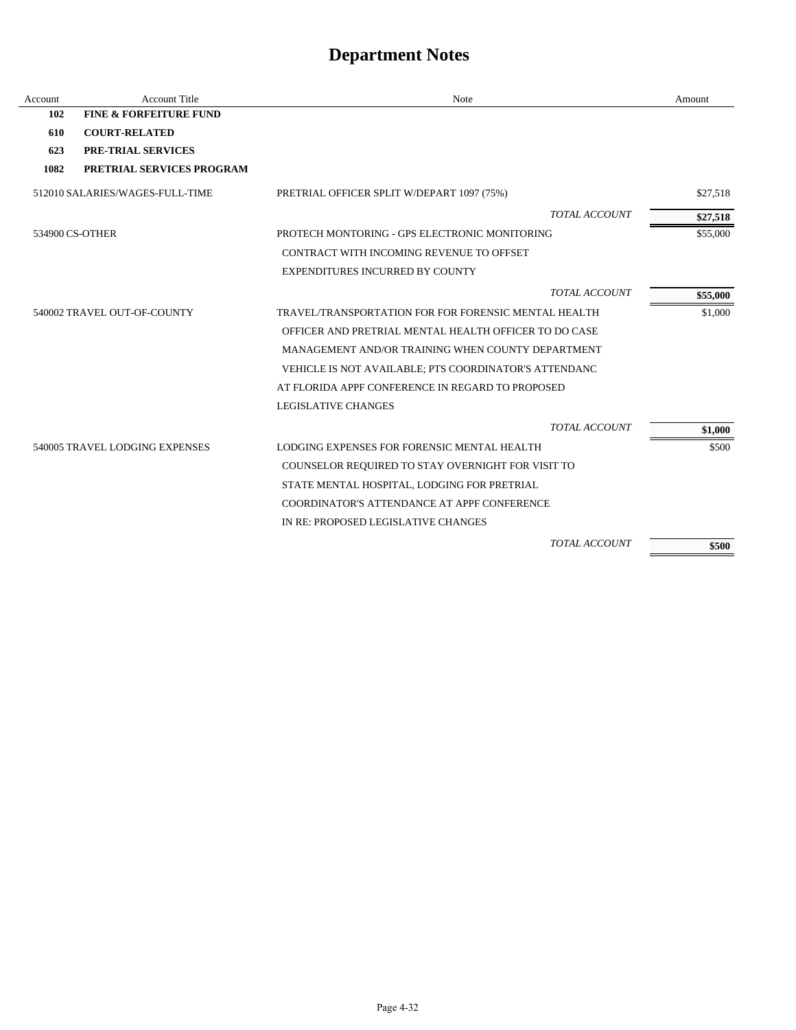# Department Notes

| Account | Account Title | Note | Amount |
|---|---|---|---|
| **102** | **FINE & FORFEITURE FUND** | | |
| **610** | **COURT-RELATED** | | |
| **623** | **PRE-TRIAL SERVICES** | | |
| **1082** | **PRETRIAL SERVICES PROGRAM** | | |
| 512010 | SALARIES/WAGES-FULL-TIME | PRETRIAL OFFICER SPLIT W/DEPART 1097 (75%) | $27,518 |
| | | *TOTAL ACCOUNT* | **$27,518** |
| 534900 | CS-OTHER | PROTECH MONTORING - GPS ELECTRONIC MONITORING CONTRACT WITH INCOMING REVENUE TO OFFSET EXPENDITURES INCURRED BY COUNTY | $55,000 |
| | | *TOTAL ACCOUNT* | **$55,000** |
| 540002 | TRAVEL OUT-OF-COUNTY | TRAVEL/TRANSPORTATION FOR FOR FORENSIC MENTAL HEALTH OFFICER AND PRETRIAL MENTAL HEALTH OFFICER TO DO CASE MANAGEMENT AND/OR TRAINING WHEN COUNTY DEPARTMENT VEHICLE IS NOT AVAILABLE; PTS COORDINATOR'S ATTENDANC AT FLORIDA APPF CONFERENCE IN REGARD TO PROPOSED LEGISLATIVE CHANGES | $1,000 |
| | | *TOTAL ACCOUNT* | **$1,000** |
| 540005 | TRAVEL LODGING EXPENSES | LODGING EXPENSES FOR FORENSIC MENTAL HEALTH COUNSELOR REQUIRED TO STAY OVERNIGHT FOR VISIT TO STATE MENTAL HOSPITAL, LODGING FOR PRETRIAL COORDINATOR'S ATTENDANCE AT APPF CONFERENCE IN RE: PROPOSED LEGISLATIVE CHANGES | $500 |
| | | *TOTAL ACCOUNT* | **$500** |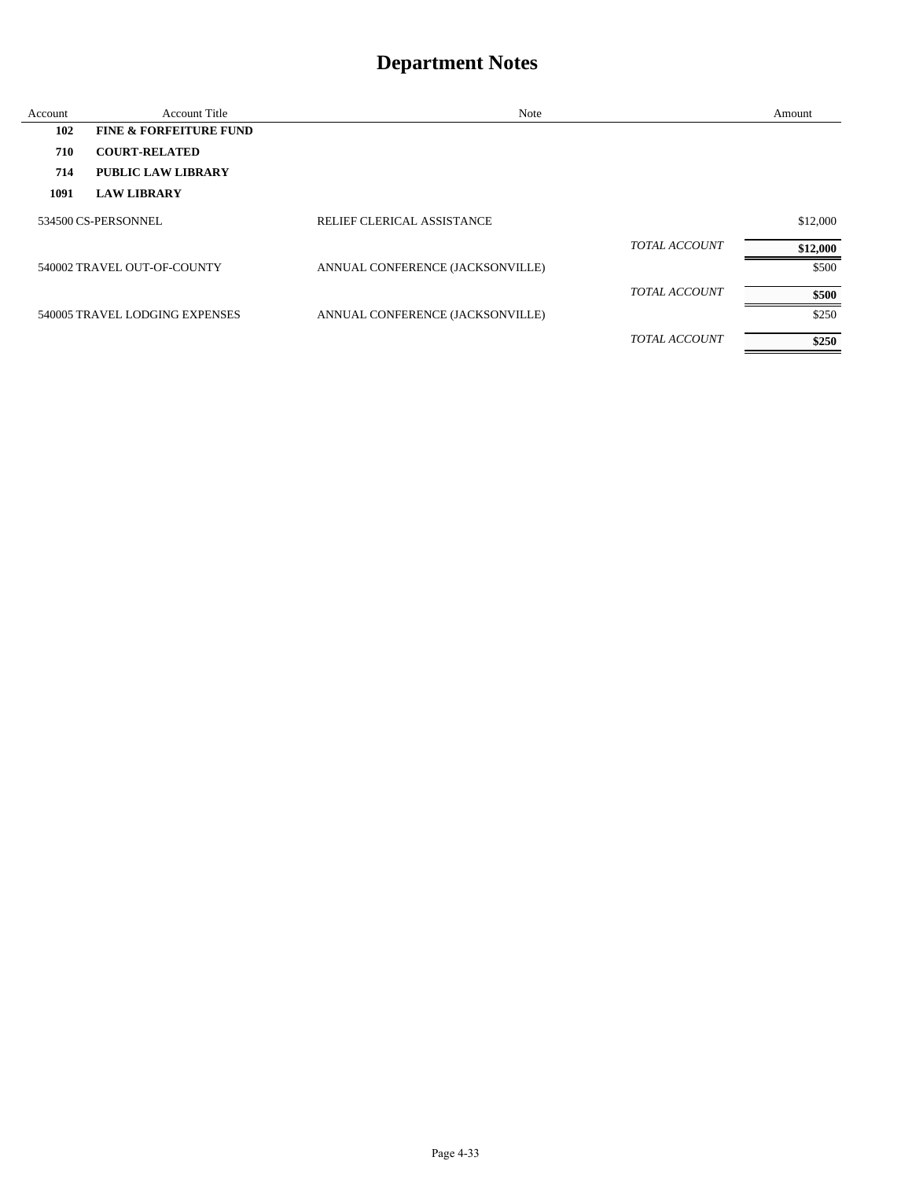# Department Notes

| Account | Account Title | Note | | Amount |
|---|---|---|---|---|
| **102** | **FINE & FORFEITURE FUND** | | | |
| **710** | **COURT-RELATED** | | | |
| **714** | **PUBLIC LAW LIBRARY** | | | |
| **1091** | **LAW LIBRARY** | | | |
| 534500 | CS-PERSONNEL | RELIEF CLERICAL ASSISTANCE | | $12,000 |
| | | | *TOTAL ACCOUNT* | **$12,000** |
| 540002 | TRAVEL OUT-OF-COUNTY | ANNUAL CONFERENCE (JACKSONVILLE) | | $500 |
| | | | *TOTAL ACCOUNT* | **$500** |
| 540005 | TRAVEL LODGING EXPENSES | ANNUAL CONFERENCE (JACKSONVILLE) | | $250 |
| | | | *TOTAL ACCOUNT* | **$250** |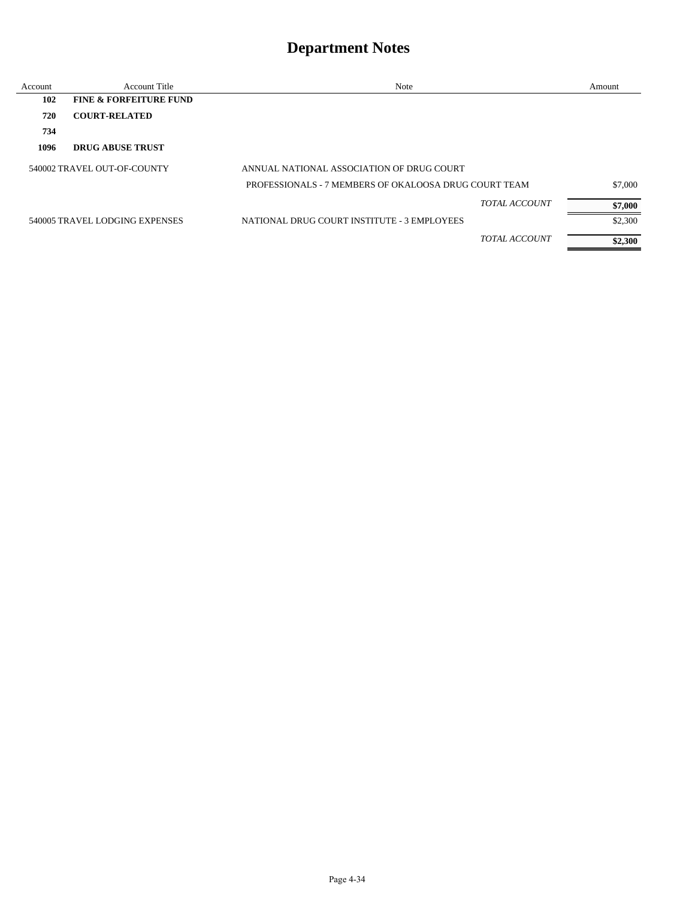# Department Notes

| Account | Account Title | Note | Amount |
|---|---|---|---|
| **102** | **FINE & FORFEITURE FUND** | | |
| **720** | **COURT-RELATED** | | |
| **734** | | | |
| **1096** | **DRUG ABUSE TRUST** | | |
| 540002 | TRAVEL OUT-OF-COUNTY | ANNUAL NATIONAL ASSOCIATION OF DRUG COURT | |
| | | PROFESSIONALS - 7 MEMBERS OF OKALOOSA DRUG COURT TEAM | $7,000 |
| | | *TOTAL ACCOUNT* | **$7,000** |
| 540005 | TRAVEL LODGING EXPENSES | NATIONAL DRUG COURT INSTITUTE - 3 EMPLOYEES | $2,300 |
| | | *TOTAL ACCOUNT* | **$2,300** |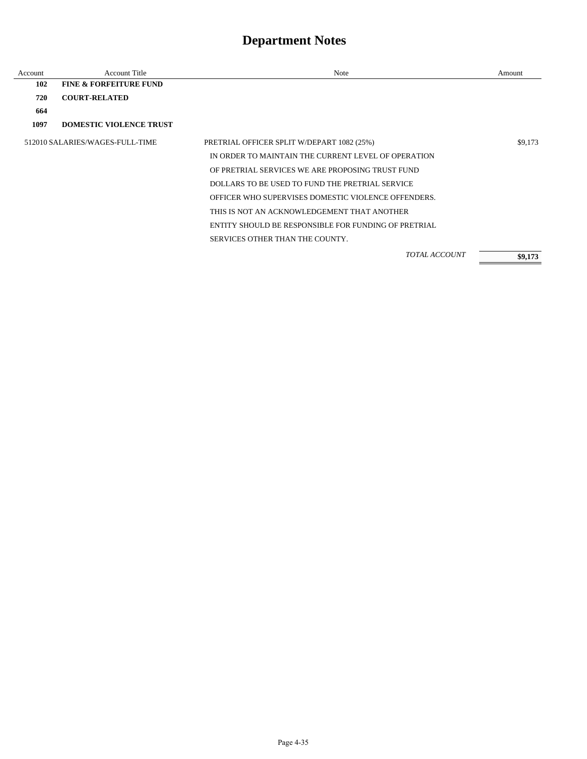# Department Notes

| Account | Account Title | Note | Amount |
|---|---|---|---|
| **102** | **FINE & FORFEITURE FUND** | | |
| **720** | **COURT-RELATED** | | |
| **664** | | | |
| **1097** | **DOMESTIC VIOLENCE TRUST** | | |
| 512010 | SALARIES/WAGES-FULL-TIME | PRETRIAL OFFICER SPLIT W/DEPART 1082 (25%)<br>IN ORDER TO MAINTAIN THE CURRENT LEVEL OF OPERATION OF PRETRIAL SERVICES WE ARE PROPOSING TRUST FUND DOLLARS TO BE USED TO FUND THE PRETRIAL SERVICE OFFICER WHO SUPERVISES DOMESTIC VIOLENCE OFFENDERS. THIS IS NOT AN ACKNOWLEDGEMENT THAT ANOTHER ENTITY SHOULD BE RESPONSIBLE FOR FUNDING OF PRETRIAL SERVICES OTHER THAN THE COUNTY. | $9,173 |
| | | *TOTAL ACCOUNT* | **$9,173** |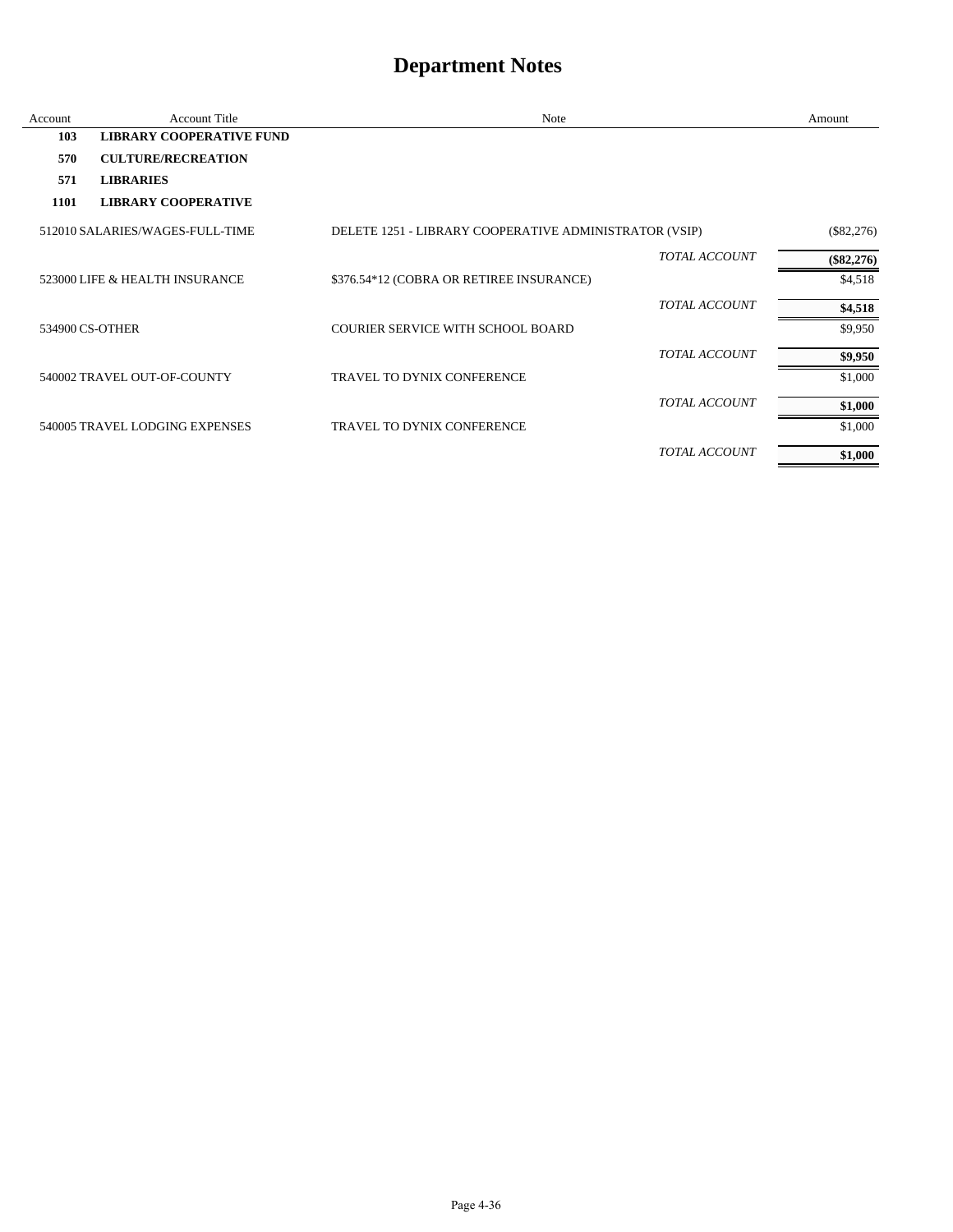# Department Notes

| Account | Account Title | Note | Amount |
|---|---|---|---|
| **103** | **LIBRARY COOPERATIVE FUND** | | |
| **570** | **CULTURE/RECREATION** | | |
| **571** | **LIBRARIES** | | |
| **1101** | **LIBRARY COOPERATIVE** | | |
| 512010 | SALARIES/WAGES-FULL-TIME | DELETE 1251 - LIBRARY COOPERATIVE ADMINISTRATOR (VSIP) | ($82,276) |
| | | *TOTAL ACCOUNT* | **($82,276)** |
| 523000 | LIFE & HEALTH INSURANCE | $376.54*12 (COBRA OR RETIREE INSURANCE) | $4,518 |
| | | *TOTAL ACCOUNT* | **$4,518** |
| 534900 | CS-OTHER | COURIER SERVICE WITH SCHOOL BOARD | $9,950 |
| | | *TOTAL ACCOUNT* | **$9,950** |
| 540002 | TRAVEL OUT-OF-COUNTY | TRAVEL TO DYNIX CONFERENCE | $1,000 |
| | | *TOTAL ACCOUNT* | **$1,000** |
| 540005 | TRAVEL LODGING EXPENSES | TRAVEL TO DYNIX CONFERENCE | $1,000 |
| | | *TOTAL ACCOUNT* | **$1,000** |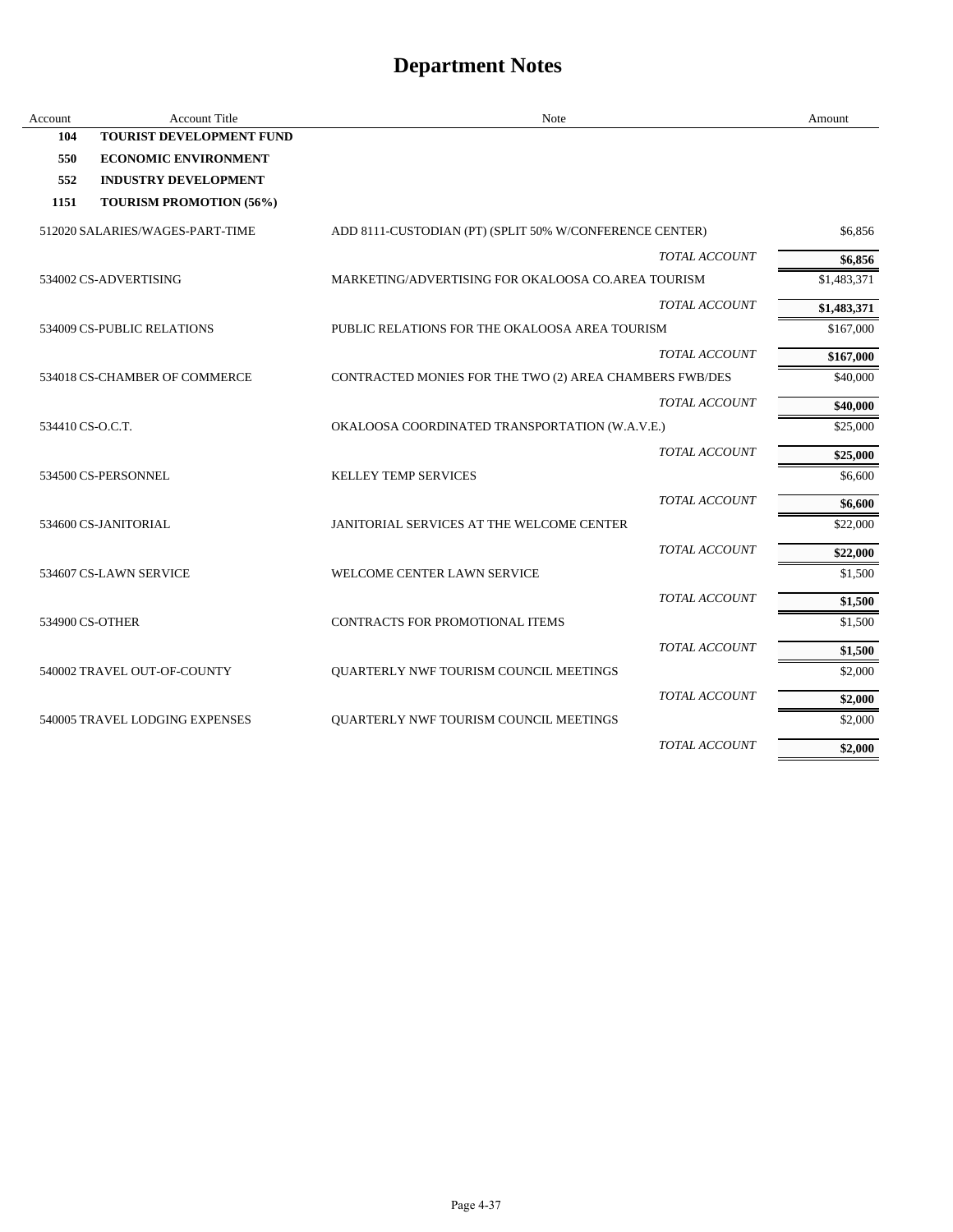# Department Notes

| Account | Account Title | Note | Amount |
|---|---|---|---|
| **104** | **TOURIST DEVELOPMENT FUND** | | |
| **550** | **ECONOMIC ENVIRONMENT** | | |
| **552** | **INDUSTRY DEVELOPMENT** | | |
| **1151** | **TOURISM PROMOTION (56%)** | | |
| 512020 | SALARIES/WAGES-PART-TIME | ADD 8111-CUSTODIAN (PT) (SPLIT 50% W/CONFERENCE CENTER) | $6,856 |
| | | *TOTAL ACCOUNT* | **$6,856** |
| 534002 | CS-ADVERTISING | MARKETING/ADVERTISING FOR OKALOOSA CO.AREA TOURISM | $1,483,371 |
| | | *TOTAL ACCOUNT* | **$1,483,371** |
| 534009 | CS-PUBLIC RELATIONS | PUBLIC RELATIONS FOR THE OKALOOSA AREA TOURISM | $167,000 |
| | | *TOTAL ACCOUNT* | **$167,000** |
| 534018 | CS-CHAMBER OF COMMERCE | CONTRACTED MONIES FOR THE TWO (2) AREA CHAMBERS FWB/DES | $40,000 |
| | | *TOTAL ACCOUNT* | **$40,000** |
| 534410 | CS-O.C.T. | OKALOOSA COORDINATED TRANSPORTATION (W.A.V.E.) | $25,000 |
| | | *TOTAL ACCOUNT* | **$25,000** |
| 534500 | CS-PERSONNEL | KELLEY TEMP SERVICES | $6,600 |
| | | *TOTAL ACCOUNT* | **$6,600** |
| 534600 | CS-JANITORIAL | JANITORIAL SERVICES AT THE WELCOME CENTER | $22,000 |
| | | *TOTAL ACCOUNT* | **$22,000** |
| 534607 | CS-LAWN SERVICE | WELCOME CENTER LAWN SERVICE | $1,500 |
| | | *TOTAL ACCOUNT* | **$1,500** |
| 534900 | CS-OTHER | CONTRACTS FOR PROMOTIONAL ITEMS | $1,500 |
| | | *TOTAL ACCOUNT* | **$1,500** |
| 540002 | TRAVEL OUT-OF-COUNTY | QUARTERLY NWF TOURISM COUNCIL MEETINGS | $2,000 |
| | | *TOTAL ACCOUNT* | **$2,000** |
| 540005 | TRAVEL LODGING EXPENSES | QUARTERLY NWF TOURISM COUNCIL MEETINGS | $2,000 |
| | | *TOTAL ACCOUNT* | **$2,000** |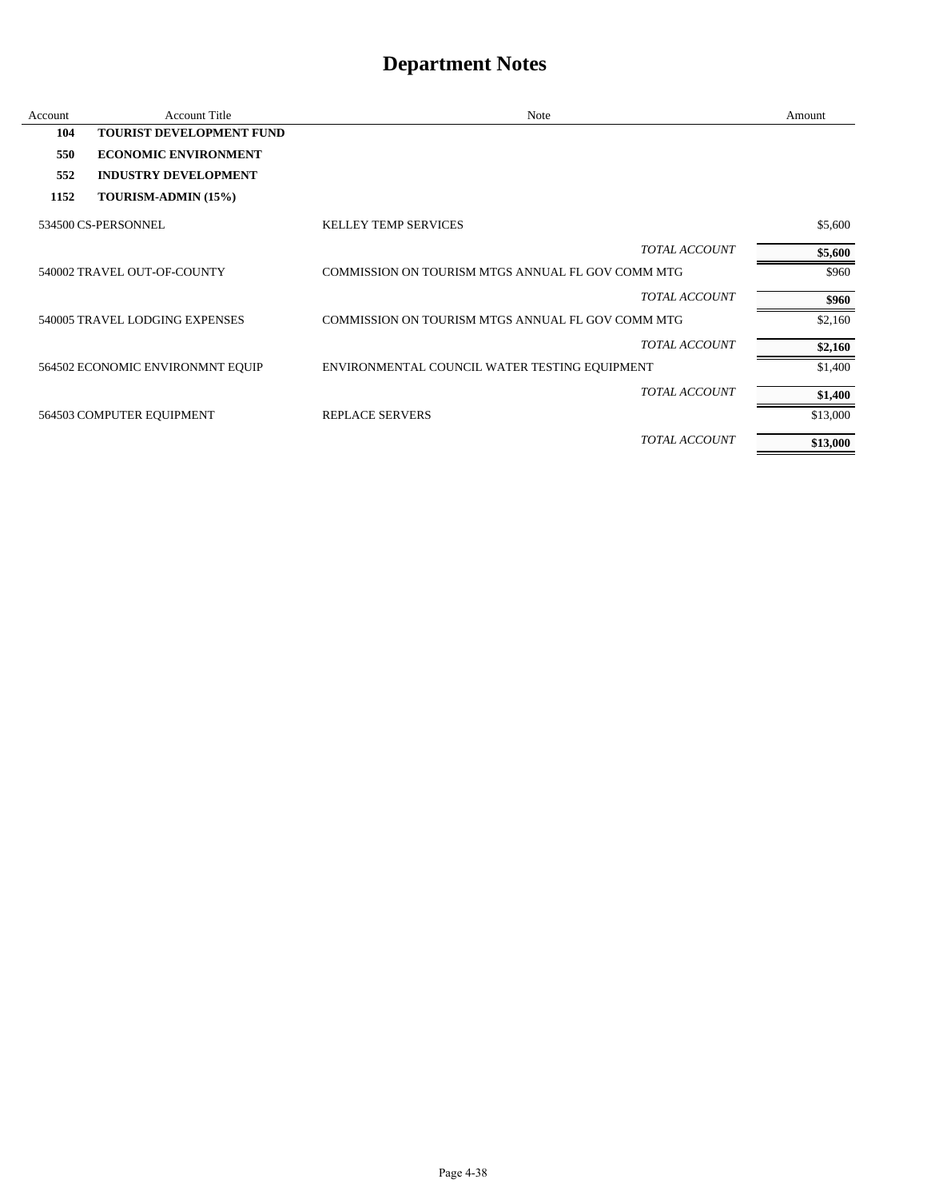# Department Notes

| Account | Account Title | Note | Amount |
|---|---|---|---|
| **104** | **TOURIST DEVELOPMENT FUND** | | |
| **550** | **ECONOMIC ENVIRONMENT** | | |
| **552** | **INDUSTRY DEVELOPMENT** | | |
| **1152** | **TOURISM-ADMIN (15%)** | | |
| 534500 | CS-PERSONNEL | KELLEY TEMP SERVICES | $5,600 |
| | | *TOTAL ACCOUNT* | **$5,600** |
| 540002 | TRAVEL OUT-OF-COUNTY | COMMISSION ON TOURISM MTGS ANNUAL FL GOV COMM MTG | $960 |
| | | *TOTAL ACCOUNT* | **$960** |
| 540005 | TRAVEL LODGING EXPENSES | COMMISSION ON TOURISM MTGS ANNUAL FL GOV COMM MTG | $2,160 |
| | | *TOTAL ACCOUNT* | **$2,160** |
| 564502 | ECONOMIC ENVIRONMNT EQUIP | ENVIRONMENTAL COUNCIL WATER TESTING EQUIPMENT | $1,400 |
| | | *TOTAL ACCOUNT* | **$1,400** |
| 564503 | COMPUTER EQUIPMENT | REPLACE SERVERS | $13,000 |
| | | *TOTAL ACCOUNT* | **$13,000** |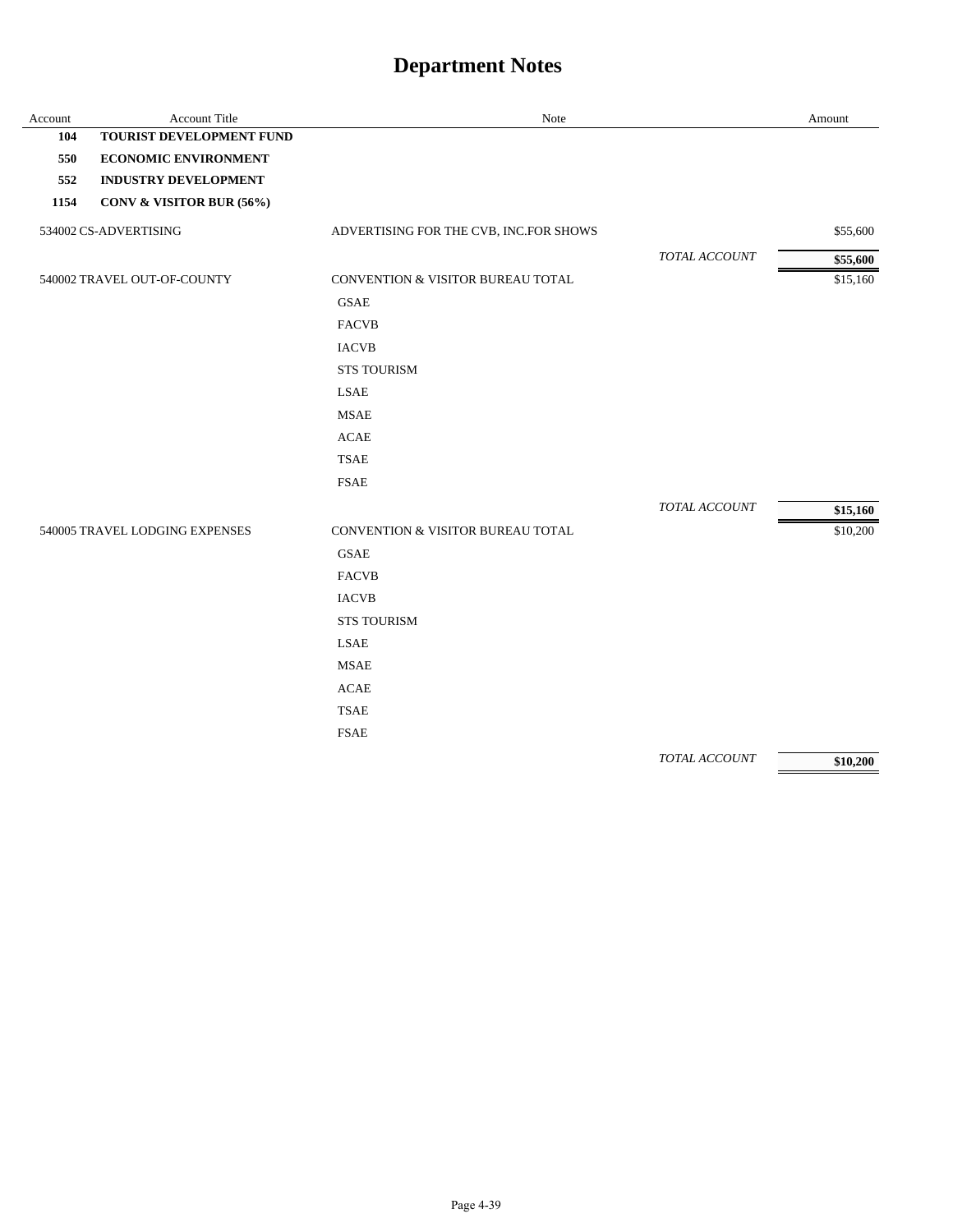# Department Notes

| Account | Account Title | Note | | Amount |
|---|---|---|---|---|
| **104** | **TOURIST DEVELOPMENT FUND** | | | |
| **550** | **ECONOMIC ENVIRONMENT** | | | |
| **552** | **INDUSTRY DEVELOPMENT** | | | |
| **1154** | **CONV & VISITOR BUR (56%)** | | | |
| 534002 | CS-ADVERTISING | ADVERTISING FOR THE CVB, INC.FOR SHOWS | | $55,600 |
| | | | *TOTAL ACCOUNT* | **$55,600** |
| 540002 | TRAVEL OUT-OF-COUNTY | CONVENTION & VISITOR BUREAU TOTAL | | $15,160 |
| | | GSAE | | |
| | | FACVB | | |
| | | IACVB | | |
| | | STS TOURISM | | |
| | | LSAE | | |
| | | MSAE | | |
| | | ACAE | | |
| | | TSAE | | |
| | | FSAE | | |
| | | | *TOTAL ACCOUNT* | **$15,160** |
| 540005 | TRAVEL LODGING EXPENSES | CONVENTION & VISITOR BUREAU TOTAL | | $10,200 |
| | | GSAE | | |
| | | FACVB | | |
| | | IACVB | | |
| | | STS TOURISM | | |
| | | LSAE | | |
| | | MSAE | | |
| | | ACAE | | |
| | | TSAE | | |
| | | FSAE | | |
| | | | *TOTAL ACCOUNT* | **$10,200** |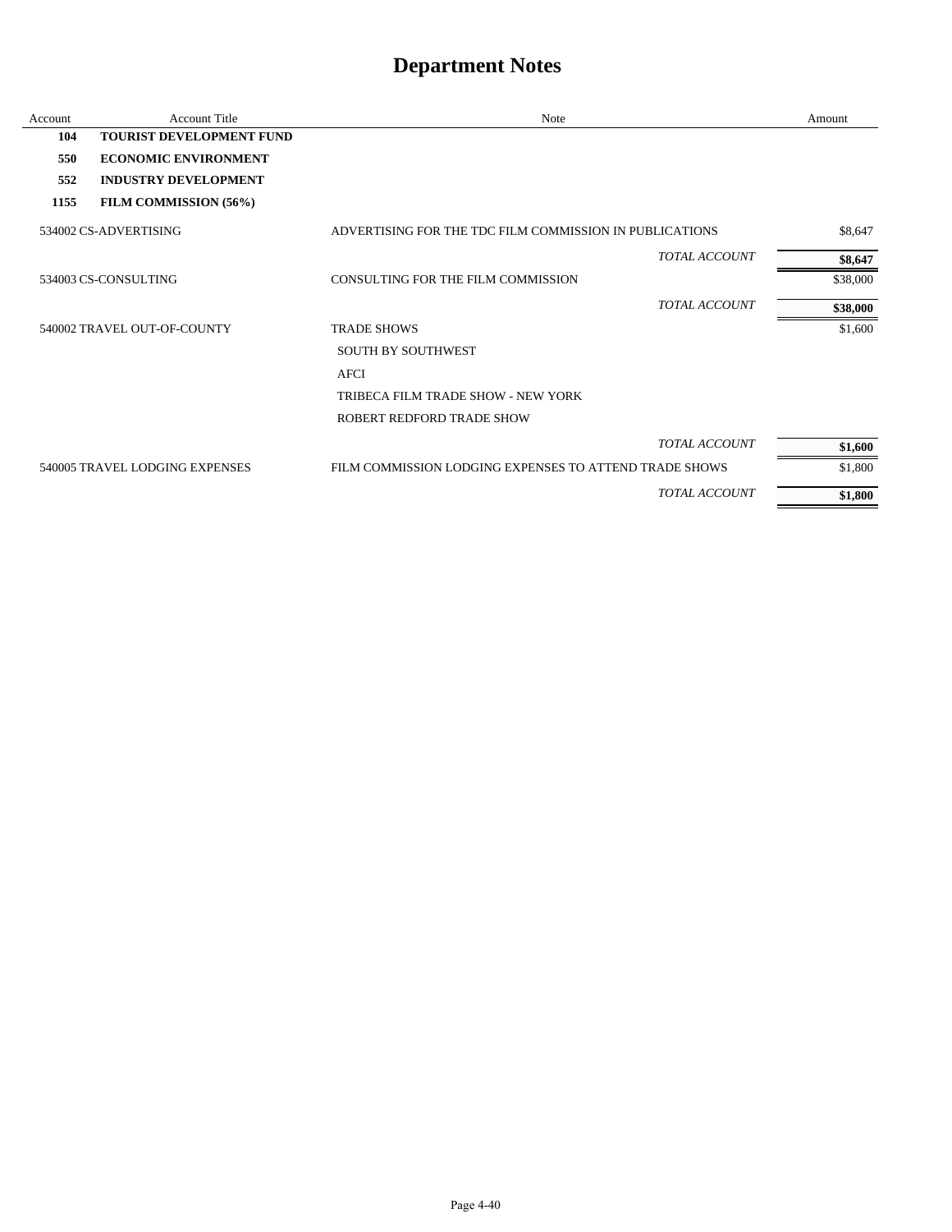# Department Notes

| Account | Account Title | Note | Amount |
|---|---|---|---|
| **104** | **TOURIST DEVELOPMENT FUND** | | |
| **550** | **ECONOMIC ENVIRONMENT** | | |
| **552** | **INDUSTRY DEVELOPMENT** | | |
| **1155** | **FILM COMMISSION (56%)** | | |
| 534002 | CS-ADVERTISING | ADVERTISING FOR THE TDC FILM COMMISSION IN PUBLICATIONS | $8,647 |
| | | *TOTAL ACCOUNT* | **$8,647** |
| 534003 | CS-CONSULTING | CONSULTING FOR THE FILM COMMISSION | $38,000 |
| | | *TOTAL ACCOUNT* | **$38,000** |
| 540002 | TRAVEL OUT-OF-COUNTY | TRADE SHOWS | $1,600 |
| | | SOUTH BY SOUTHWEST | |
| | | AFCI | |
| | | TRIBECA FILM TRADE SHOW - NEW YORK | |
| | | ROBERT REDFORD TRADE SHOW | |
| | | *TOTAL ACCOUNT* | **$1,600** |
| 540005 | TRAVEL LODGING EXPENSES | FILM COMMISSION LODGING EXPENSES TO ATTEND TRADE SHOWS | $1,800 |
| | | *TOTAL ACCOUNT* | **$1,800** |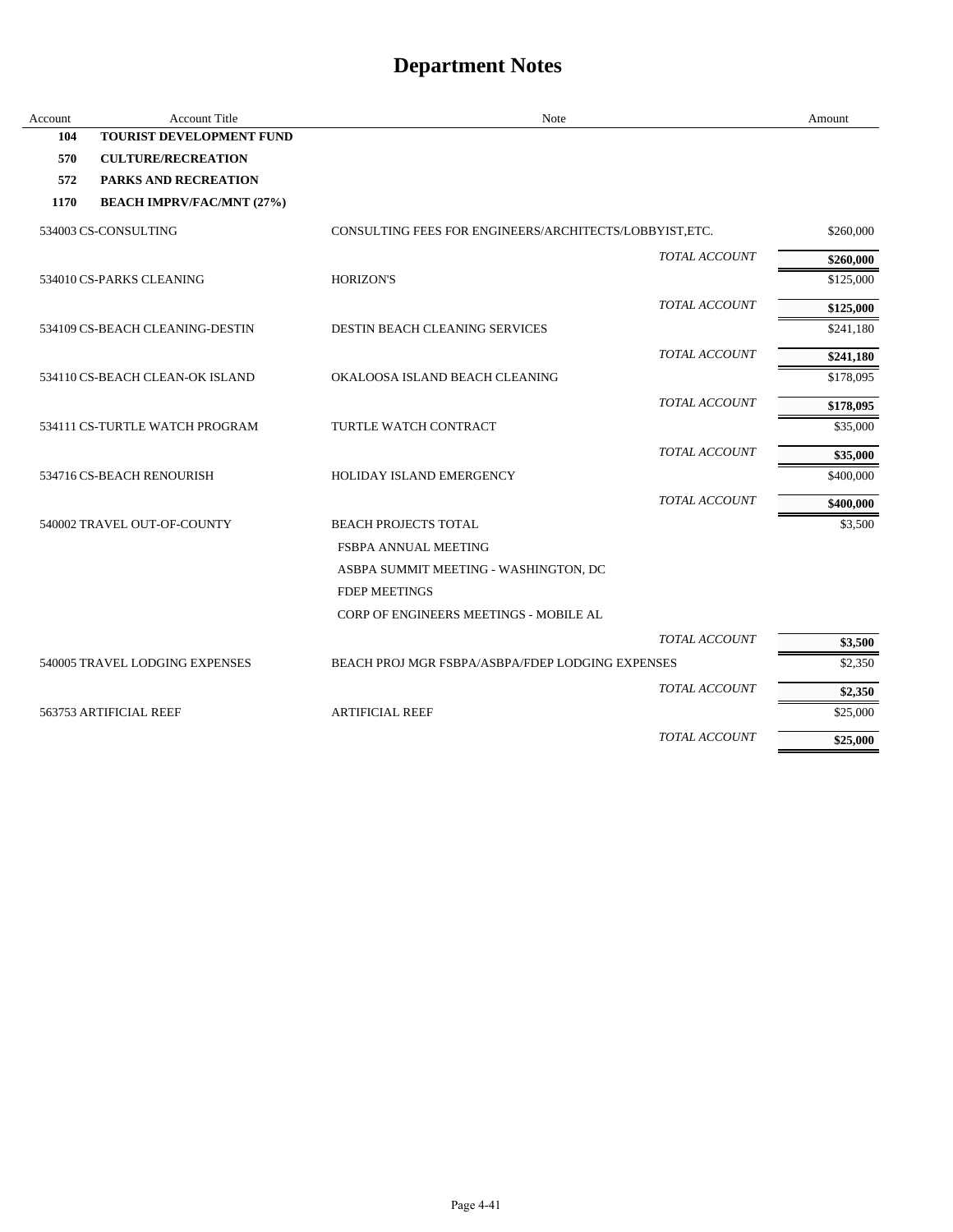# Department Notes

| Account | Account Title | Note | Amount |
|---|---|---|---|
| **104** | **TOURIST DEVELOPMENT FUND** | | |
| **570** | **CULTURE/RECREATION** | | |
| **572** | **PARKS AND RECREATION** | | |
| **1170** | **BEACH IMPRV/FAC/MNT (27%)** | | |
| 534003 | CS-CONSULTING | CONSULTING FEES FOR ENGINEERS/ARCHITECTS/LOBBYIST,ETC. | $260,000 |
| | | *TOTAL ACCOUNT* | **$260,000** |
| 534010 | CS-PARKS CLEANING | HORIZON'S | $125,000 |
| | | *TOTAL ACCOUNT* | **$125,000** |
| 534109 | CS-BEACH CLEANING-DESTIN | DESTIN BEACH CLEANING SERVICES | $241,180 |
| | | *TOTAL ACCOUNT* | **$241,180** |
| 534110 | CS-BEACH CLEAN-OK ISLAND | OKALOOSA ISLAND BEACH CLEANING | $178,095 |
| | | *TOTAL ACCOUNT* | **$178,095** |
| 534111 | CS-TURTLE WATCH PROGRAM | TURTLE WATCH CONTRACT | $35,000 |
| | | *TOTAL ACCOUNT* | **$35,000** |
| 534716 | CS-BEACH RENOURISH | HOLIDAY ISLAND EMERGENCY | $400,000 |
| | | *TOTAL ACCOUNT* | **$400,000** |
| 540002 | TRAVEL OUT-OF-COUNTY | BEACH PROJECTS TOTAL | $3,500 |
| | | FSBPA ANNUAL MEETING | |
| | | ASBPA SUMMIT MEETING - WASHINGTON, DC | |
| | | FDEP MEETINGS | |
| | | CORP OF ENGINEERS MEETINGS - MOBILE AL | |
| | | *TOTAL ACCOUNT* | **$3,500** |
| 540005 | TRAVEL LODGING EXPENSES | BEACH PROJ MGR FSBPA/ASBPA/FDEP LODGING EXPENSES | $2,350 |
| | | *TOTAL ACCOUNT* | **$2,350** |
| 563753 | ARTIFICIAL REEF | ARTIFICIAL REEF | $25,000 |
| | | *TOTAL ACCOUNT* | **$25,000** |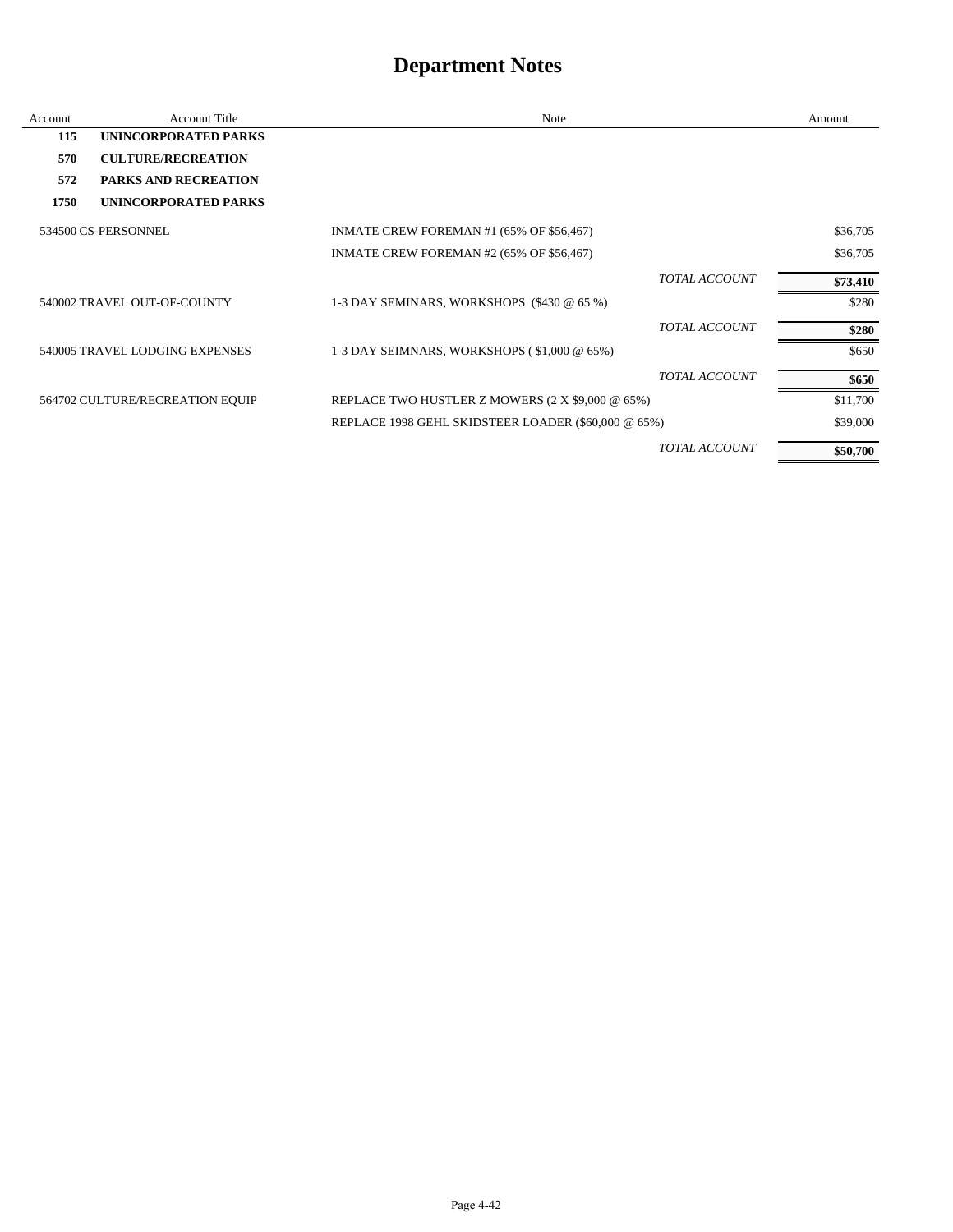# Department Notes

| Account | Account Title | Note | Amount |
|---|---|---|---|
| **115** | **UNINCORPORATED PARKS** | | |
| **570** | **CULTURE/RECREATION** | | |
| **572** | **PARKS AND RECREATION** | | |
| **1750** | **UNINCORPORATED PARKS** | | |
| 534500 | CS-PERSONNEL | INMATE CREW FOREMAN #1 (65% OF $56,467) | $36,705 |
| | | INMATE CREW FOREMAN #2 (65% OF $56,467) | $36,705 |
| | | *TOTAL ACCOUNT* | **$73,410** |
| 540002 | TRAVEL OUT-OF-COUNTY | 1-3 DAY SEMINARS, WORKSHOPS ($430 @ 65 %) | $280 |
| | | *TOTAL ACCOUNT* | **$280** |
| 540005 | TRAVEL LODGING EXPENSES | 1-3 DAY SEIMNARS, WORKSHOPS ( $1,000 @ 65%) | $650 |
| | | *TOTAL ACCOUNT* | **$650** |
| 564702 | CULTURE/RECREATION EQUIP | REPLACE TWO HUSTLER Z MOWERS (2 X $9,000 @ 65%) | $11,700 |
| | | REPLACE 1998 GEHL SKIDSTEER LOADER ($60,000 @ 65%) | $39,000 |
| | | *TOTAL ACCOUNT* | **$50,700** |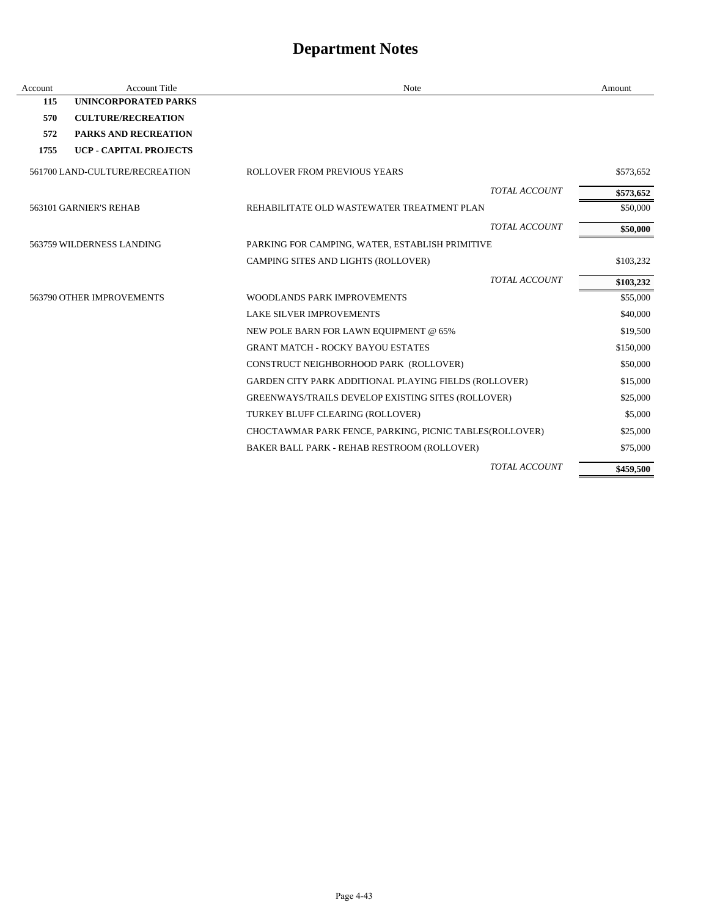# Department Notes

| Account | Account Title | Note | Amount |
|---|---|---|---|
| **115** | **UNINCORPORATED PARKS** | | |
| **570** | **CULTURE/RECREATION** | | |
| **572** | **PARKS AND RECREATION** | | |
| **1755** | **UCP - CAPITAL PROJECTS** | | |
| 561700 | LAND-CULTURE/RECREATION | ROLLOVER FROM PREVIOUS YEARS | $573,652 |
| | | *TOTAL ACCOUNT* | **$573,652** |
| 563101 | GARNIER'S REHAB | REHABILITATE OLD WASTEWATER TREATMENT PLAN | $50,000 |
| | | *TOTAL ACCOUNT* | **$50,000** |
| 563759 | WILDERNESS LANDING | PARKING FOR CAMPING, WATER, ESTABLISH PRIMITIVE CAMPING SITES AND LIGHTS (ROLLOVER) | $103,232 |
| | | *TOTAL ACCOUNT* | **$103,232** |
| 563790 | OTHER IMPROVEMENTS | WOODLANDS PARK IMPROVEMENTS | $55,000 |
| | | LAKE SILVER IMPROVEMENTS | $40,000 |
| | | NEW POLE BARN FOR LAWN EQUIPMENT @ 65% | $19,500 |
| | | GRANT MATCH - ROCKY BAYOU ESTATES | $150,000 |
| | | CONSTRUCT NEIGHBORHOOD PARK (ROLLOVER) | $50,000 |
| | | GARDEN CITY PARK ADDITIONAL PLAYING FIELDS (ROLLOVER) | $15,000 |
| | | GREENWAYS/TRAILS DEVELOP EXISTING SITES (ROLLOVER) | $25,000 |
| | | TURKEY BLUFF CLEARING (ROLLOVER) | $5,000 |
| | | CHOCTAWMAR PARK FENCE, PARKING, PICNIC TABLES(ROLLOVER) | $25,000 |
| | | BAKER BALL PARK - REHAB RESTROOM (ROLLOVER) | $75,000 |
| | | *TOTAL ACCOUNT* | **$459,500** |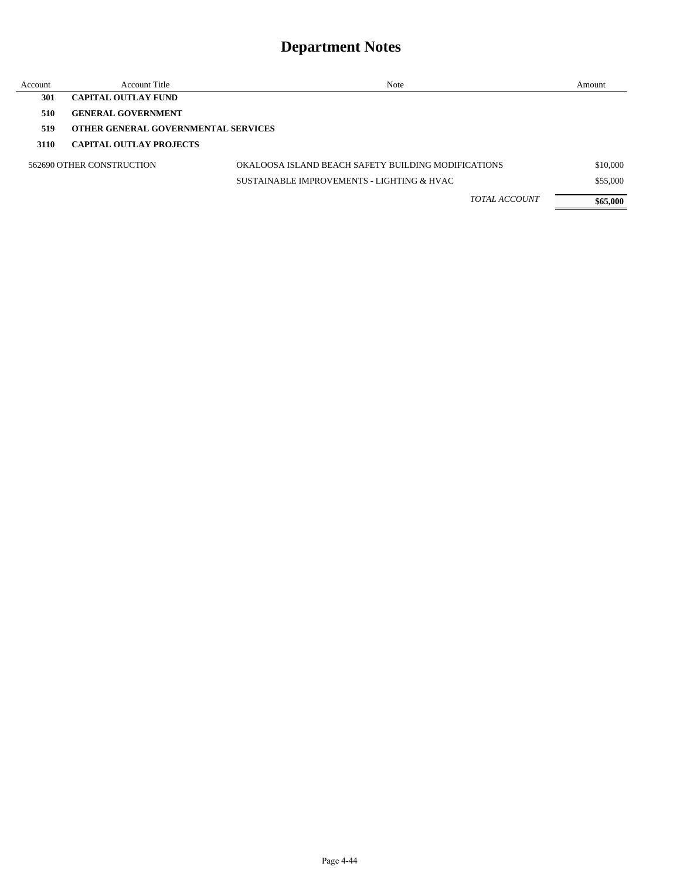# Department Notes

| Account | Account Title | Note | Amount |
|---|---|---|---|
| **301** | **CAPITAL OUTLAY FUND** | | |
| **510** | **GENERAL GOVERNMENT** | | |
| **519** | **OTHER GENERAL GOVERNMENTAL SERVICES** | | |
| **3110** | **CAPITAL OUTLAY PROJECTS** | | |
| 562690 | OTHER CONSTRUCTION | OKALOOSA ISLAND BEACH SAFETY BUILDING MODIFICATIONS | $10,000 |
| | | SUSTAINABLE IMPROVEMENTS - LIGHTING & HVAC | $55,000 |
| | | *TOTAL ACCOUNT* | **$65,000** |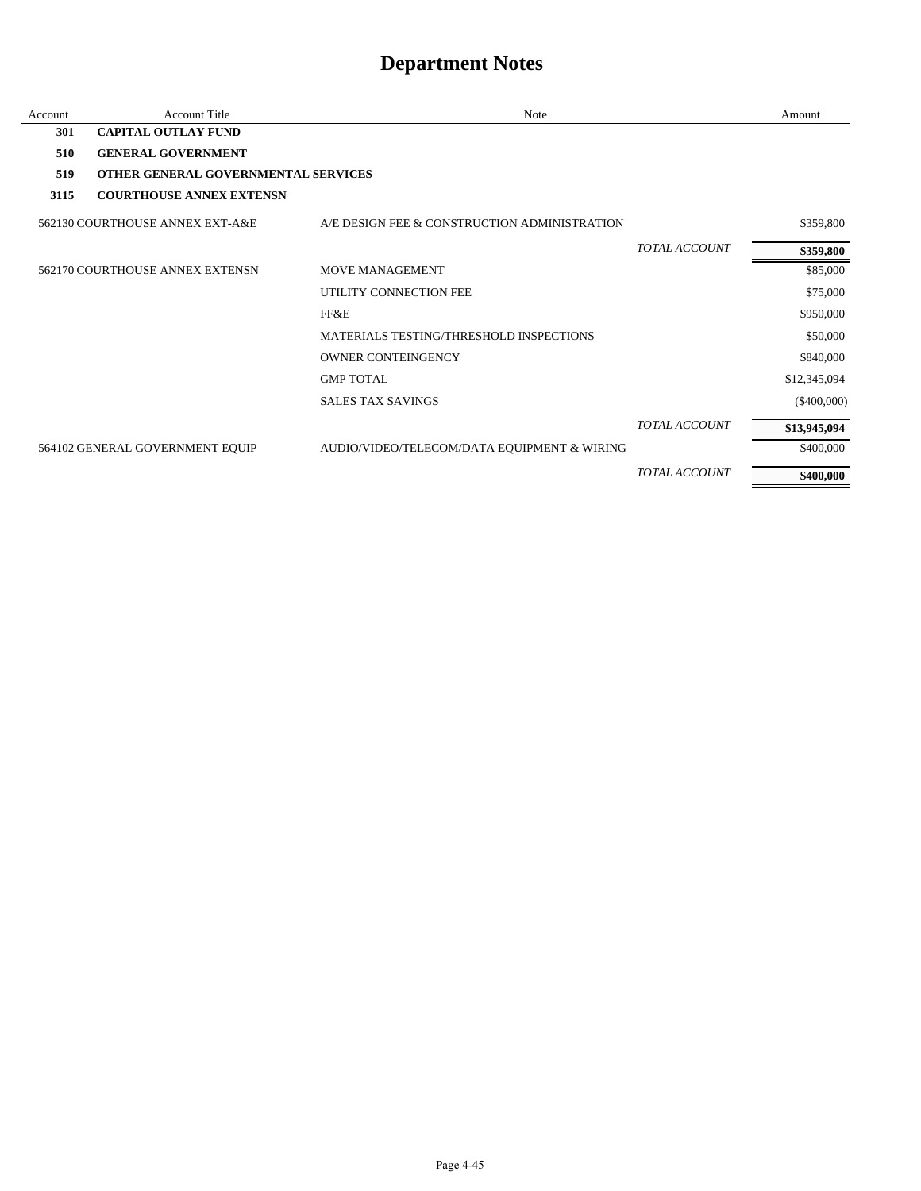# Department Notes

| Account | Account Title | Note | | Amount |
|---|---|---|---|---|
| **301** | **CAPITAL OUTLAY FUND** | | | |
| **510** | **GENERAL GOVERNMENT** | | | |
| **519** | **OTHER GENERAL GOVERNMENTAL SERVICES** | | | |
| **3115** | **COURTHOUSE ANNEX EXTENSN** | | | |
| 562130 | COURTHOUSE ANNEX EXT-A&E | A/E DESIGN FEE & CONSTRUCTION ADMINISTRATION | | $359,800 |
| | | | *TOTAL ACCOUNT* | **$359,800** |
| 562170 | COURTHOUSE ANNEX EXTENSN | MOVE MANAGEMENT | | $85,000 |
| | | UTILITY CONNECTION FEE | | $75,000 |
| | | FF&E | | $950,000 |
| | | MATERIALS TESTING/THRESHOLD INSPECTIONS | | $50,000 |
| | | OWNER CONTEINGENCY | | $840,000 |
| | | GMP TOTAL | | $12,345,094 |
| | | SALES TAX SAVINGS | | ($400,000) |
| | | | *TOTAL ACCOUNT* | **$13,945,094** |
| 564102 | GENERAL GOVERNMENT EQUIP | AUDIO/VIDEO/TELECOM/DATA EQUIPMENT & WIRING | | $400,000 |
| | | | *TOTAL ACCOUNT* | **$400,000** |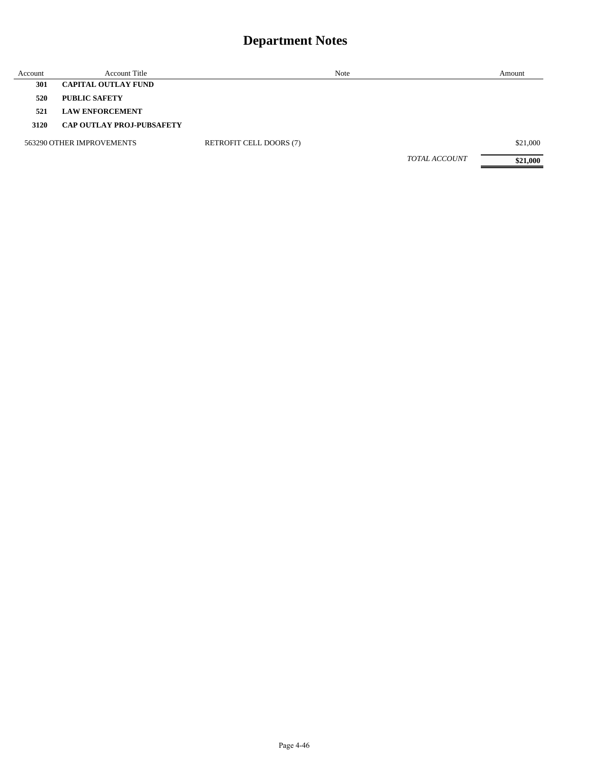# Department Notes

| Account | Account Title | Note | Amount |
|---|---|---|---|
| **301** | **CAPITAL OUTLAY FUND** | | |
| **520** | **PUBLIC SAFETY** | | |
| **521** | **LAW ENFORCEMENT** | | |
| **3120** | **CAP OUTLAY PROJ-PUBSAFETY** | | |
| 563290 | OTHER IMPROVEMENTS | RETROFIT CELL DOORS (7) | $21,000 |
| | | *TOTAL ACCOUNT* | **$21,000** |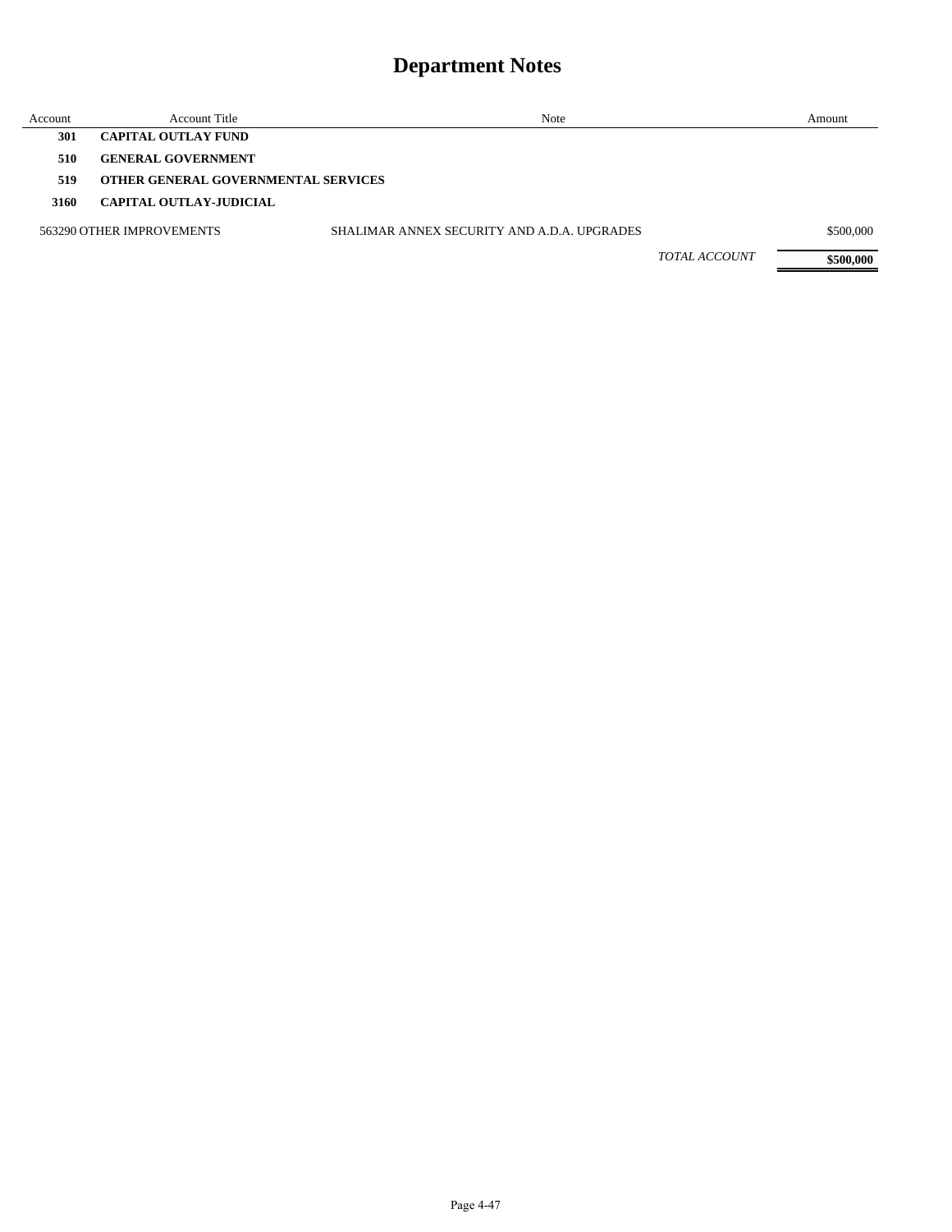# Department Notes

| Account | Account Title | Note | Amount |
|---|---|---|---|
| **301** | **CAPITAL OUTLAY FUND** | | |
| **510** | **GENERAL GOVERNMENT** | | |
| **519** | **OTHER GENERAL GOVERNMENTAL SERVICES** | | |
| **3160** | **CAPITAL OUTLAY-JUDICIAL** | | |
| 563290 | OTHER IMPROVEMENTS | SHALIMAR ANNEX SECURITY AND A.D.A. UPGRADES | $500,000 |
| | | *TOTAL ACCOUNT* | **$500,000** |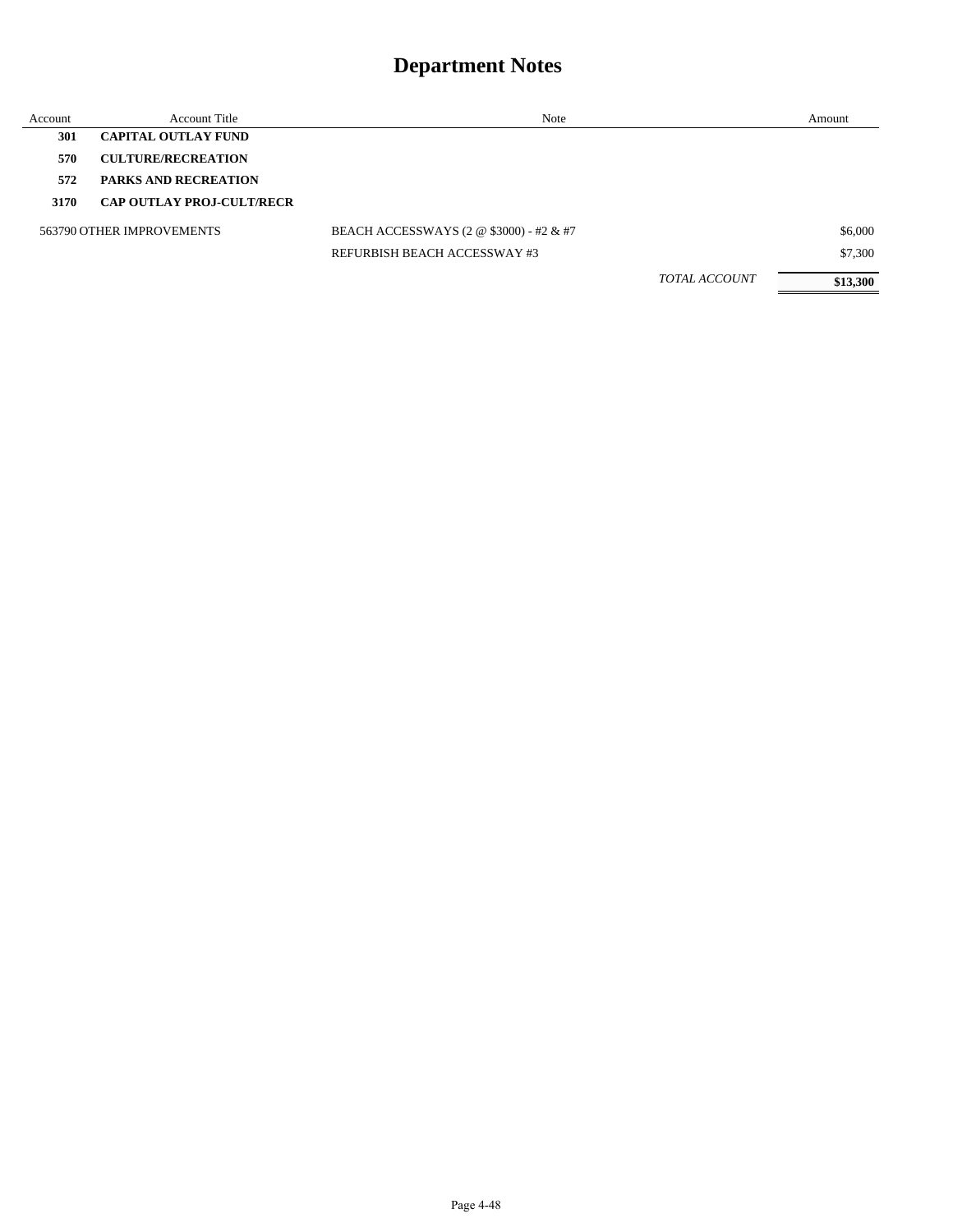# Department Notes

| Account | Account Title | Note | Amount |
|---|---|---|---|
| **301** | **CAPITAL OUTLAY FUND** | | |
| **570** | **CULTURE/RECREATION** | | |
| **572** | **PARKS AND RECREATION** | | |
| **3170** | **CAP OUTLAY PROJ-CULT/RECR** | | |
| 563790 | OTHER IMPROVEMENTS | BEACH ACCESSWAYS (2 @ $3000) - #2 & #7 | $6,000 |
| | | REFURBISH BEACH ACCESSWAY #3 | $7,300 |
| | | *TOTAL ACCOUNT* | **$13,300** |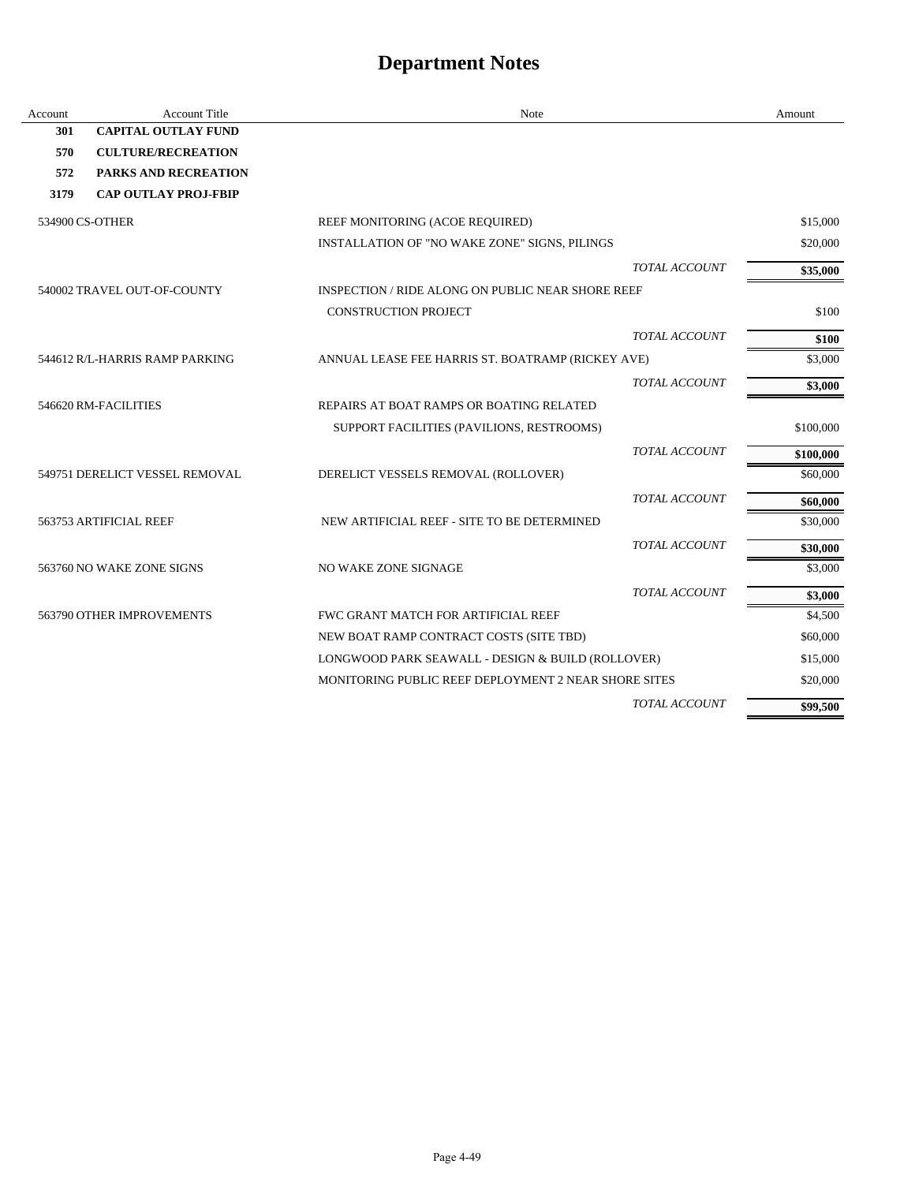# Department Notes

| Account | Account Title | Note | Amount |
|---|---|---|---|
| **301** | **CAPITAL OUTLAY FUND** | | |
| **570** | **CULTURE/RECREATION** | | |
| **572** | **PARKS AND RECREATION** | | |
| **3179** | **CAP OUTLAY PROJ-FBIP** | | |
| 534900 | CS-OTHER | REEF MONITORING (ACOE REQUIRED) | $15,000 |
| | | INSTALLATION OF "NO WAKE ZONE" SIGNS, PILINGS | $20,000 |
| | | *TOTAL ACCOUNT* | **$35,000** |
| 540002 | TRAVEL OUT-OF-COUNTY | INSPECTION / RIDE ALONG ON PUBLIC NEAR SHORE REEF CONSTRUCTION PROJECT | $100 |
| | | *TOTAL ACCOUNT* | **$100** |
| 544612 | R/L-HARRIS RAMP PARKING | ANNUAL LEASE FEE HARRIS ST. BOATRAMP (RICKEY AVE) | $3,000 |
| | | *TOTAL ACCOUNT* | **$3,000** |
| 546620 | RM-FACILITIES | REPAIRS AT BOAT RAMPS OR BOATING RELATED SUPPORT FACILITIES (PAVILIONS, RESTROOMS) | $100,000 |
| | | *TOTAL ACCOUNT* | **$100,000** |
| 549751 | DERELICT VESSEL REMOVAL | DERELICT VESSELS REMOVAL (ROLLOVER) | $60,000 |
| | | *TOTAL ACCOUNT* | **$60,000** |
| 563753 | ARTIFICIAL REEF | NEW ARTIFICIAL REEF - SITE TO BE DETERMINED | $30,000 |
| | | *TOTAL ACCOUNT* | **$30,000** |
| 563760 | NO WAKE ZONE SIGNS | NO WAKE ZONE SIGNAGE | $3,000 |
| | | *TOTAL ACCOUNT* | **$3,000** |
| 563790 | OTHER IMPROVEMENTS | FWC GRANT MATCH FOR ARTIFICIAL REEF | $4,500 |
| | | NEW BOAT RAMP CONTRACT COSTS (SITE TBD) | $60,000 |
| | | LONGWOOD PARK SEAWALL - DESIGN & BUILD (ROLLOVER) | $15,000 |
| | | MONITORING PUBLIC REEF DEPLOYMENT 2 NEAR SHORE SITES | $20,000 |
| | | *TOTAL ACCOUNT* | **$99,500** |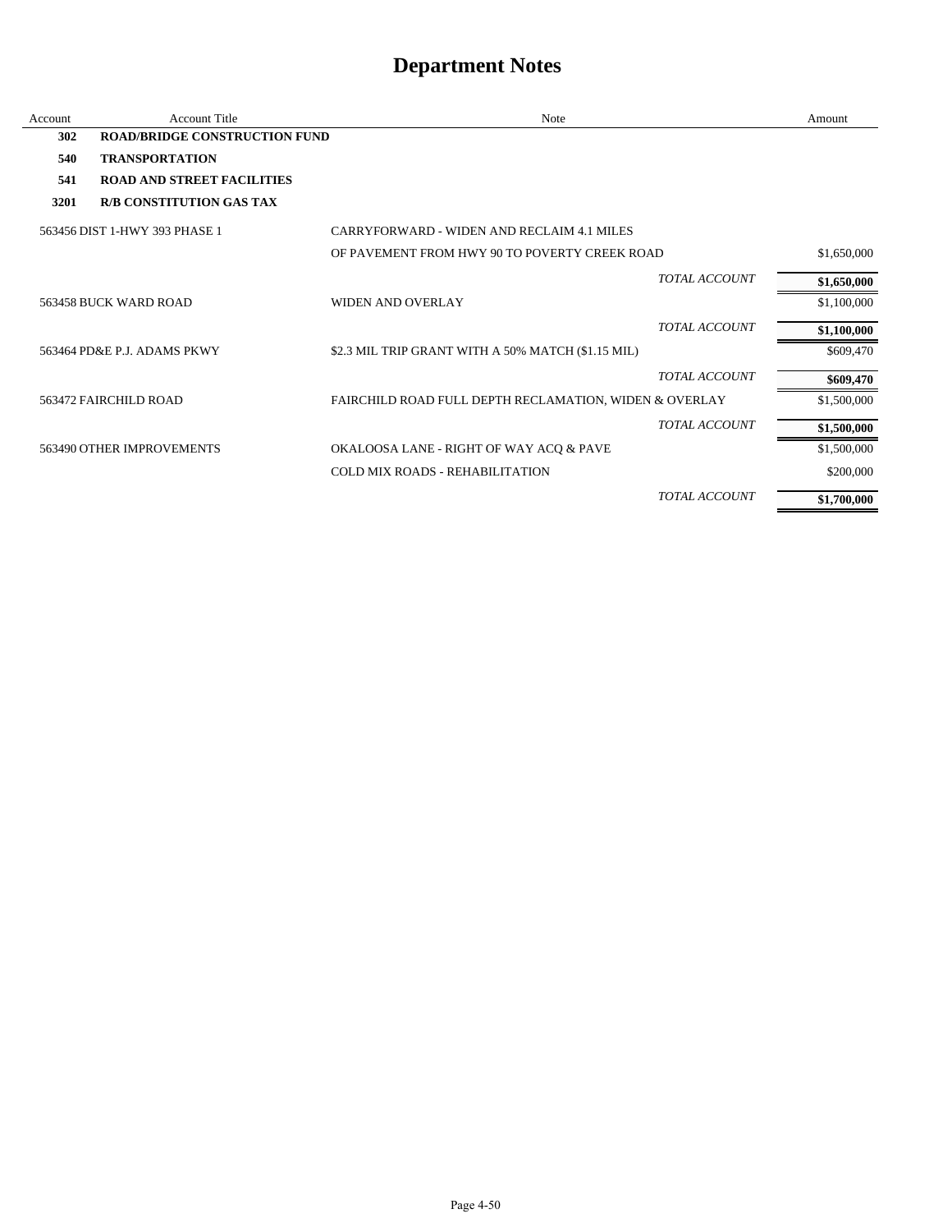# Department Notes

| Account | Account Title | Note | Amount |
|---|---|---|---|
| **302** | **ROAD/BRIDGE CONSTRUCTION FUND** | | |
| **540** | **TRANSPORTATION** | | |
| **541** | **ROAD AND STREET FACILITIES** | | |
| **3201** | **R/B CONSTITUTION GAS TAX** | | |
| 563456 | DIST 1-HWY 393 PHASE 1 | CARRYFORWARD - WIDEN AND RECLAIM 4.1 MILES | |
| | | OF PAVEMENT FROM HWY 90 TO POVERTY CREEK ROAD | $1,650,000 |
| | | *TOTAL ACCOUNT* | **$1,650,000** |
| 563458 | BUCK WARD ROAD | WIDEN AND OVERLAY | $1,100,000 |
| | | *TOTAL ACCOUNT* | **$1,100,000** |
| 563464 | PD&E P.J. ADAMS PKWY | $2.3 MIL TRIP GRANT WITH A 50% MATCH ($1.15 MIL) | $609,470 |
| | | *TOTAL ACCOUNT* | **$609,470** |
| 563472 | FAIRCHILD ROAD | FAIRCHILD ROAD FULL DEPTH RECLAMATION, WIDEN & OVERLAY | $1,500,000 |
| | | *TOTAL ACCOUNT* | **$1,500,000** |
| 563490 | OTHER IMPROVEMENTS | OKALOOSA LANE - RIGHT OF WAY ACQ & PAVE | $1,500,000 |
| | | COLD MIX ROADS - REHABILITATION | $200,000 |
| | | *TOTAL ACCOUNT* | **$1,700,000** |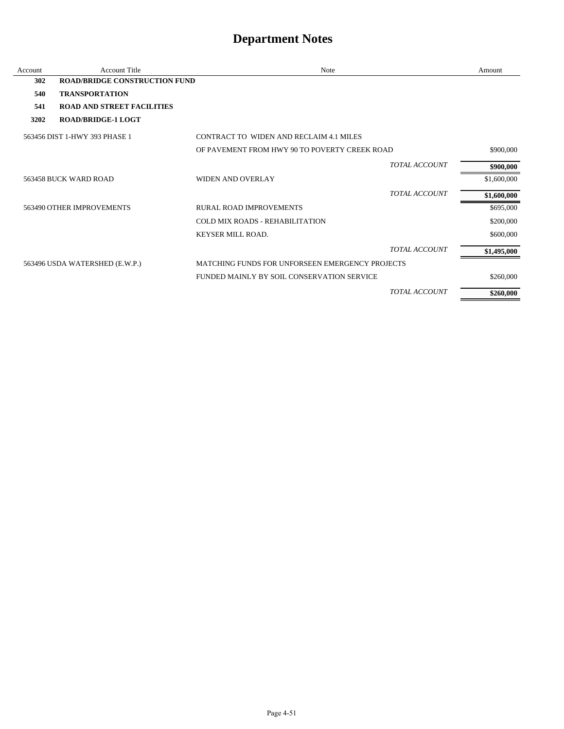# Department Notes

| Account | Account Title | Note | Amount |
|---|---|---|---|
| **302** | **ROAD/BRIDGE CONSTRUCTION FUND** | | |
| **540** | **TRANSPORTATION** | | |
| **541** | **ROAD AND STREET FACILITIES** | | |
| **3202** | **ROAD/BRIDGE-1 LOGT** | | |
| 563456 | DIST 1-HWY 393 PHASE 1 | CONTRACT TO WIDEN AND RECLAIM 4.1 MILES | |
| | | OF PAVEMENT FROM HWY 90 TO POVERTY CREEK ROAD | $900,000 |
| | | *TOTAL ACCOUNT* | **$900,000** |
| 563458 | BUCK WARD ROAD | WIDEN AND OVERLAY | $1,600,000 |
| | | *TOTAL ACCOUNT* | **$1,600,000** |
| 563490 | OTHER IMPROVEMENTS | RURAL ROAD IMPROVEMENTS | $695,000 |
| | | COLD MIX ROADS - REHABILITATION | $200,000 |
| | | KEYSER MILL ROAD. | $600,000 |
| | | *TOTAL ACCOUNT* | **$1,495,000** |
| 563496 | USDA WATERSHED (E.W.P.) | MATCHING FUNDS FOR UNFORSEEN EMERGENCY PROJECTS | |
| | | FUNDED MAINLY BY SOIL CONSERVATION SERVICE | $260,000 |
| | | *TOTAL ACCOUNT* | **$260,000** |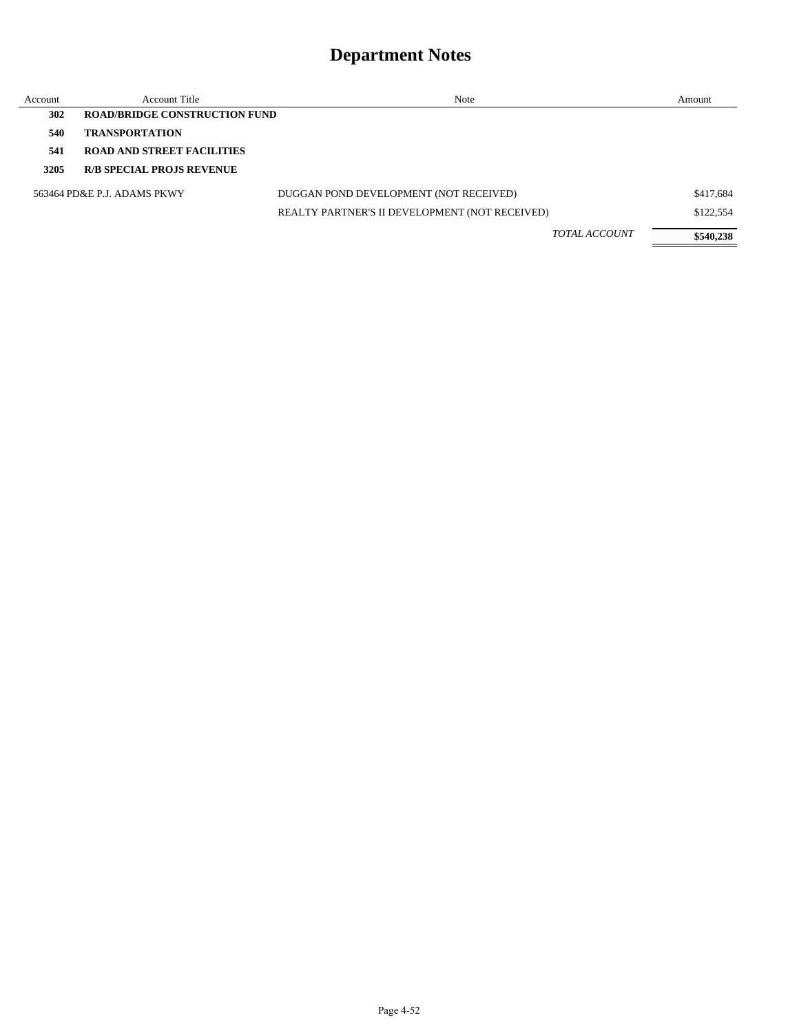# Department Notes

| Account | Account Title | Note | Amount |
|---|---|---|---|
| **302** | **ROAD/BRIDGE CONSTRUCTION FUND** | | |
| **540** | **TRANSPORTATION** | | |
| **541** | **ROAD AND STREET FACILITIES** | | |
| **3205** | **R/B SPECIAL PROJS REVENUE** | | |
| 563464 | PD&E P.J. ADAMS PKWY | DUGGAN POND DEVELOPMENT (NOT RECEIVED) | $417,684 |
| | | REALTY PARTNER'S II DEVELOPMENT (NOT RECEIVED) | $122,554 |
| | | *TOTAL ACCOUNT* | **$540,238** |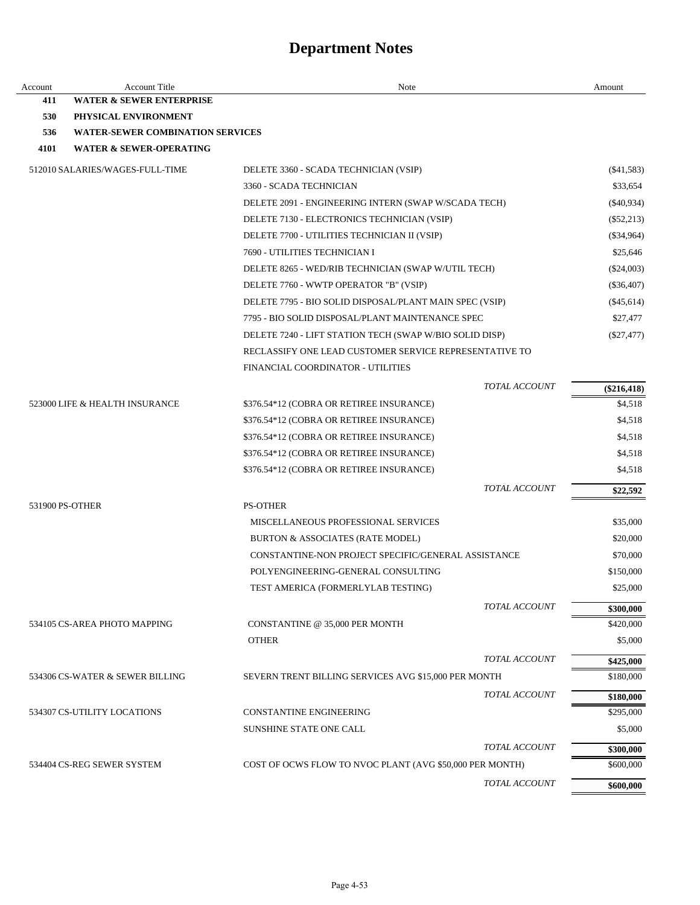# Department Notes

| Account | Account Title | Note | Amount |
|---|---|---|---|
| **411** | **WATER & SEWER ENTERPRISE** | | |
| **530** | **PHYSICAL ENVIRONMENT** | | |
| **536** | **WATER-SEWER COMBINATION SERVICES** | | |
| **4101** | **WATER & SEWER-OPERATING** | | |
| 512010 | SALARIES/WAGES-FULL-TIME | DELETE 3360 - SCADA TECHNICIAN (VSIP) | ($41,583) |
| | | 3360 - SCADA TECHNICIAN | $33,654 |
| | | DELETE 2091 - ENGINEERING INTERN (SWAP W/SCADA TECH) | ($40,934) |
| | | DELETE 7130 - ELECTRONICS TECHNICIAN (VSIP) | ($52,213) |
| | | DELETE 7700 - UTILITIES TECHNICIAN II (VSIP) | ($34,964) |
| | | 7690 - UTILITIES TECHNICIAN I | $25,646 |
| | | DELETE 8265 - WED/RIB TECHNICIAN (SWAP W/UTIL TECH) | ($24,003) |
| | | DELETE 7760 - WWTP OPERATOR "B" (VSIP) | ($36,407) |
| | | DELETE 7795 - BIO SOLID DISPOSAL/PLANT MAIN SPEC (VSIP) | ($45,614) |
| | | 7795 - BIO SOLID DISPOSAL/PLANT MAINTENANCE SPEC | $27,477 |
| | | DELETE 7240 - LIFT STATION TECH (SWAP W/BIO SOLID DISP) | ($27,477) |
| | | RECLASSIFY ONE LEAD CUSTOMER SERVICE REPRESENTATIVE TO FINANCIAL COORDINATOR - UTILITIES | |
| | | *TOTAL ACCOUNT* | **($216,418)** |
| 523000 | LIFE & HEALTH INSURANCE | $376.54*12 (COBRA OR RETIREE INSURANCE) | $4,518 |
| | | $376.54*12 (COBRA OR RETIREE INSURANCE) | $4,518 |
| | | $376.54*12 (COBRA OR RETIREE INSURANCE) | $4,518 |
| | | $376.54*12 (COBRA OR RETIREE INSURANCE) | $4,518 |
| | | $376.54*12 (COBRA OR RETIREE INSURANCE) | $4,518 |
| | | *TOTAL ACCOUNT* | **$22,592** |
| 531900 | PS-OTHER | PS-OTHER | |
| | | MISCELLANEOUS PROFESSIONAL SERVICES | $35,000 |
| | | BURTON & ASSOCIATES (RATE MODEL) | $20,000 |
| | | CONSTANTINE-NON PROJECT SPECIFIC/GENERAL ASSISTANCE | $70,000 |
| | | POLYENGINEERING-GENERAL CONSULTING | $150,000 |
| | | TEST AMERICA (FORMERLYLAB TESTING) | $25,000 |
| | | *TOTAL ACCOUNT* | **$300,000** |
| 534105 | CS-AREA PHOTO MAPPING | CONSTANTINE @ 35,000 PER MONTH | $420,000 |
| | | OTHER | $5,000 |
| | | *TOTAL ACCOUNT* | **$425,000** |
| 534306 | CS-WATER & SEWER BILLING | SEVERN TRENT BILLING SERVICES AVG $15,000 PER MONTH | $180,000 |
| | | *TOTAL ACCOUNT* | **$180,000** |
| 534307 | CS-UTILITY LOCATIONS | CONSTANTINE ENGINEERING | $295,000 |
| | | SUNSHINE STATE ONE CALL | $5,000 |
| | | *TOTAL ACCOUNT* | **$300,000** |
| 534404 | CS-REG SEWER SYSTEM | COST OF OCWS FLOW TO NVOC PLANT (AVG $50,000 PER MONTH) | $600,000 |
| | | *TOTAL ACCOUNT* | **$600,000** |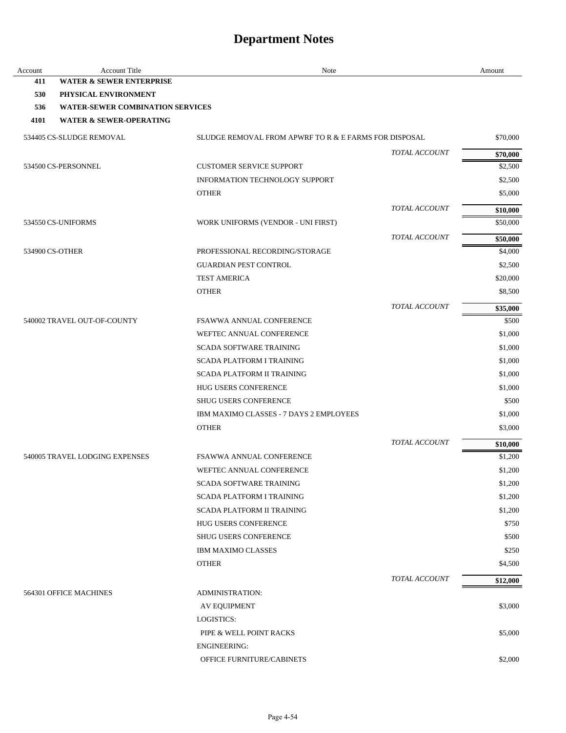# Department Notes

| Account | Account Title | Note | | Amount |
|---|---|---|---|---|
| **411** | **WATER & SEWER ENTERPRISE** | | | |
| **530** | **PHYSICAL ENVIRONMENT** | | | |
| **536** | **WATER-SEWER COMBINATION SERVICES** | | | |
| **4101** | **WATER & SEWER-OPERATING** | | | |
| 534405 CS-SLUDGE REMOVAL | | SLUDGE REMOVAL FROM APWRF TO R & E FARMS FOR DISPOSAL | | $70,000 |
| | | | *TOTAL ACCOUNT* | **$70,000** |
| 534500 CS-PERSONNEL | | CUSTOMER SERVICE SUPPORT | | $2,500 |
| | | INFORMATION TECHNOLOGY SUPPORT | | $2,500 |
| | | OTHER | | $5,000 |
| | | | *TOTAL ACCOUNT* | **$10,000** |
| 534550 CS-UNIFORMS | | WORK UNIFORMS (VENDOR - UNI FIRST) | | $50,000 |
| | | | *TOTAL ACCOUNT* | **$50,000** |
| 534900 CS-OTHER | | PROFESSIONAL RECORDING/STORAGE | | $4,000 |
| | | GUARDIAN PEST CONTROL | | $2,500 |
| | | TEST AMERICA | | $20,000 |
| | | OTHER | | $8,500 |
| | | | *TOTAL ACCOUNT* | **$35,000** |
| 540002 TRAVEL OUT-OF-COUNTY | | FSAWWA ANNUAL CONFERENCE | | $500 |
| | | WEFTEC ANNUAL CONFERENCE | | $1,000 |
| | | SCADA SOFTWARE TRAINING | | $1,000 |
| | | SCADA PLATFORM I TRAINING | | $1,000 |
| | | SCADA PLATFORM II TRAINING | | $1,000 |
| | | HUG USERS CONFERENCE | | $1,000 |
| | | SHUG USERS CONFERENCE | | $500 |
| | | IBM MAXIMO CLASSES - 7 DAYS 2 EMPLOYEES | | $1,000 |
| | | OTHER | | $3,000 |
| | | | *TOTAL ACCOUNT* | **$10,000** |
| 540005 TRAVEL LODGING EXPENSES | | FSAWWA ANNUAL CONFERENCE | | $1,200 |
| | | WEFTEC ANNUAL CONFERENCE | | $1,200 |
| | | SCADA SOFTWARE TRAINING | | $1,200 |
| | | SCADA PLATFORM I TRAINING | | $1,200 |
| | | SCADA PLATFORM II TRAINING | | $1,200 |
| | | HUG USERS CONFERENCE | | $750 |
| | | SHUG USERS CONFERENCE | | $500 |
| | | IBM MAXIMO CLASSES | | $250 |
| | | OTHER | | $4,500 |
| | | | *TOTAL ACCOUNT* | **$12,000** |
| 564301 OFFICE MACHINES | | ADMINISTRATION: | | |
| | | AV EQUIPMENT | | $3,000 |
| | | LOGISTICS: | | |
| | | PIPE & WELL POINT RACKS | | $5,000 |
| | | ENGINEERING: | | |
| | | OFFICE FURNITURE/CABINETS | | $2,000 |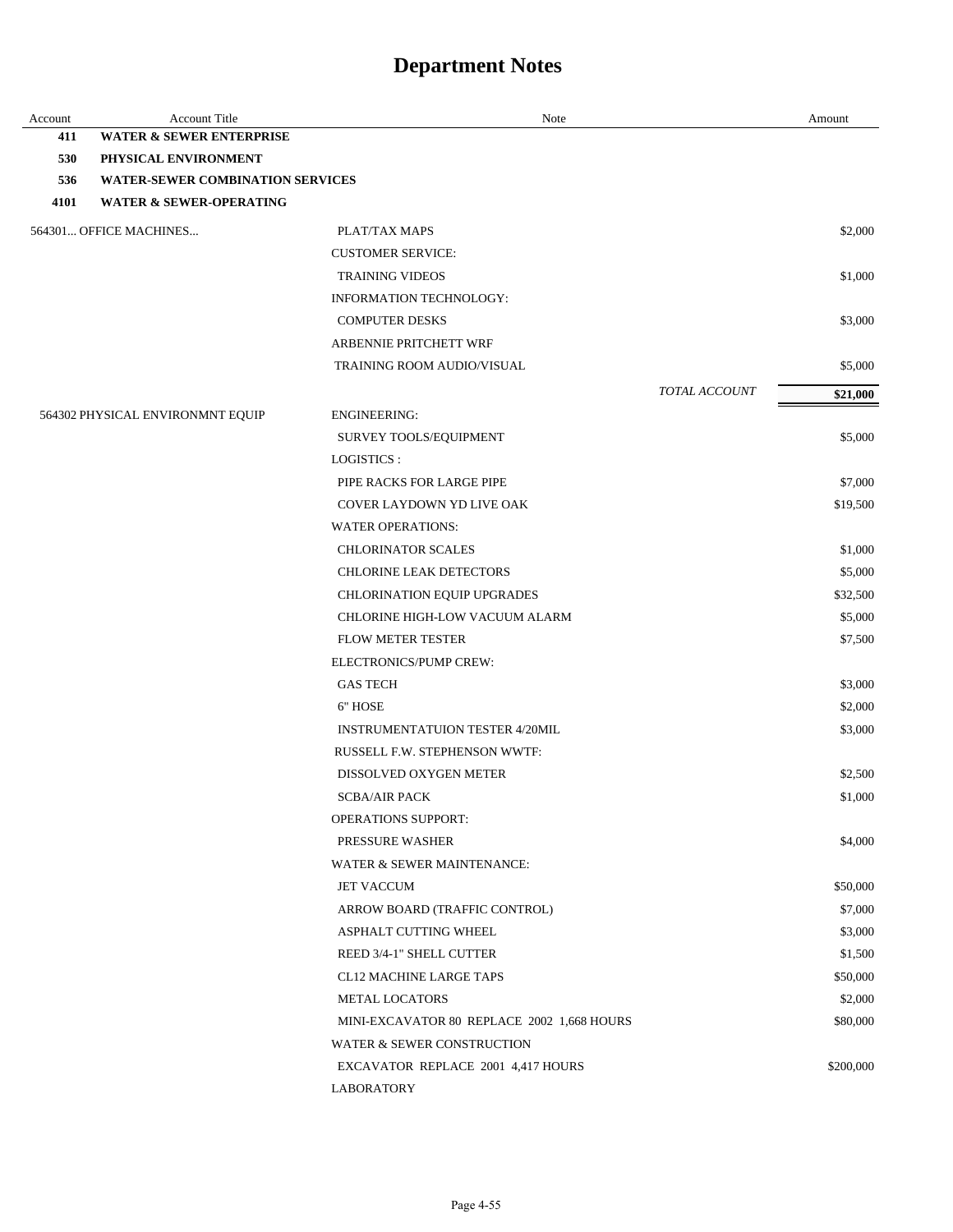# Department Notes

| Account | Account Title | Note | | Amount |
|---|---|---|---|---|
| 411 | WATER & SEWER ENTERPRISE | | | |
| 530 | PHYSICAL ENVIRONMENT | | | |
| 536 | WATER-SEWER COMBINATION SERVICES | | | |
| 4101 | WATER & SEWER-OPERATING | | | |
| 564301... OFFICE MACHINES... | | PLAT/TAX MAPS | | $2,000 |
| | | CUSTOMER SERVICE: | | |
| | | TRAINING VIDEOS | | $1,000 |
| | | INFORMATION TECHNOLOGY: | | |
| | | COMPUTER DESKS | | $3,000 |
| | | ARBENNIE PRITCHETT WRF | | |
| | | TRAINING ROOM AUDIO/VISUAL | | $5,000 |
| | | | *TOTAL ACCOUNT* | **$21,000** |
| 564302 PHYSICAL ENVIRONMNT EQUIP | | ENGINEERING: | | |
| | | SURVEY TOOLS/EQUIPMENT | | $5,000 |
| | | LOGISTICS : | | |
| | | PIPE RACKS FOR LARGE PIPE | | $7,000 |
| | | COVER LAYDOWN YD LIVE OAK | | $19,500 |
| | | WATER OPERATIONS: | | |
| | | CHLORINATOR SCALES | | $1,000 |
| | | CHLORINE LEAK DETECTORS | | $5,000 |
| | | CHLORINATION EQUIP UPGRADES | | $32,500 |
| | | CHLORINE HIGH-LOW VACUUM ALARM | | $5,000 |
| | | FLOW METER TESTER | | $7,500 |
| | | ELECTRONICS/PUMP CREW: | | |
| | | GAS TECH | | $3,000 |
| | | 6" HOSE | | $2,000 |
| | | INSTRUMENTATUION TESTER 4/20MIL | | $3,000 |
| | | RUSSELL F.W. STEPHENSON WWTF: | | |
| | | DISSOLVED OXYGEN METER | | $2,500 |
| | | SCBA/AIR PACK | | $1,000 |
| | | OPERATIONS SUPPORT: | | |
| | | PRESSURE WASHER | | $4,000 |
| | | WATER & SEWER MAINTENANCE: | | |
| | | JET VACCUM | | $50,000 |
| | | ARROW BOARD (TRAFFIC CONTROL) | | $7,000 |
| | | ASPHALT CUTTING WHEEL | | $3,000 |
| | | REED 3/4-1" SHELL CUTTER | | $1,500 |
| | | CL12 MACHINE LARGE TAPS | | $50,000 |
| | | METAL LOCATORS | | $2,000 |
| | | MINI-EXCAVATOR 80 REPLACE 2002 1,668 HOURS | | $80,000 |
| | | WATER & SEWER CONSTRUCTION | | |
| | | EXCAVATOR REPLACE 2001 4,417 HOURS | | $200,000 |
| | | LABORATORY | | |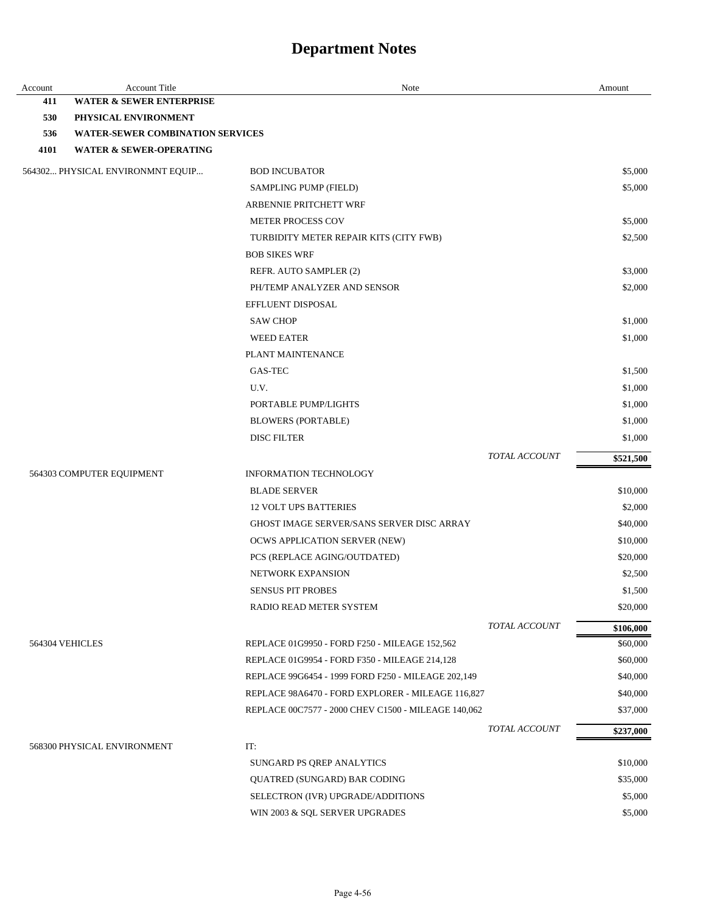# Department Notes

| Account | Account Title | Note | | Amount |
|---|---|---|---|---|
| **411** | **WATER & SEWER ENTERPRISE** | | | |
| **530** | **PHYSICAL ENVIRONMENT** | | | |
| **536** | **WATER-SEWER COMBINATION SERVICES** | | | |
| **4101** | **WATER & SEWER-OPERATING** | | | |
| 564302... | PHYSICAL ENVIRONMNT EQUIP... | BOD INCUBATOR | | $5,000 |
| | | SAMPLING PUMP (FIELD) | | $5,000 |
| | | ARBENNIE PRITCHETT WRF | | |
| | | METER PROCESS COV | | $5,000 |
| | | TURBIDITY METER REPAIR KITS (CITY FWB) | | $2,500 |
| | | BOB SIKES WRF | | |
| | | REFR. AUTO SAMPLER (2) | | $3,000 |
| | | PH/TEMP ANALYZER AND SENSOR | | $2,000 |
| | | EFFLUENT DISPOSAL | | |
| | | SAW CHOP | | $1,000 |
| | | WEED EATER | | $1,000 |
| | | PLANT MAINTENANCE | | |
| | | GAS-TEC | | $1,500 |
| | | U.V. | | $1,000 |
| | | PORTABLE PUMP/LIGHTS | | $1,000 |
| | | BLOWERS (PORTABLE) | | $1,000 |
| | | DISC FILTER | | $1,000 |
| | | | *TOTAL ACCOUNT* | **$521,500** |
| 564303 | COMPUTER EQUIPMENT | INFORMATION TECHNOLOGY | | |
| | | BLADE SERVER | | $10,000 |
| | | 12 VOLT UPS BATTERIES | | $2,000 |
| | | GHOST IMAGE SERVER/SANS SERVER DISC ARRAY | | $40,000 |
| | | OCWS APPLICATION SERVER (NEW) | | $10,000 |
| | | PCS (REPLACE AGING/OUTDATED) | | $20,000 |
| | | NETWORK EXPANSION | | $2,500 |
| | | SENSUS PIT PROBES | | $1,500 |
| | | RADIO READ METER SYSTEM | | $20,000 |
| | | | *TOTAL ACCOUNT* | **$106,000** |
| 564304 | VEHICLES | REPLACE 01G9950 - FORD F250 - MILEAGE 152,562 | | $60,000 |
| | | REPLACE 01G9954 - FORD F350 - MILEAGE 214,128 | | $60,000 |
| | | REPLACE 99G6454 - 1999 FORD F250 - MILEAGE 202,149 | | $40,000 |
| | | REPLACE 98A6470 - FORD EXPLORER - MILEAGE 116,827 | | $40,000 |
| | | REPLACE 00C7577 - 2000 CHEV C1500 - MILEAGE 140,062 | | $37,000 |
| | | | *TOTAL ACCOUNT* | **$237,000** |
| 568300 | PHYSICAL ENVIRONMENT | IT: | | |
| | | SUNGARD PS QREP ANALYTICS | | $10,000 |
| | | QUATRED (SUNGARD) BAR CODING | | $35,000 |
| | | SELECTRON (IVR) UPGRADE/ADDITIONS | | $5,000 |
| | | WIN 2003 & SQL SERVER UPGRADES | | $5,000 |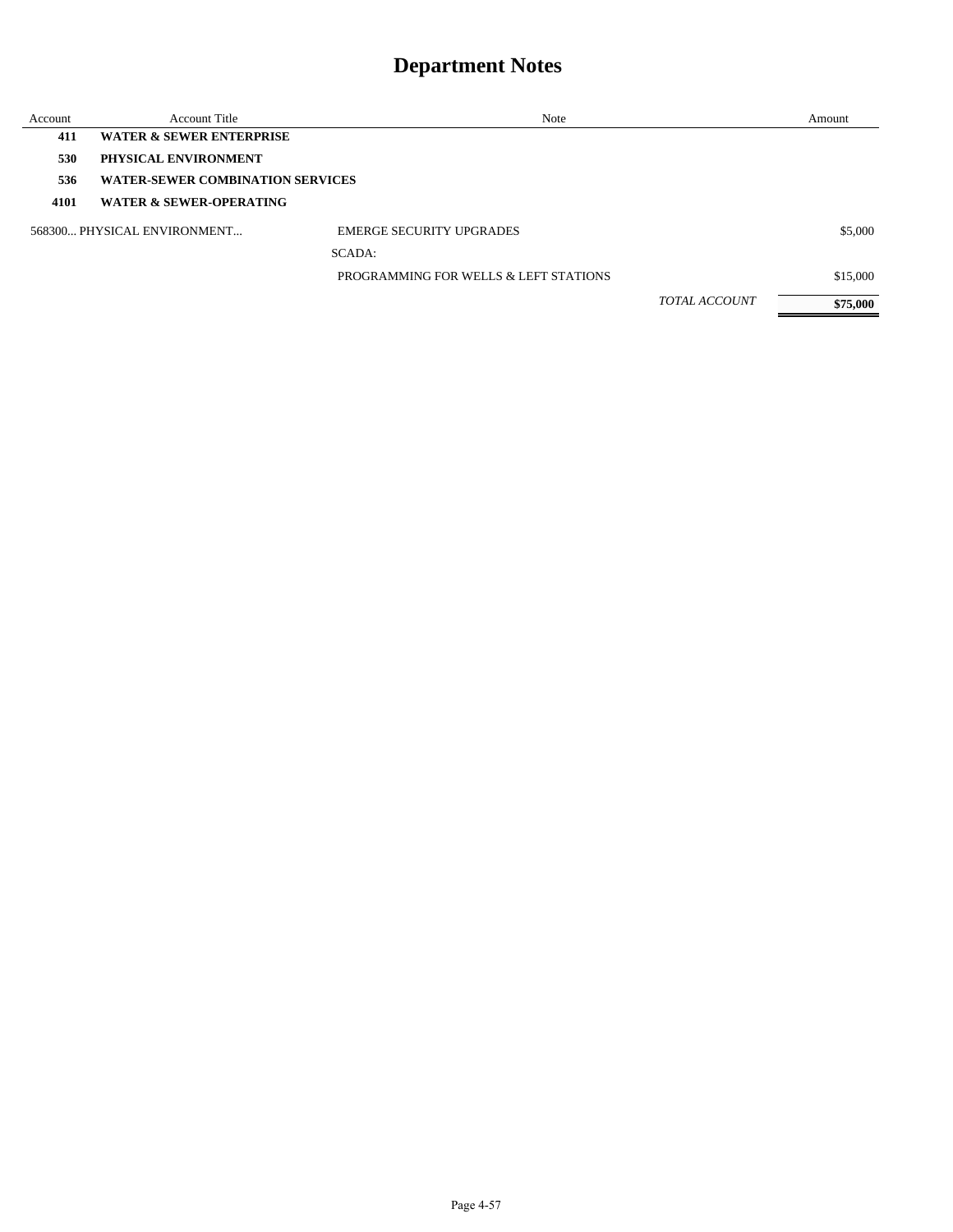# Department Notes

| Account | Account Title | Note | | Amount |
|---|---|---|---|---|
| **411** | **WATER & SEWER ENTERPRISE** | | | |
| **530** | **PHYSICAL ENVIRONMENT** | | | |
| **536** | **WATER-SEWER COMBINATION SERVICES** | | | |
| **4101** | **WATER & SEWER-OPERATING** | | | |
| 568300... PHYSICAL ENVIRONMENT... | | EMERGE SECURITY UPGRADES | | $5,000 |
| | | SCADA: | | |
| | | PROGRAMMING FOR WELLS & LEFT STATIONS | | $15,000 |
| | | | *TOTAL ACCOUNT* | **$75,000** |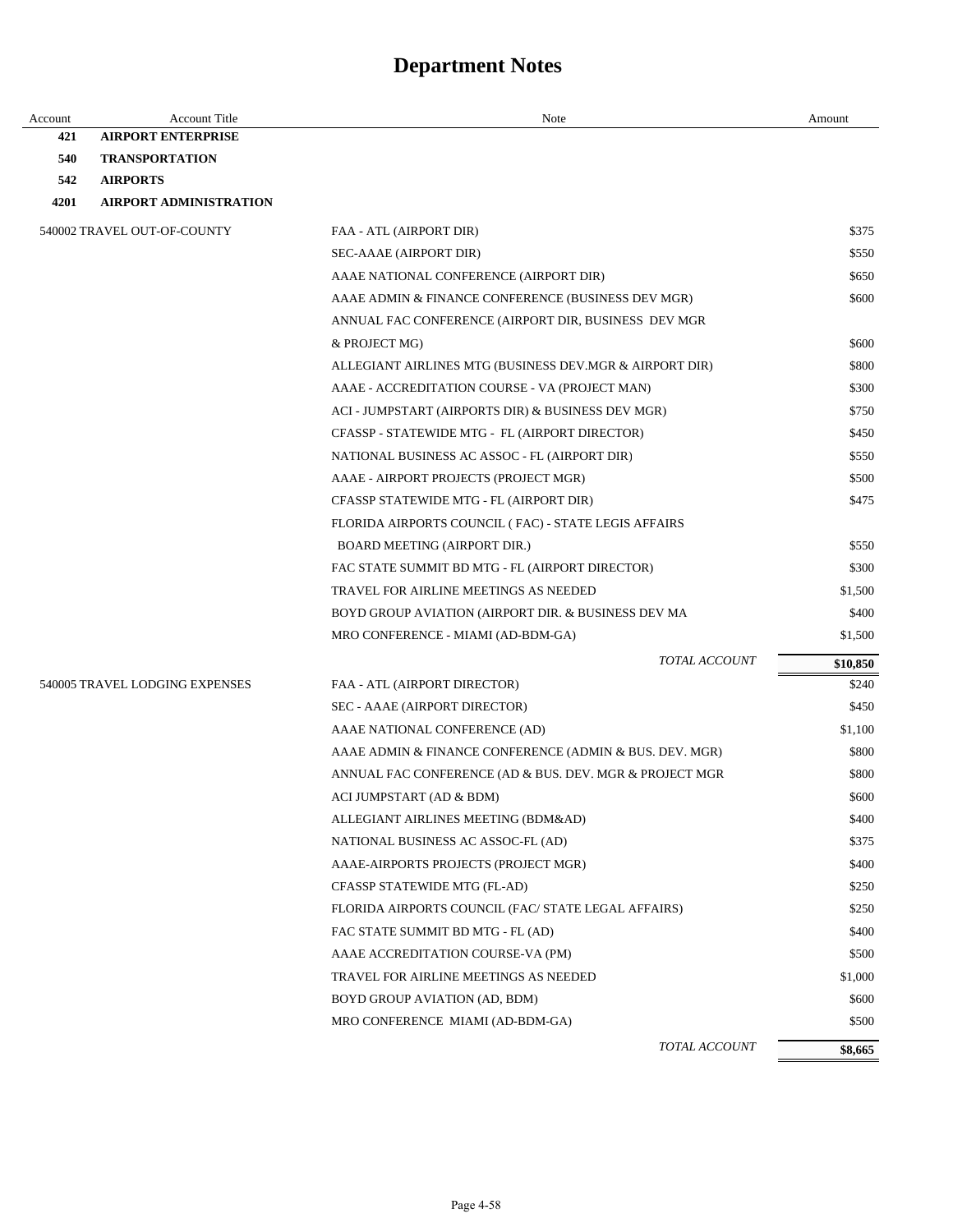# Department Notes

| Account | Account Title | Note | Amount |
|---|---|---|---|
| **421** | **AIRPORT ENTERPRISE** | | |
| **540** | **TRANSPORTATION** | | |
| **542** | **AIRPORTS** | | |
| **4201** | **AIRPORT ADMINISTRATION** | | |
| 540002 TRAVEL OUT-OF-COUNTY | | FAA - ATL (AIRPORT DIR) | $375 |
| | | SEC-AAAE (AIRPORT DIR) | $550 |
| | | AAAE NATIONAL CONFERENCE (AIRPORT DIR) | $650 |
| | | AAAE ADMIN & FINANCE CONFERENCE (BUSINESS DEV MGR) | $600 |
| | | ANNUAL FAC CONFERENCE (AIRPORT DIR, BUSINESS DEV MGR & PROJECT MG) | $600 |
| | | ALLEGIANT AIRLINES MTG (BUSINESS DEV.MGR & AIRPORT DIR) | $800 |
| | | AAAE - ACCREDITATION COURSE - VA (PROJECT MAN) | $300 |
| | | ACI - JUMPSTART (AIRPORTS DIR) & BUSINESS DEV MGR) | $750 |
| | | CFASSP - STATEWIDE MTG - FL (AIRPORT DIRECTOR) | $450 |
| | | NATIONAL BUSINESS AC ASSOC - FL (AIRPORT DIR) | $550 |
| | | AAAE - AIRPORT PROJECTS (PROJECT MGR) | $500 |
| | | CFASSP STATEWIDE MTG - FL (AIRPORT DIR) | $475 |
| | | FLORIDA AIRPORTS COUNCIL ( FAC) - STATE LEGIS AFFAIRS BOARD MEETING (AIRPORT DIR.) | $550 |
| | | FAC STATE SUMMIT BD MTG - FL (AIRPORT DIRECTOR) | $300 |
| | | TRAVEL FOR AIRLINE MEETINGS AS NEEDED | $1,500 |
| | | BOYD GROUP AVIATION (AIRPORT DIR. & BUSINESS DEV MA | $400 |
| | | MRO CONFERENCE - MIAMI (AD-BDM-GA) | $1,500 |
| | | *TOTAL ACCOUNT* | **$10,850** |
| 540005 TRAVEL LODGING EXPENSES | | FAA - ATL (AIRPORT DIRECTOR) | $240 |
| | | SEC - AAAE (AIRPORT DIRECTOR) | $450 |
| | | AAAE NATIONAL CONFERENCE (AD) | $1,100 |
| | | AAAE ADMIN & FINANCE CONFERENCE (ADMIN & BUS. DEV. MGR) | $800 |
| | | ANNUAL FAC CONFERENCE (AD & BUS. DEV. MGR & PROJECT MGR | $800 |
| | | ACI JUMPSTART (AD & BDM) | $600 |
| | | ALLEGIANT AIRLINES MEETING (BDM&AD) | $400 |
| | | NATIONAL BUSINESS AC ASSOC-FL (AD) | $375 |
| | | AAAE-AIRPORTS PROJECTS (PROJECT MGR) | $400 |
| | | CFASSP STATEWIDE MTG (FL-AD) | $250 |
| | | FLORIDA AIRPORTS COUNCIL (FAC/ STATE LEGAL AFFAIRS) | $250 |
| | | FAC STATE SUMMIT BD MTG - FL (AD) | $400 |
| | | AAAE ACCREDITATION COURSE-VA (PM) | $500 |
| | | TRAVEL FOR AIRLINE MEETINGS AS NEEDED | $1,000 |
| | | BOYD GROUP AVIATION (AD, BDM) | $600 |
| | | MRO CONFERENCE MIAMI (AD-BDM-GA) | $500 |
| | | *TOTAL ACCOUNT* | **$8,665** |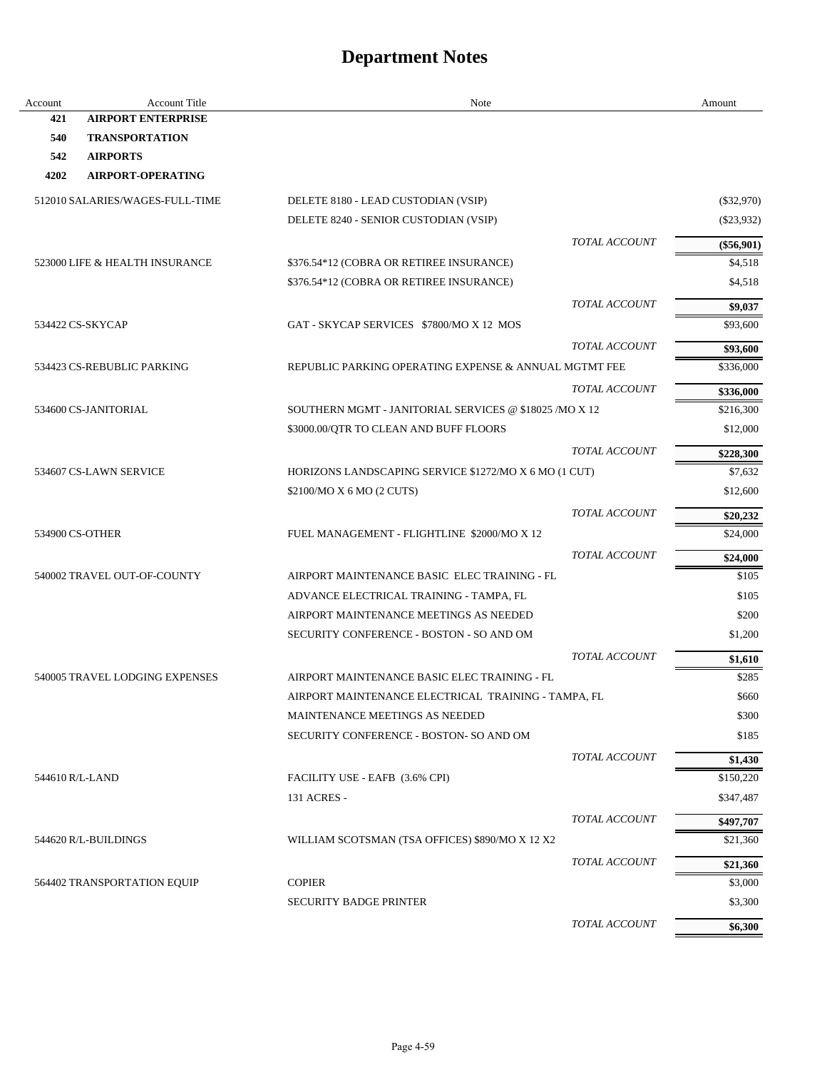# Department Notes

| Account | Account Title | Note | Amount |
|---|---|---|---|
| **421** | **AIRPORT ENTERPRISE** | | |
| **540** | **TRANSPORTATION** | | |
| **542** | **AIRPORTS** | | |
| **4202** | **AIRPORT-OPERATING** | | |
| 512010 | SALARIES/WAGES-FULL-TIME | DELETE 8180 - LEAD CUSTODIAN (VSIP) | ($32,970) |
| | | DELETE 8240 - SENIOR CUSTODIAN (VSIP) | ($23,932) |
| | | *TOTAL ACCOUNT* | **($56,901)** |
| 523000 | LIFE & HEALTH INSURANCE | $376.54*12 (COBRA OR RETIREE INSURANCE) | $4,518 |
| | | $376.54*12 (COBRA OR RETIREE INSURANCE) | $4,518 |
| | | *TOTAL ACCOUNT* | **$9,037** |
| 534422 | CS-SKYCAP | GAT - SKYCAP SERVICES $7800/MO X 12 MOS | $93,600 |
| | | *TOTAL ACCOUNT* | **$93,600** |
| 534423 | CS-REBUBLIC PARKING | REPUBLIC PARKING OPERATING EXPENSE & ANNUAL MGTMT FEE | $336,000 |
| | | *TOTAL ACCOUNT* | **$336,000** |
| 534600 | CS-JANITORIAL | SOUTHERN MGMT - JANITORIAL SERVICES @ $18025 /MO X 12 | $216,300 |
| | | $3000.00/QTR TO CLEAN AND BUFF FLOORS | $12,000 |
| | | *TOTAL ACCOUNT* | **$228,300** |
| 534607 | CS-LAWN SERVICE | HORIZONS LANDSCAPING SERVICE $1272/MO X 6 MO (1 CUT) | $7,632 |
| | | $2100/MO X 6 MO (2 CUTS) | $12,600 |
| | | *TOTAL ACCOUNT* | **$20,232** |
| 534900 | CS-OTHER | FUEL MANAGEMENT - FLIGHTLINE $2000/MO X 12 | $24,000 |
| | | *TOTAL ACCOUNT* | **$24,000** |
| 540002 | TRAVEL OUT-OF-COUNTY | AIRPORT MAINTENANCE BASIC ELEC TRAINING - FL | $105 |
| | | ADVANCE ELECTRICAL TRAINING - TAMPA, FL | $105 |
| | | AIRPORT MAINTENANCE MEETINGS AS NEEDED | $200 |
| | | SECURITY CONFERENCE - BOSTON - SO AND OM | $1,200 |
| | | *TOTAL ACCOUNT* | **$1,610** |
| 540005 | TRAVEL LODGING EXPENSES | AIRPORT MAINTENANCE BASIC ELEC TRAINING - FL | $285 |
| | | AIRPORT MAINTENANCE ELECTRICAL TRAINING - TAMPA, FL | $660 |
| | | MAINTENANCE MEETINGS AS NEEDED | $300 |
| | | SECURITY CONFERENCE - BOSTON- SO AND OM | $185 |
| | | *TOTAL ACCOUNT* | **$1,430** |
| 544610 | R/L-LAND | FACILITY USE - EAFB (3.6% CPI) | $150,220 |
| | | 131 ACRES - | $347,487 |
| | | *TOTAL ACCOUNT* | **$497,707** |
| 544620 | R/L-BUILDINGS | WILLIAM SCOTSMAN (TSA OFFICES) $890/MO X 12 X2 | $21,360 |
| | | *TOTAL ACCOUNT* | **$21,360** |
| 564402 | TRANSPORTATION EQUIP | COPIER | $3,000 |
| | | SECURITY BADGE PRINTER | $3,300 |
| | | *TOTAL ACCOUNT* | **$6,300** |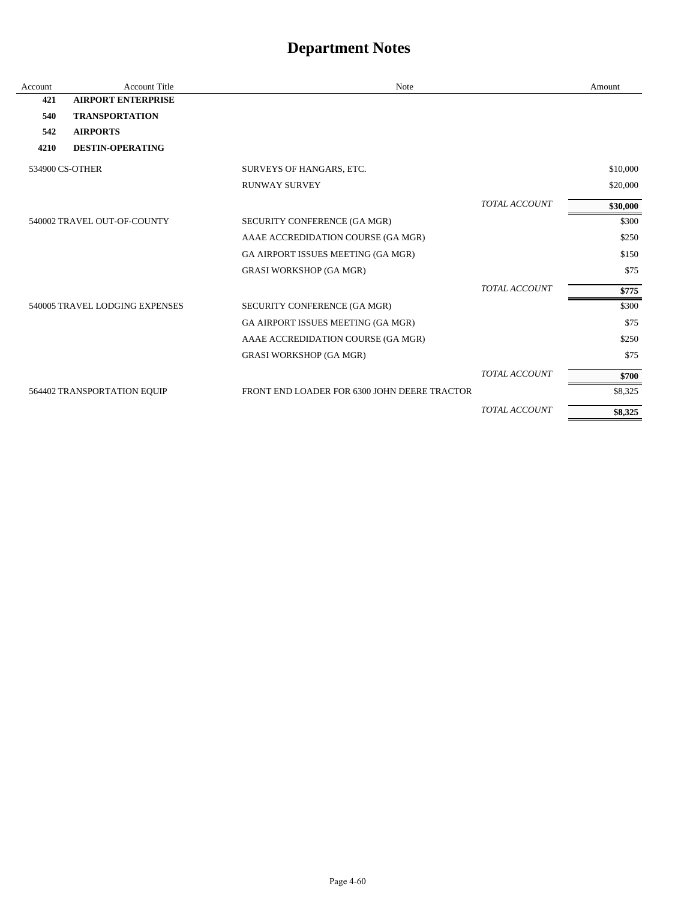# Department Notes

| Account | Account Title | Note | | Amount |
|---|---|---|---|---|
| **421** | **AIRPORT ENTERPRISE** | | | |
| **540** | **TRANSPORTATION** | | | |
| **542** | **AIRPORTS** | | | |
| **4210** | **DESTIN-OPERATING** | | | |
| 534900 CS-OTHER | | SURVEYS OF HANGARS, ETC. | | $10,000 |
| | | RUNWAY SURVEY | | $20,000 |
| | | | *TOTAL ACCOUNT* | **$30,000** |
| 540002 TRAVEL OUT-OF-COUNTY | | SECURITY CONFERENCE (GA MGR) | | $300 |
| | | AAAE ACCREDIDATION COURSE (GA MGR) | | $250 |
| | | GA AIRPORT ISSUES MEETING (GA MGR) | | $150 |
| | | GRASI WORKSHOP (GA MGR) | | $75 |
| | | | *TOTAL ACCOUNT* | **$775** |
| 540005 TRAVEL LODGING EXPENSES | | SECURITY CONFERENCE (GA MGR) | | $300 |
| | | GA AIRPORT ISSUES MEETING (GA MGR) | | $75 |
| | | AAAE ACCREDIDATION COURSE (GA MGR) | | $250 |
| | | GRASI WORKSHOP (GA MGR) | | $75 |
| | | | *TOTAL ACCOUNT* | **$700** |
| 564402 TRANSPORTATION EQUIP | | FRONT END LOADER FOR 6300 JOHN DEERE TRACTOR | | $8,325 |
| | | | *TOTAL ACCOUNT* | **$8,325** |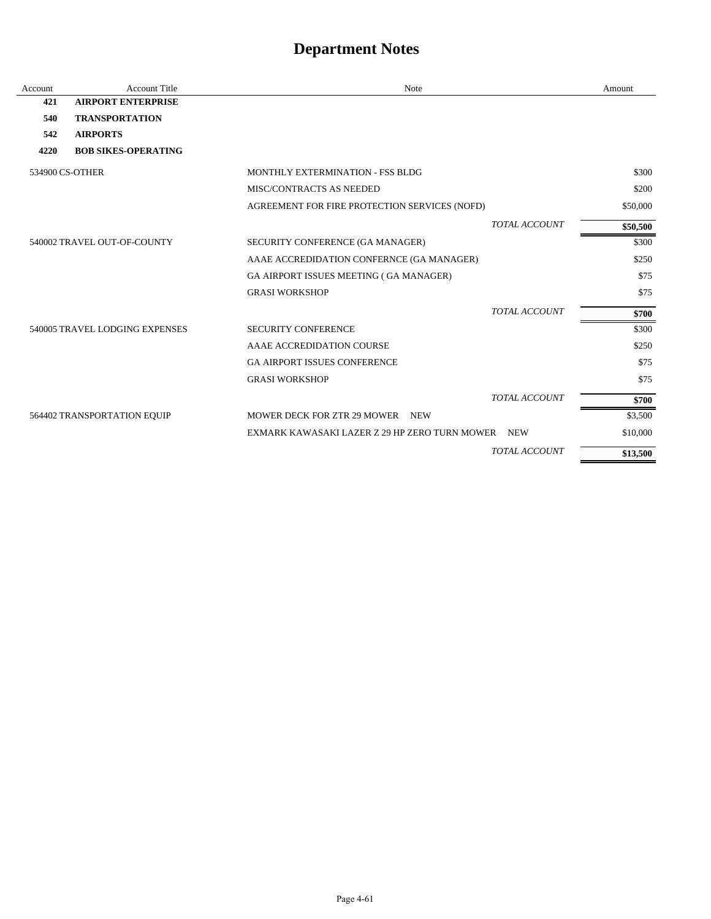# Department Notes

| Account | Account Title | Note | Amount |
|---|---|---|---|
| **421** | **AIRPORT ENTERPRISE** | | |
| **540** | **TRANSPORTATION** | | |
| **542** | **AIRPORTS** | | |
| **4220** | **BOB SIKES-OPERATING** | | |
| 534900 CS-OTHER | | MONTHLY EXTERMINATION - FSS BLDG | $300 |
| | | MISC/CONTRACTS AS NEEDED | $200 |
| | | AGREEMENT FOR FIRE PROTECTION SERVICES (NOFD) | $50,000 |
| | | *TOTAL ACCOUNT* | **$50,500** |
| 540002 TRAVEL OUT-OF-COUNTY | | SECURITY CONFERENCE (GA MANAGER) | $300 |
| | | AAAE ACCREDIDATION CONFERNCE (GA MANAGER) | $250 |
| | | GA AIRPORT ISSUES MEETING ( GA MANAGER) | $75 |
| | | GRASI WORKSHOP | $75 |
| | | *TOTAL ACCOUNT* | **$700** |
| 540005 TRAVEL LODGING EXPENSES | | SECURITY CONFERENCE | $300 |
| | | AAAE ACCREDIDATION COURSE | $250 |
| | | GA AIRPORT ISSUES CONFERENCE | $75 |
| | | GRASI WORKSHOP | $75 |
| | | *TOTAL ACCOUNT* | **$700** |
| 564402 TRANSPORTATION EQUIP | | MOWER DECK FOR ZTR 29 MOWER NEW | $3,500 |
| | | EXMARK KAWASAKI LAZER Z 29 HP ZERO TURN MOWER NEW | $10,000 |
| | | *TOTAL ACCOUNT* | **$13,500** |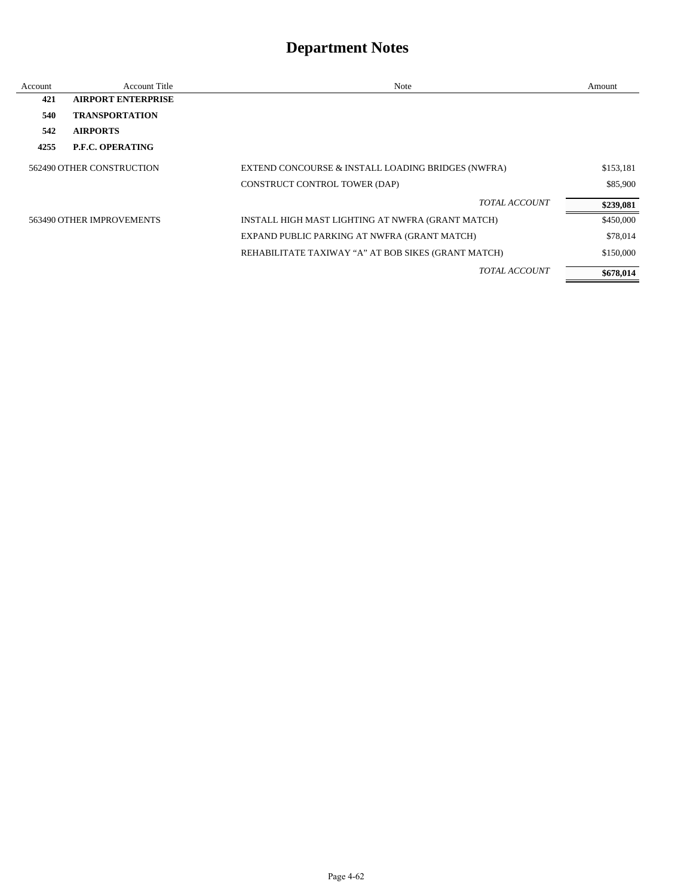# Department Notes

| Account | Account Title | Note | Amount |
|---|---|---|---|
| **421** | **AIRPORT ENTERPRISE** | | |
| **540** | **TRANSPORTATION** | | |
| **542** | **AIRPORTS** | | |
| **4255** | **P.F.C. OPERATING** | | |
| 562490 | OTHER CONSTRUCTION | EXTEND CONCOURSE & INSTALL LOADING BRIDGES (NWFRA) | $153,181 |
| | | CONSTRUCT CONTROL TOWER (DAP) | $85,900 |
| | | *TOTAL ACCOUNT* | **$239,081** |
| 563490 | OTHER IMPROVEMENTS | INSTALL HIGH MAST LIGHTING AT NWFRA (GRANT MATCH) | $450,000 |
| | | EXPAND PUBLIC PARKING AT NWFRA (GRANT MATCH) | $78,014 |
| | | REHABILITATE TAXIWAY “A” AT BOB SIKES (GRANT MATCH) | $150,000 |
| | | *TOTAL ACCOUNT* | **$678,014** |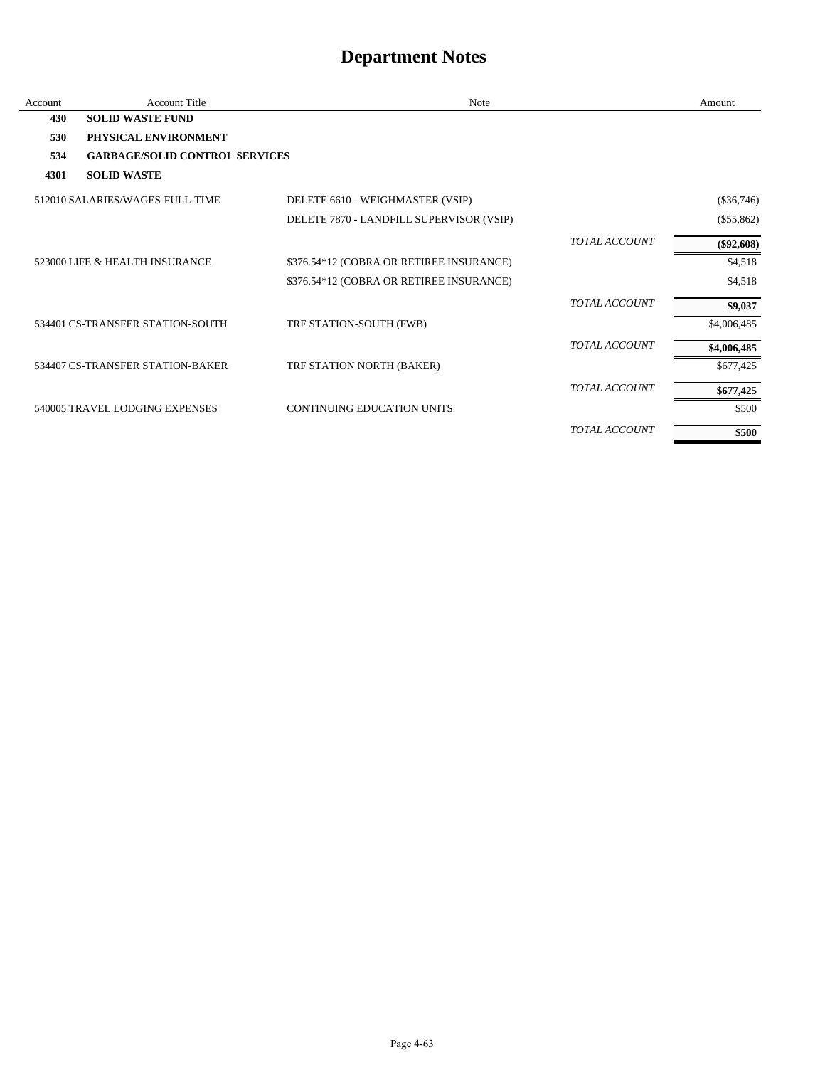# Department Notes

| Account | Account Title | Note | | Amount |
|---|---|---|---|---|
| **430** | **SOLID WASTE FUND** | | | |
| **530** | **PHYSICAL ENVIRONMENT** | | | |
| **534** | **GARBAGE/SOLID CONTROL SERVICES** | | | |
| **4301** | **SOLID WASTE** | | | |
| 512010 | SALARIES/WAGES-FULL-TIME | DELETE 6610 - WEIGHMASTER (VSIP) | | ($36,746) |
| | | DELETE 7870 - LANDFILL SUPERVISOR (VSIP) | | ($55,862) |
| | | | *TOTAL ACCOUNT* | **($92,608)** |
| 523000 | LIFE & HEALTH INSURANCE | $376.54*12 (COBRA OR RETIREE INSURANCE) | | $4,518 |
| | | $376.54*12 (COBRA OR RETIREE INSURANCE) | | $4,518 |
| | | | *TOTAL ACCOUNT* | **$9,037** |
| 534401 | CS-TRANSFER STATION-SOUTH | TRF STATION-SOUTH (FWB) | | $4,006,485 |
| | | | *TOTAL ACCOUNT* | **$4,006,485** |
| 534407 | CS-TRANSFER STATION-BAKER | TRF STATION NORTH (BAKER) | | $677,425 |
| | | | *TOTAL ACCOUNT* | **$677,425** |
| 540005 | TRAVEL LODGING EXPENSES | CONTINUING EDUCATION UNITS | | $500 |
| | | | *TOTAL ACCOUNT* | **$500** |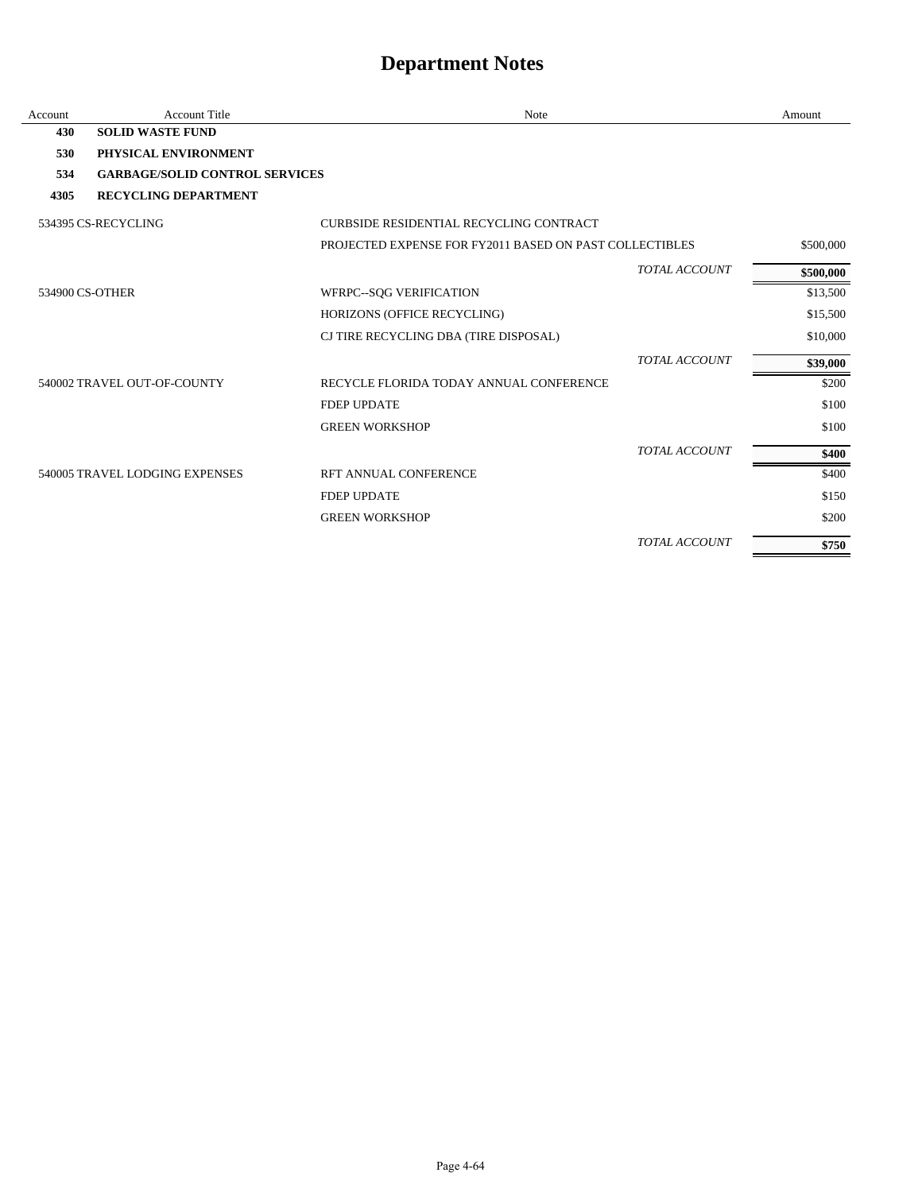# Department Notes

| Account | Account Title | Note | | Amount |
|---|---|---|---|---|
| **430** | **SOLID WASTE FUND** | | | |
| **530** | **PHYSICAL ENVIRONMENT** | | | |
| **534** | **GARBAGE/SOLID CONTROL SERVICES** | | | |
| **4305** | **RECYCLING DEPARTMENT** | | | |
| 534395 | CS-RECYCLING | CURBSIDE RESIDENTIAL RECYCLING CONTRACT | | |
| | | PROJECTED EXPENSE FOR FY2011 BASED ON PAST COLLECTIBLES | | $500,000 |
| | | | *TOTAL ACCOUNT* | **$500,000** |
| 534900 | CS-OTHER | WFRPC--SQG VERIFICATION | | $13,500 |
| | | HORIZONS (OFFICE RECYCLING) | | $15,500 |
| | | CJ TIRE RECYCLING DBA (TIRE DISPOSAL) | | $10,000 |
| | | | *TOTAL ACCOUNT* | **$39,000** |
| 540002 | TRAVEL OUT-OF-COUNTY | RECYCLE FLORIDA TODAY ANNUAL CONFERENCE | | $200 |
| | | FDEP UPDATE | | $100 |
| | | GREEN WORKSHOP | | $100 |
| | | | *TOTAL ACCOUNT* | **$400** |
| 540005 | TRAVEL LODGING EXPENSES | RFT ANNUAL CONFERENCE | | $400 |
| | | FDEP UPDATE | | $150 |
| | | GREEN WORKSHOP | | $200 |
| | | | *TOTAL ACCOUNT* | **$750** |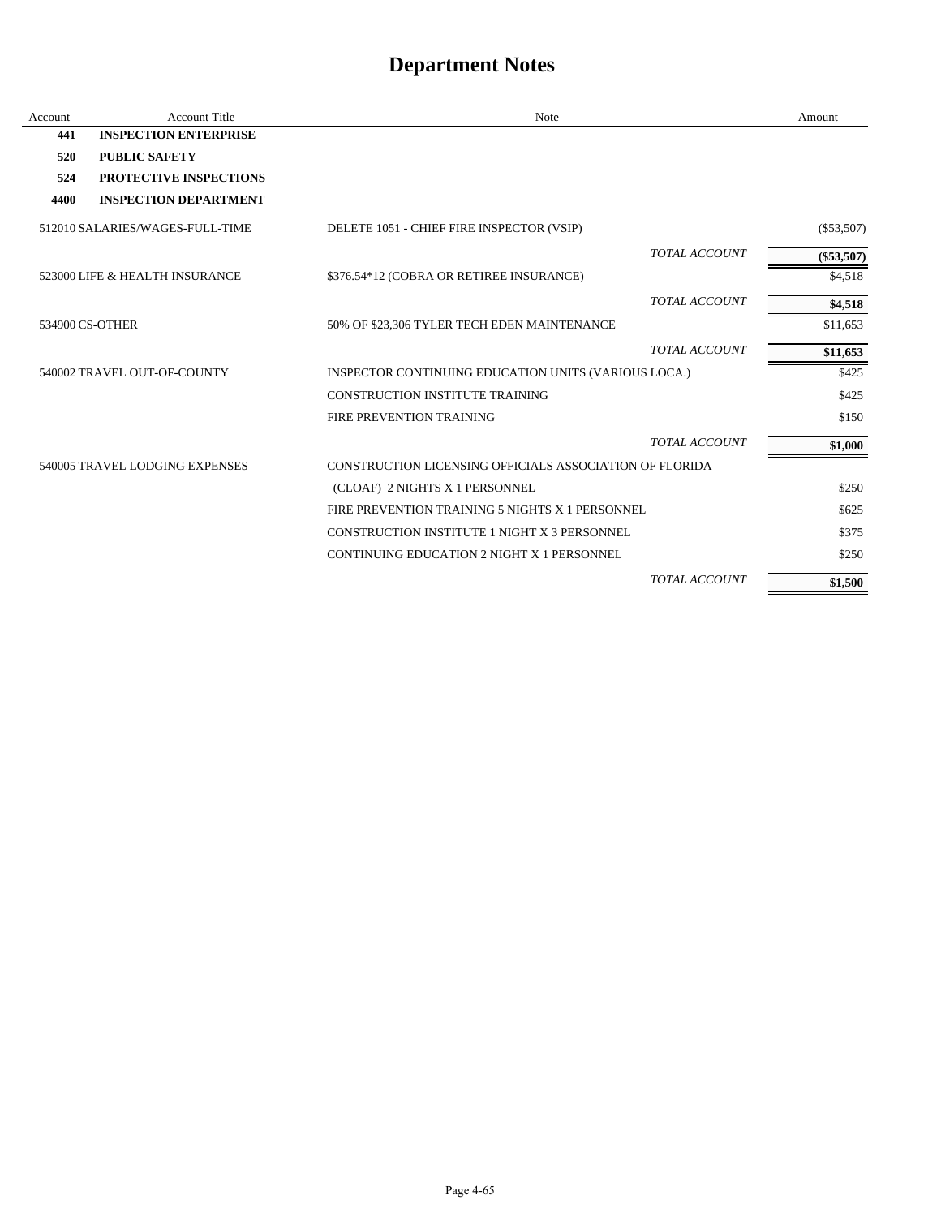# Department Notes

| Account | Account Title | Note | Amount |
|---|---|---|---|
| **441** | **INSPECTION ENTERPRISE** | | |
| **520** | **PUBLIC SAFETY** | | |
| **524** | **PROTECTIVE INSPECTIONS** | | |
| **4400** | **INSPECTION DEPARTMENT** | | |
| 512010 | SALARIES/WAGES-FULL-TIME | DELETE 1051 - CHIEF FIRE INSPECTOR (VSIP) | ($53,507) |
| | | *TOTAL ACCOUNT* | **($53,507)** |
| 523000 | LIFE & HEALTH INSURANCE | $376.54*12 (COBRA OR RETIREE INSURANCE) | $4,518 |
| | | *TOTAL ACCOUNT* | **$4,518** |
| 534900 | CS-OTHER | 50% OF $23,306 TYLER TECH EDEN MAINTENANCE | $11,653 |
| | | *TOTAL ACCOUNT* | **$11,653** |
| 540002 | TRAVEL OUT-OF-COUNTY | INSPECTOR CONTINUING EDUCATION UNITS (VARIOUS LOCA.) | $425 |
| | | CONSTRUCTION INSTITUTE TRAINING | $425 |
| | | FIRE PREVENTION TRAINING | $150 |
| | | *TOTAL ACCOUNT* | **$1,000** |
| 540005 | TRAVEL LODGING EXPENSES | CONSTRUCTION LICENSING OFFICIALS ASSOCIATION OF FLORIDA (CLOAF) 2 NIGHTS X 1 PERSONNEL | $250 |
| | | FIRE PREVENTION TRAINING 5 NIGHTS X 1 PERSONNEL | $625 |
| | | CONSTRUCTION INSTITUTE 1 NIGHT X 3 PERSONNEL | $375 |
| | | CONTINUING EDUCATION 2 NIGHT X 1 PERSONNEL | $250 |
| | | *TOTAL ACCOUNT* | **$1,500** |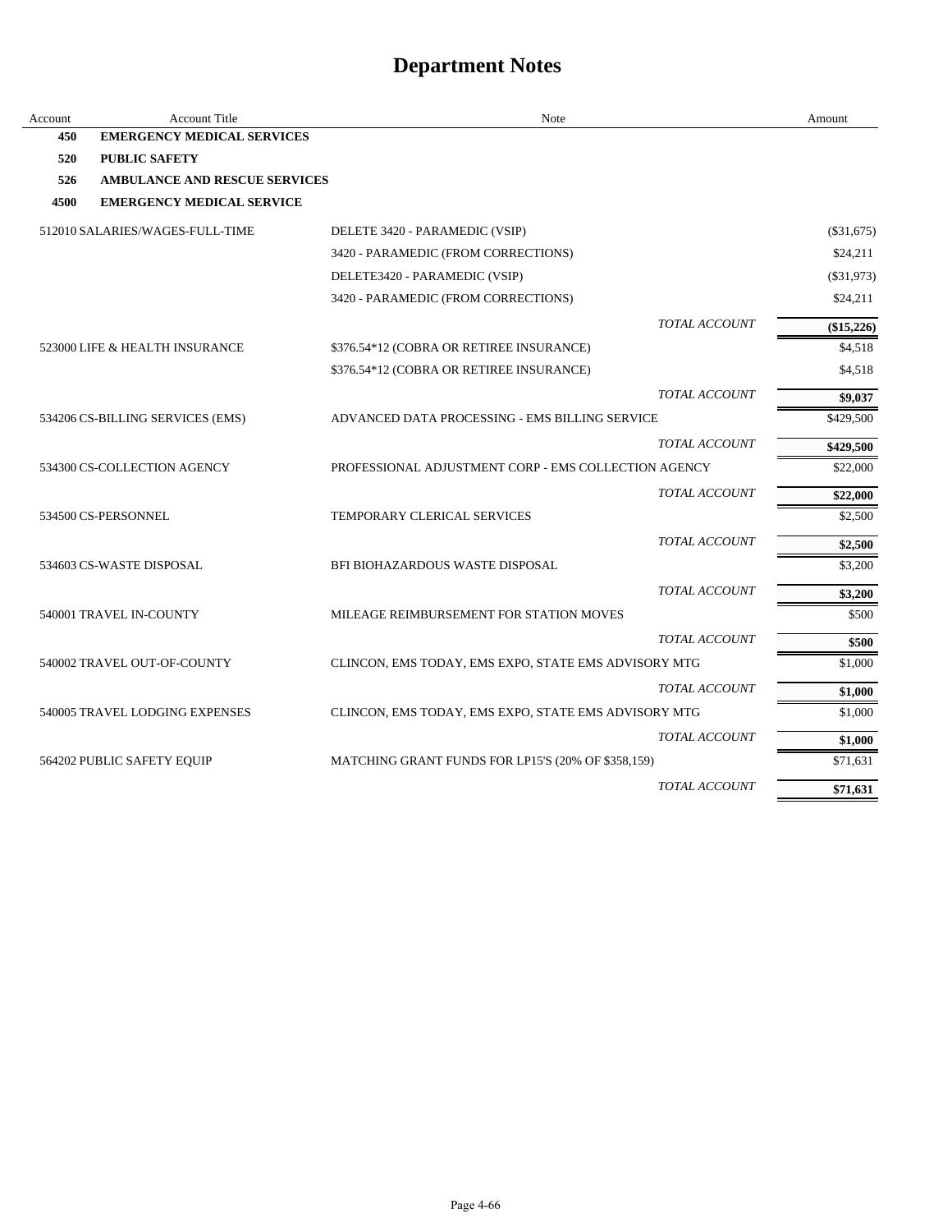# Department Notes

| Account | Account Title | Note | Amount |
|---|---|---|---|
| **450** | **EMERGENCY MEDICAL SERVICES** | | |
| **520** | **PUBLIC SAFETY** | | |
| **526** | **AMBULANCE AND RESCUE SERVICES** | | |
| **4500** | **EMERGENCY MEDICAL SERVICE** | | |
| 512010 | SALARIES/WAGES-FULL-TIME | DELETE 3420 - PARAMEDIC (VSIP) | ($31,675) |
| | | 3420 - PARAMEDIC (FROM CORRECTIONS) | $24,211 |
| | | DELETE3420 - PARAMEDIC (VSIP) | ($31,973) |
| | | 3420 - PARAMEDIC (FROM CORRECTIONS) | $24,211 |
| | | *TOTAL ACCOUNT* | **($15,226)** |
| 523000 | LIFE & HEALTH INSURANCE | $376.54*12 (COBRA OR RETIREE INSURANCE) | $4,518 |
| | | $376.54*12 (COBRA OR RETIREE INSURANCE) | $4,518 |
| | | *TOTAL ACCOUNT* | **$9,037** |
| 534206 | CS-BILLING SERVICES (EMS) | ADVANCED DATA PROCESSING - EMS BILLING SERVICE | $429,500 |
| | | *TOTAL ACCOUNT* | **$429,500** |
| 534300 | CS-COLLECTION AGENCY | PROFESSIONAL ADJUSTMENT CORP - EMS COLLECTION AGENCY | $22,000 |
| | | *TOTAL ACCOUNT* | **$22,000** |
| 534500 | CS-PERSONNEL | TEMPORARY CLERICAL SERVICES | $2,500 |
| | | *TOTAL ACCOUNT* | **$2,500** |
| 534603 | CS-WASTE DISPOSAL | BFI BIOHAZARDOUS WASTE DISPOSAL | $3,200 |
| | | *TOTAL ACCOUNT* | **$3,200** |
| 540001 | TRAVEL IN-COUNTY | MILEAGE REIMBURSEMENT FOR STATION MOVES | $500 |
| | | *TOTAL ACCOUNT* | **$500** |
| 540002 | TRAVEL OUT-OF-COUNTY | CLINCON, EMS TODAY, EMS EXPO, STATE EMS ADVISORY MTG | $1,000 |
| | | *TOTAL ACCOUNT* | **$1,000** |
| 540005 | TRAVEL LODGING EXPENSES | CLINCON, EMS TODAY, EMS EXPO, STATE EMS ADVISORY MTG | $1,000 |
| | | *TOTAL ACCOUNT* | **$1,000** |
| 564202 | PUBLIC SAFETY EQUIP | MATCHING GRANT FUNDS FOR LP15'S (20% OF $358,159) | $71,631 |
| | | *TOTAL ACCOUNT* | **$71,631** |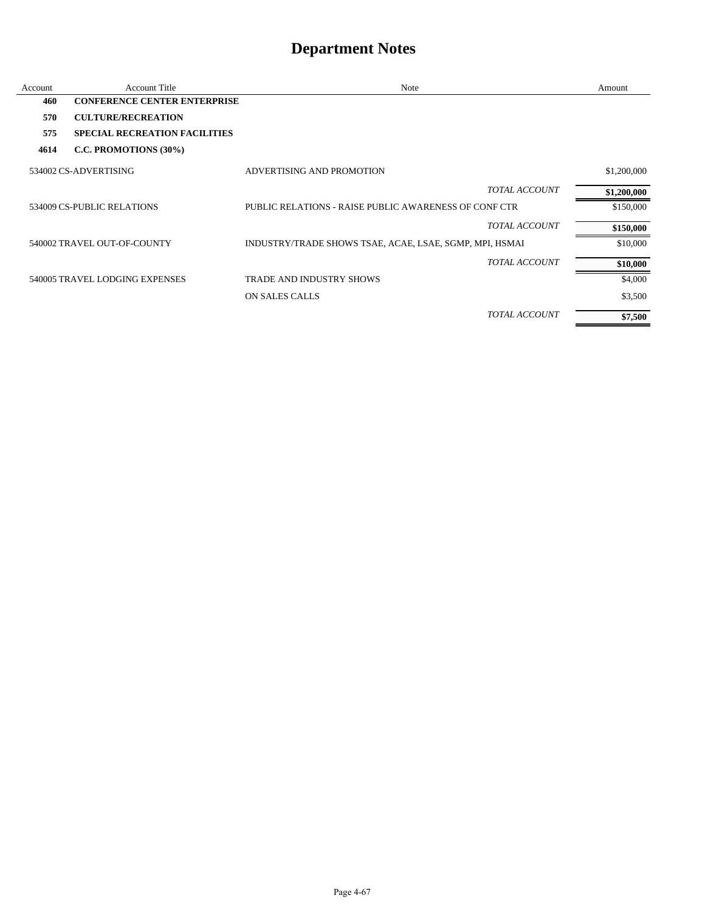# Department Notes

| Account | Account Title | Note | Amount |
|---|---|---|---|
| **460** | **CONFERENCE CENTER ENTERPRISE** | | |
| **570** | **CULTURE/RECREATION** | | |
| **575** | **SPECIAL RECREATION FACILITIES** | | |
| **4614** | **C.C. PROMOTIONS (30%)** | | |
| 534002 | CS-ADVERTISING | ADVERTISING AND PROMOTION | $1,200,000 |
| | | *TOTAL ACCOUNT* | **$1,200,000** |
| 534009 | CS-PUBLIC RELATIONS | PUBLIC RELATIONS - RAISE PUBLIC AWARENESS OF CONF CTR | $150,000 |
| | | *TOTAL ACCOUNT* | **$150,000** |
| 540002 | TRAVEL OUT-OF-COUNTY | INDUSTRY/TRADE SHOWS TSAE, ACAE, LSAE, SGMP, MPI, HSMAI | $10,000 |
| | | *TOTAL ACCOUNT* | **$10,000** |
| 540005 | TRAVEL LODGING EXPENSES | TRADE AND INDUSTRY SHOWS | $4,000 |
| | | ON SALES CALLS | $3,500 |
| | | *TOTAL ACCOUNT* | **$7,500** |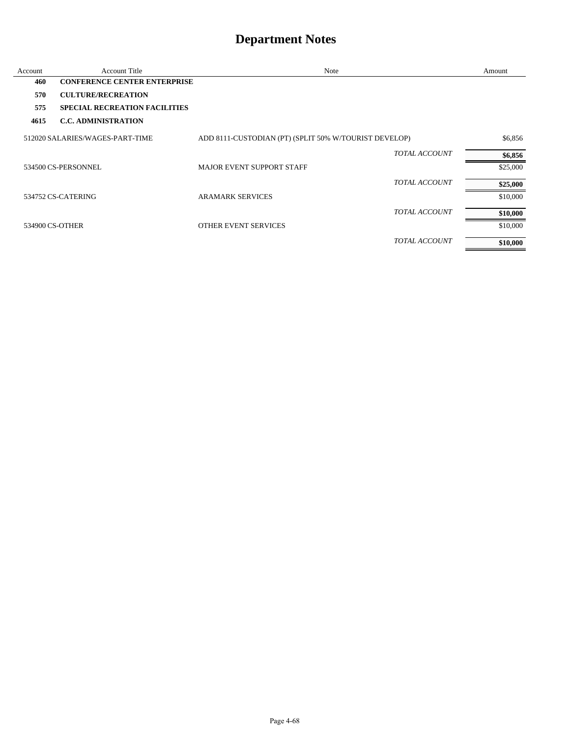# Department Notes

| Account | Account Title | Note | Amount |
|---|---|---|---|
| **460** | **CONFERENCE CENTER ENTERPRISE** | | |
| **570** | **CULTURE/RECREATION** | | |
| **575** | **SPECIAL RECREATION FACILITIES** | | |
| **4615** | **C.C. ADMINISTRATION** | | |
| 512020 | SALARIES/WAGES-PART-TIME | ADD 8111-CUSTODIAN (PT) (SPLIT 50% W/TOURIST DEVELOP) | $6,856 |
| | | *TOTAL ACCOUNT* | **$6,856** |
| 534500 | CS-PERSONNEL | MAJOR EVENT SUPPORT STAFF | $25,000 |
| | | *TOTAL ACCOUNT* | **$25,000** |
| 534752 | CS-CATERING | ARAMARK SERVICES | $10,000 |
| | | *TOTAL ACCOUNT* | **$10,000** |
| 534900 | CS-OTHER | OTHER EVENT SERVICES | $10,000 |
| | | *TOTAL ACCOUNT* | **$10,000** |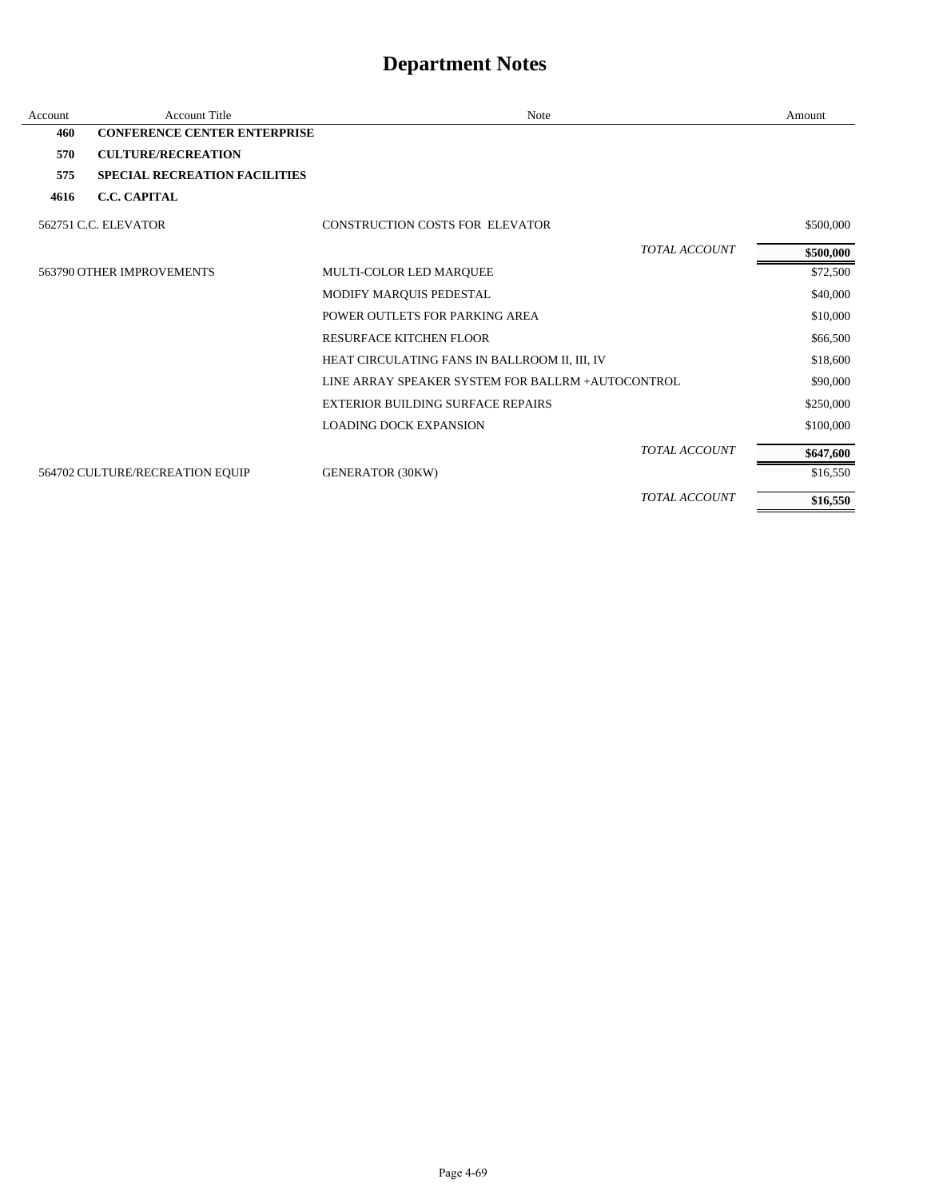# Department Notes

| Account | Account Title | Note | Amount |
|---|---|---|---|
| **460** | **CONFERENCE CENTER ENTERPRISE** | | |
| **570** | **CULTURE/RECREATION** | | |
| **575** | **SPECIAL RECREATION FACILITIES** | | |
| **4616** | **C.C. CAPITAL** | | |
| 562751 | C.C. ELEVATOR | CONSTRUCTION COSTS FOR ELEVATOR | $500,000 |
| | | *TOTAL ACCOUNT* | **$500,000** |
| 563790 | OTHER IMPROVEMENTS | MULTI-COLOR LED MARQUEE | $72,500 |
| | | MODIFY MARQUIS PEDESTAL | $40,000 |
| | | POWER OUTLETS FOR PARKING AREA | $10,000 |
| | | RESURFACE KITCHEN FLOOR | $66,500 |
| | | HEAT CIRCULATING FANS IN BALLROOM II, III, IV | $18,600 |
| | | LINE ARRAY SPEAKER SYSTEM FOR BALLRM +AUTOCONTROL | $90,000 |
| | | EXTERIOR BUILDING SURFACE REPAIRS | $250,000 |
| | | LOADING DOCK EXPANSION | $100,000 |
| | | *TOTAL ACCOUNT* | **$647,600** |
| 564702 | CULTURE/RECREATION EQUIP | GENERATOR (30KW) | $16,550 |
| | | *TOTAL ACCOUNT* | **$16,550** |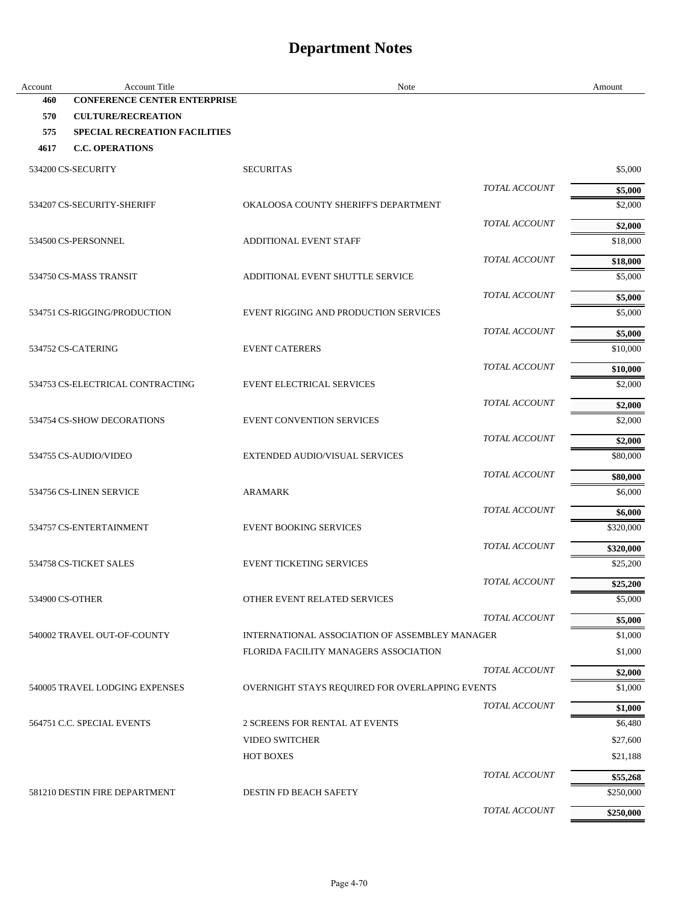# Department Notes

| Account | Account Title | Note | | Amount |
|---|---|---|---|---|
| **460** | **CONFERENCE CENTER ENTERPRISE** | | | |
| **570** | **CULTURE/RECREATION** | | | |
| **575** | **SPECIAL RECREATION FACILITIES** | | | |
| **4617** | **C.C. OPERATIONS** | | | |
| 534200 | CS-SECURITY | SECURITAS | | $5,000 |
| | | | *TOTAL ACCOUNT* | **$5,000** |
| 534207 | CS-SECURITY-SHERIFF | OKALOOSA COUNTY SHERIFF'S DEPARTMENT | | $2,000 |
| | | | *TOTAL ACCOUNT* | **$2,000** |
| 534500 | CS-PERSONNEL | ADDITIONAL EVENT STAFF | | $18,000 |
| | | | *TOTAL ACCOUNT* | **$18,000** |
| 534750 | CS-MASS TRANSIT | ADDITIONAL EVENT SHUTTLE SERVICE | | $5,000 |
| | | | *TOTAL ACCOUNT* | **$5,000** |
| 534751 | CS-RIGGING/PRODUCTION | EVENT RIGGING AND PRODUCTION SERVICES | | $5,000 |
| | | | *TOTAL ACCOUNT* | **$5,000** |
| 534752 | CS-CATERING | EVENT CATERERS | | $10,000 |
| | | | *TOTAL ACCOUNT* | **$10,000** |
| 534753 | CS-ELECTRICAL CONTRACTING | EVENT ELECTRICAL SERVICES | | $2,000 |
| | | | *TOTAL ACCOUNT* | **$2,000** |
| 534754 | CS-SHOW DECORATIONS | EVENT CONVENTION SERVICES | | $2,000 |
| | | | *TOTAL ACCOUNT* | **$2,000** |
| 534755 | CS-AUDIO/VIDEO | EXTENDED AUDIO/VISUAL SERVICES | | $80,000 |
| | | | *TOTAL ACCOUNT* | **$80,000** |
| 534756 | CS-LINEN SERVICE | ARAMARK | | $6,000 |
| | | | *TOTAL ACCOUNT* | **$6,000** |
| 534757 | CS-ENTERTAINMENT | EVENT BOOKING SERVICES | | $320,000 |
| | | | *TOTAL ACCOUNT* | **$320,000** |
| 534758 | CS-TICKET SALES | EVENT TICKETING SERVICES | | $25,200 |
| | | | *TOTAL ACCOUNT* | **$25,200** |
| 534900 | CS-OTHER | OTHER EVENT RELATED SERVICES | | $5,000 |
| | | | *TOTAL ACCOUNT* | **$5,000** |
| 540002 | TRAVEL OUT-OF-COUNTY | INTERNATIONAL ASSOCIATION OF ASSEMBLEY MANAGER | | $1,000 |
| | | FLORIDA FACILITY MANAGERS ASSOCIATION | | $1,000 |
| | | | *TOTAL ACCOUNT* | **$2,000** |
| 540005 | TRAVEL LODGING EXPENSES | OVERNIGHT STAYS REQUIRED FOR OVERLAPPING EVENTS | | $1,000 |
| | | | *TOTAL ACCOUNT* | **$1,000** |
| 564751 | C.C. SPECIAL EVENTS | 2 SCREENS FOR RENTAL AT EVENTS | | $6,480 |
| | | VIDEO SWITCHER | | $27,600 |
| | | HOT BOXES | | $21,188 |
| | | | *TOTAL ACCOUNT* | **$55,268** |
| 581210 | DESTIN FIRE DEPARTMENT | DESTIN FD BEACH SAFETY | | $250,000 |
| | | | *TOTAL ACCOUNT* | **$250,000** |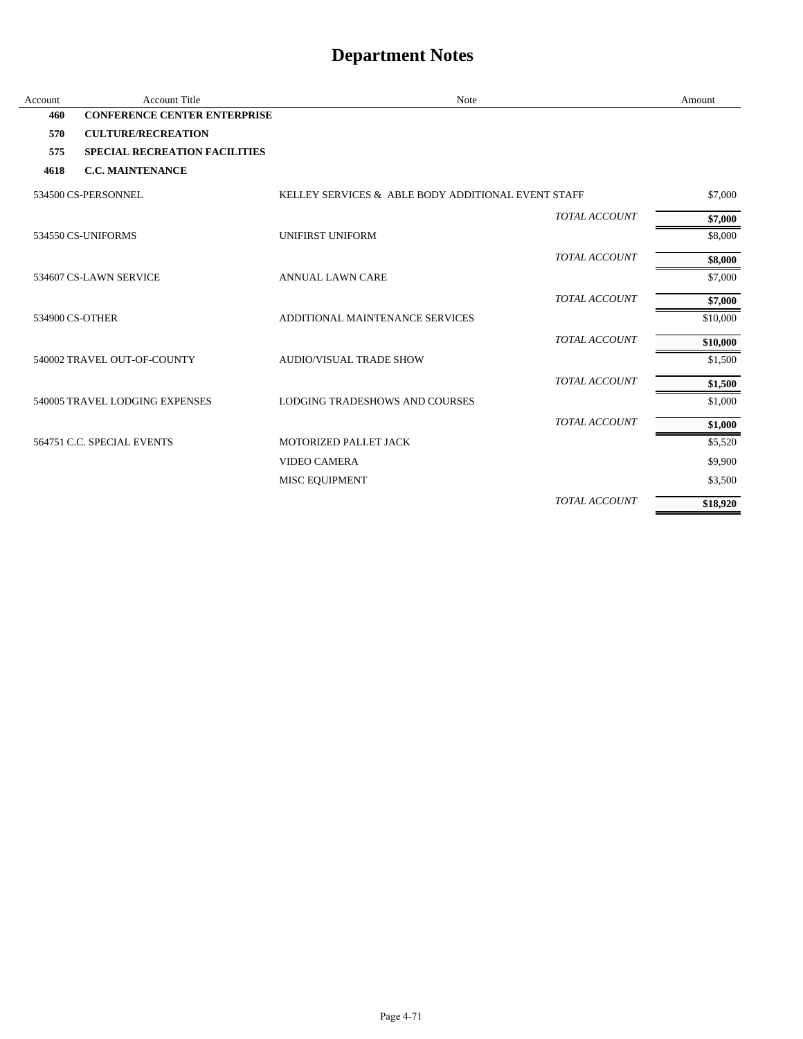# Department Notes

| Account | Account Title | Note | | Amount |
|---|---|---|---|---|
| **460** | **CONFERENCE CENTER ENTERPRISE** | | | |
| **570** | **CULTURE/RECREATION** | | | |
| **575** | **SPECIAL RECREATION FACILITIES** | | | |
| **4618** | **C.C. MAINTENANCE** | | | |
| 534500 | CS-PERSONNEL | KELLEY SERVICES & ABLE BODY ADDITIONAL EVENT STAFF | | $7,000 |
| | | | *TOTAL ACCOUNT* | **$7,000** |
| 534550 | CS-UNIFORMS | UNIFIRST UNIFORM | | $8,000 |
| | | | *TOTAL ACCOUNT* | **$8,000** |
| 534607 | CS-LAWN SERVICE | ANNUAL LAWN CARE | | $7,000 |
| | | | *TOTAL ACCOUNT* | **$7,000** |
| 534900 | CS-OTHER | ADDITIONAL MAINTENANCE SERVICES | | $10,000 |
| | | | *TOTAL ACCOUNT* | **$10,000** |
| 540002 | TRAVEL OUT-OF-COUNTY | AUDIO/VISUAL TRADE SHOW | | $1,500 |
| | | | *TOTAL ACCOUNT* | **$1,500** |
| 540005 | TRAVEL LODGING EXPENSES | LODGING TRADESHOWS AND COURSES | | $1,000 |
| | | | *TOTAL ACCOUNT* | **$1,000** |
| 564751 | C.C. SPECIAL EVENTS | MOTORIZED PALLET JACK | | $5,520 |
| | | VIDEO CAMERA | | $9,900 |
| | | MISC EQUIPMENT | | $3,500 |
| | | | *TOTAL ACCOUNT* | **$18,920** |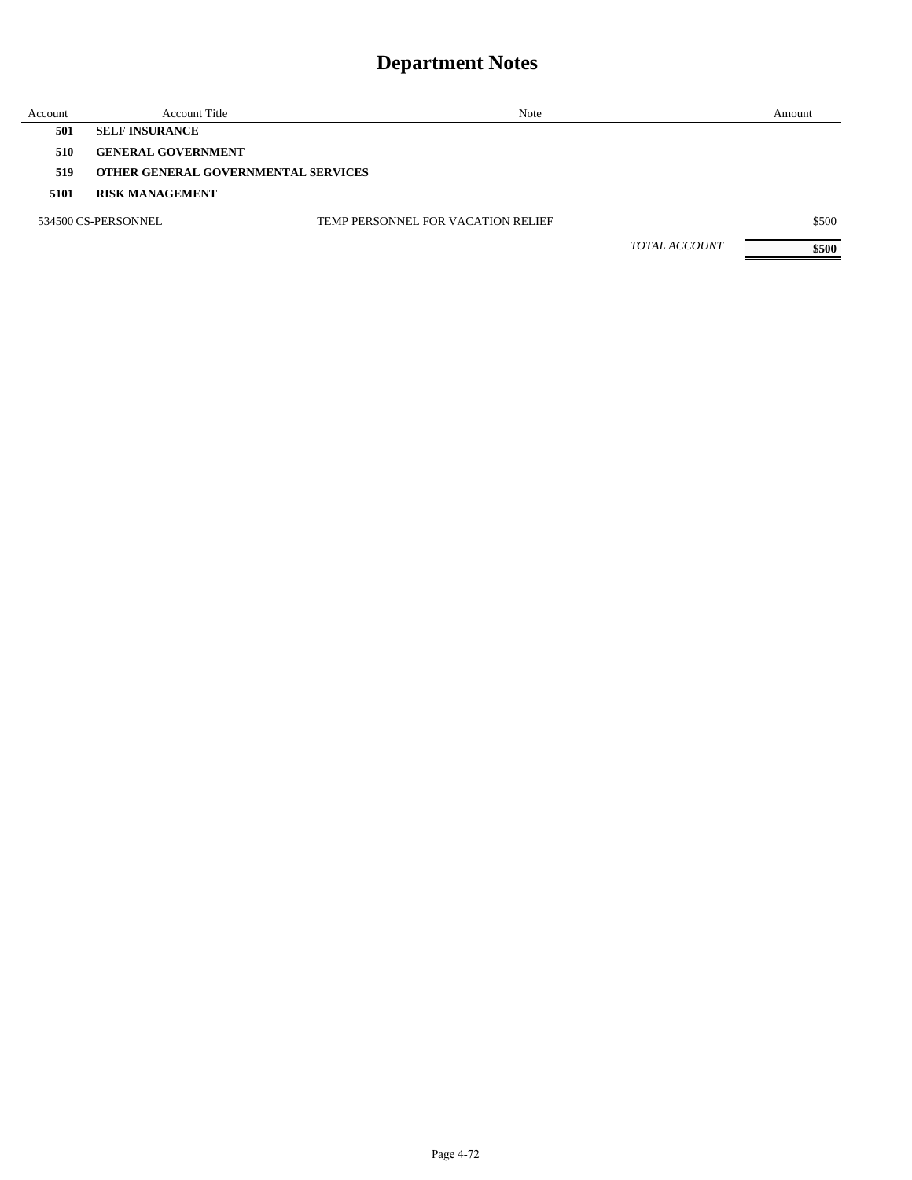# Department Notes

| Account | Account Title | Note | Amount |
|---|---|---|---|
| **501** | **SELF INSURANCE** | | |
| **510** | **GENERAL GOVERNMENT** | | |
| **519** | **OTHER GENERAL GOVERNMENTAL SERVICES** | | |
| **5101** | **RISK MANAGEMENT** | | |
| 534500 | CS-PERSONNEL | TEMP PERSONNEL FOR VACATION RELIEF | $500 |
| | | *TOTAL ACCOUNT* | **$500** |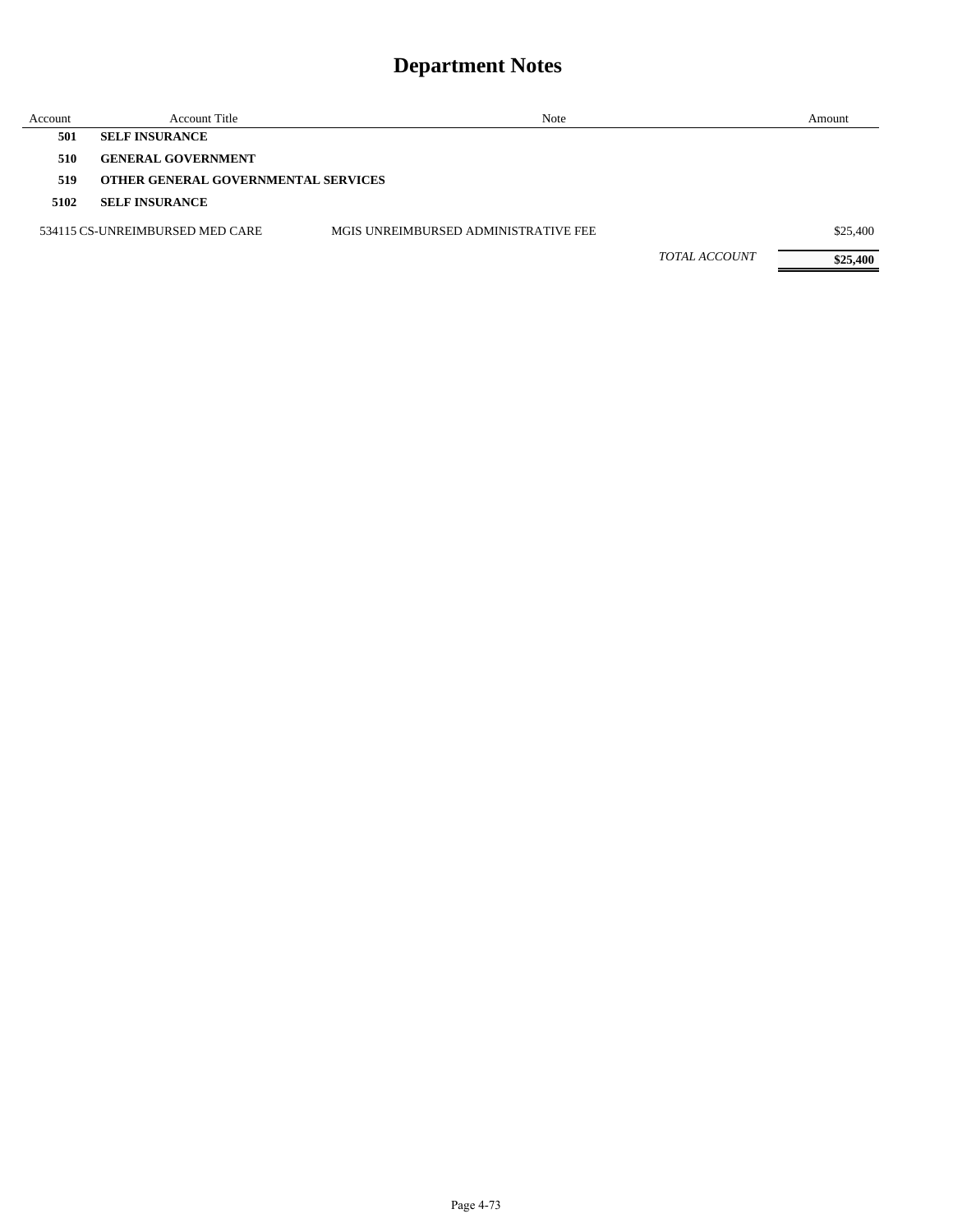# Department Notes

| Account | Account Title | Note | | Amount |
|---|---|---|---|---|
| **501** | **SELF INSURANCE** | | | |
| **510** | **GENERAL GOVERNMENT** | | | |
| **519** | **OTHER GENERAL GOVERNMENTAL SERVICES** | | | |
| **5102** | **SELF INSURANCE** | | | |
| 534115 | CS-UNREIMBURSED MED CARE | MGIS UNREIMBURSED ADMINISTRATIVE FEE | | $25,400 |
| | | | *TOTAL ACCOUNT* | **$25,400** |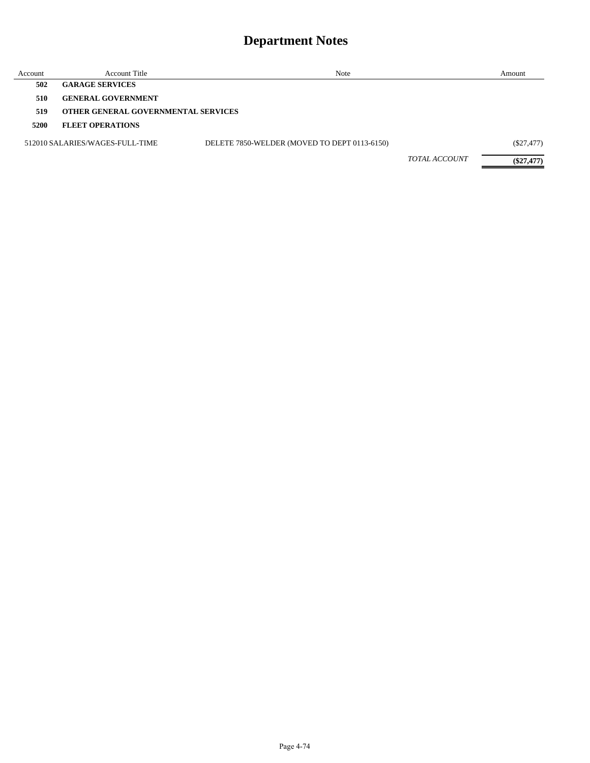# Department Notes

| Account | Account Title | Note | Amount |
|---|---|---|---|
| **502** | **GARAGE SERVICES** | | |
| **510** | **GENERAL GOVERNMENT** | | |
| **519** | **OTHER GENERAL GOVERNMENTAL SERVICES** | | |
| **5200** | **FLEET OPERATIONS** | | |
| 512010 | SALARIES/WAGES-FULL-TIME | DELETE 7850-WELDER (MOVED TO DEPT 0113-6150) | ($27,477) |
| | | *TOTAL ACCOUNT* | **($27,477)** |